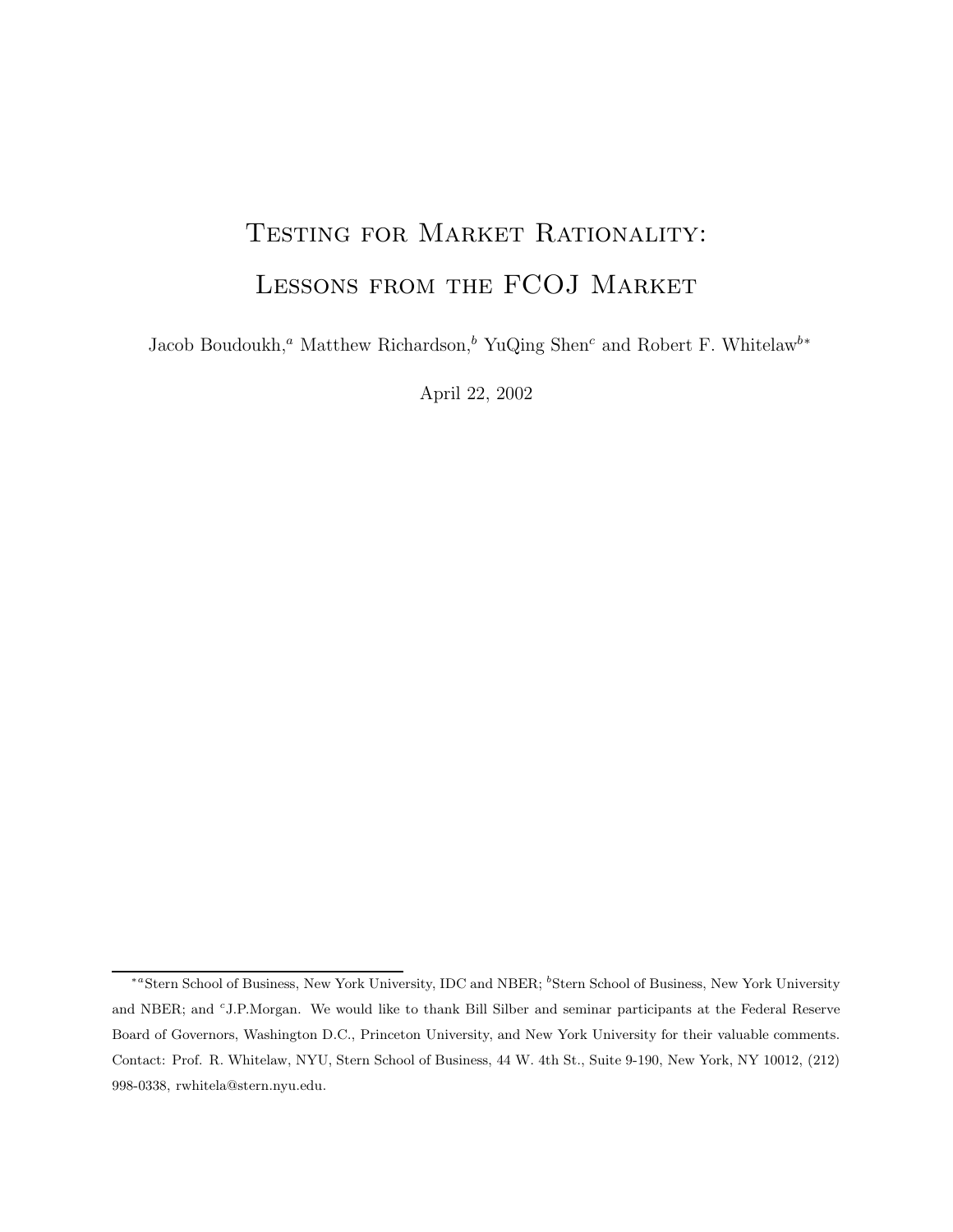# Testing for Market Rationality: Lessons from the FCOJ Market

Jacob Boudoukh,[a] Matthew Richardson,[b] YuQing Shen[c] and Robert F. Whitelaw[b*]

April 22, 2002

---

[*a]Stern School of Business, New York University, IDC and NBER; [b]Stern School of Business, New York University and NBER; and [c]J.P.Morgan. We would like to thank Bill Silber and seminar participants at the Federal Reserve Board of Governors, Washington D.C., Princeton University, and New York University for their valuable comments. Contact: Prof. R. Whitelaw, NYU, Stern School of Business, 44 W. 4th St., Suite 9-190, New York, NY 10012, (212) 998-0338, rwhitela@stern.nyu.edu.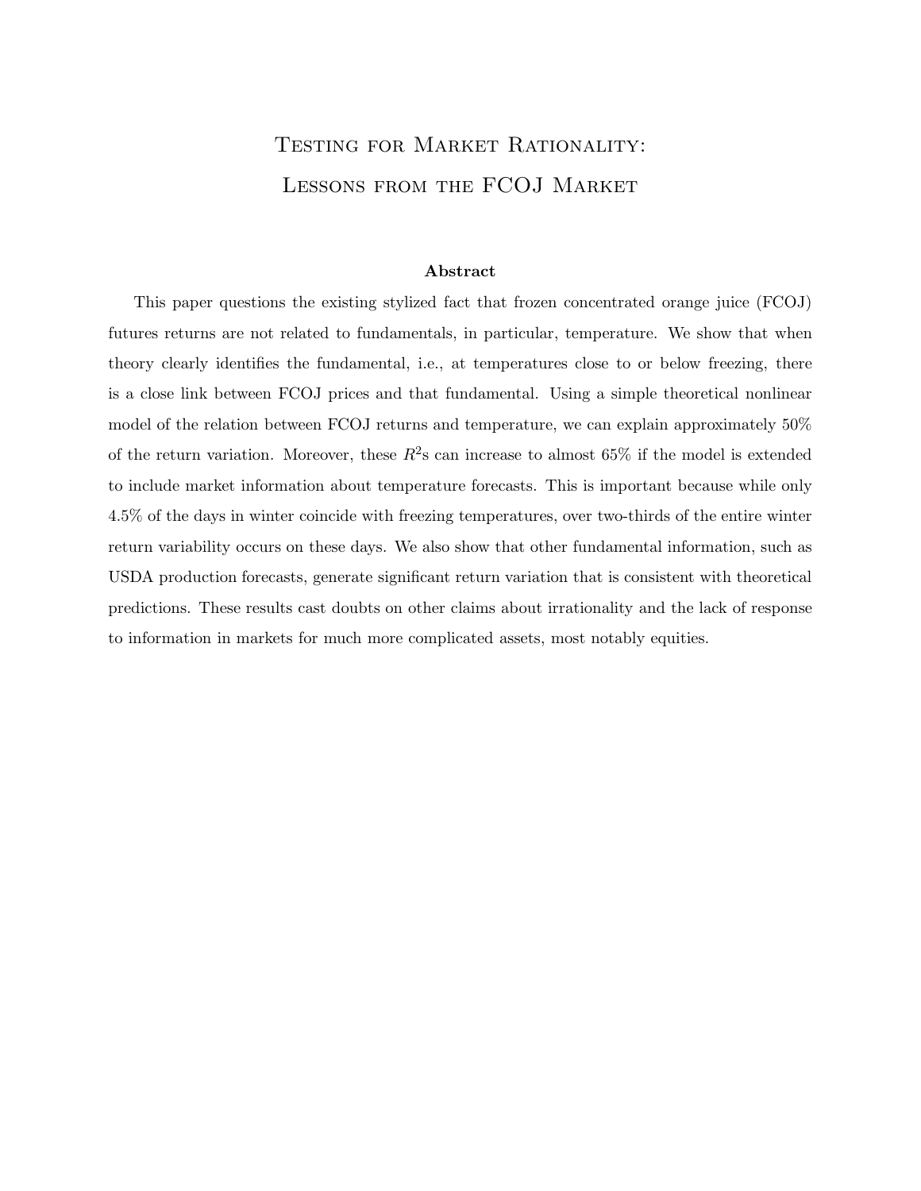# Testing for Market Rationality: Lessons from the FCOJ Market

## Abstract

This paper questions the existing stylized fact that frozen concentrated orange juice (FCOJ) futures returns are not related to fundamentals, in particular, temperature. We show that when theory clearly identifies the fundamental, i.e., at temperatures close to or below freezing, there is a close link between FCOJ prices and that fundamental. Using a simple theoretical nonlinear model of the relation between FCOJ returns and temperature, we can explain approximately 50% of the return variation. Moreover, these $R^2$s can increase to almost 65% if the model is extended to include market information about temperature forecasts. This is important because while only 4.5% of the days in winter coincide with freezing temperatures, over two-thirds of the entire winter return variability occurs on these days. We also show that other fundamental information, such as USDA production forecasts, generate significant return variation that is consistent with theoretical predictions. These results cast doubts on other claims about irrationality and the lack of response to information in markets for much more complicated assets, most notably equities.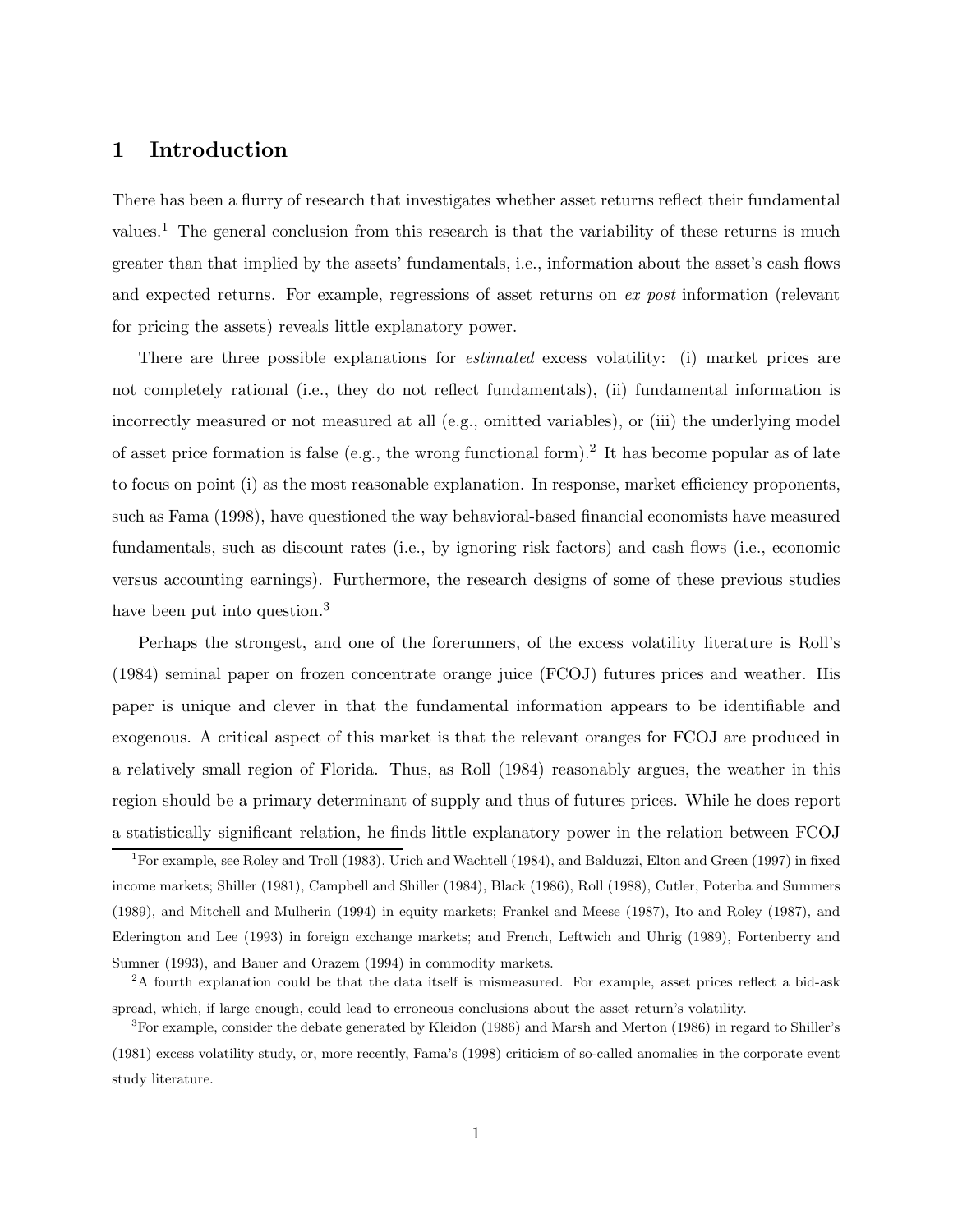# 1 Introduction

There has been a flurry of research that investigates whether asset returns reflect their fundamental values.[1] The general conclusion from this research is that the variability of these returns is much greater than that implied by the assets' fundamentals, i.e., information about the asset's cash flows and expected returns. For example, regressions of asset returns on *ex post* information (relevant for pricing the assets) reveals little explanatory power.

There are three possible explanations for *estimated* excess volatility: (i) market prices are not completely rational (i.e., they do not reflect fundamentals), (ii) fundamental information is incorrectly measured or not measured at all (e.g., omitted variables), or (iii) the underlying model of asset price formation is false (e.g., the wrong functional form).[2] It has become popular as of late to focus on point (i) as the most reasonable explanation. In response, market efficiency proponents, such as Fama (1998), have questioned the way behavioral-based financial economists have measured fundamentals, such as discount rates (i.e., by ignoring risk factors) and cash flows (i.e., economic versus accounting earnings). Furthermore, the research designs of some of these previous studies have been put into question.[3]

Perhaps the strongest, and one of the forerunners, of the excess volatility literature is Roll's (1984) seminal paper on frozen concentrate orange juice (FCOJ) futures prices and weather. His paper is unique and clever in that the fundamental information appears to be identifiable and exogenous. A critical aspect of this market is that the relevant oranges for FCOJ are produced in a relatively small region of Florida. Thus, as Roll (1984) reasonably argues, the weather in this region should be a primary determinant of supply and thus of futures prices. While he does report a statistically significant relation, he finds little explanatory power in the relation between FCOJ

[1] For example, see Roley and Troll (1983), Urich and Wachtell (1984), and Balduzzi, Elton and Green (1997) in fixed income markets; Shiller (1981), Campbell and Shiller (1984), Black (1986), Roll (1988), Cutler, Poterba and Summers (1989), and Mitchell and Mulherin (1994) in equity markets; Frankel and Meese (1987), Ito and Roley (1987), and Ederington and Lee (1993) in foreign exchange markets; and French, Leftwich and Uhrig (1989), Fortenberry and Sumner (1993), and Bauer and Orazem (1994) in commodity markets.

[2] A fourth explanation could be that the data itself is mismeasured. For example, asset prices reflect a bid-ask spread, which, if large enough, could lead to erroneous conclusions about the asset return's volatility.

[3] For example, consider the debate generated by Kleidon (1986) and Marsh and Merton (1986) in regard to Shiller's (1981) excess volatility study, or, more recently, Fama's (1998) criticism of so-called anomalies in the corporate event study literature.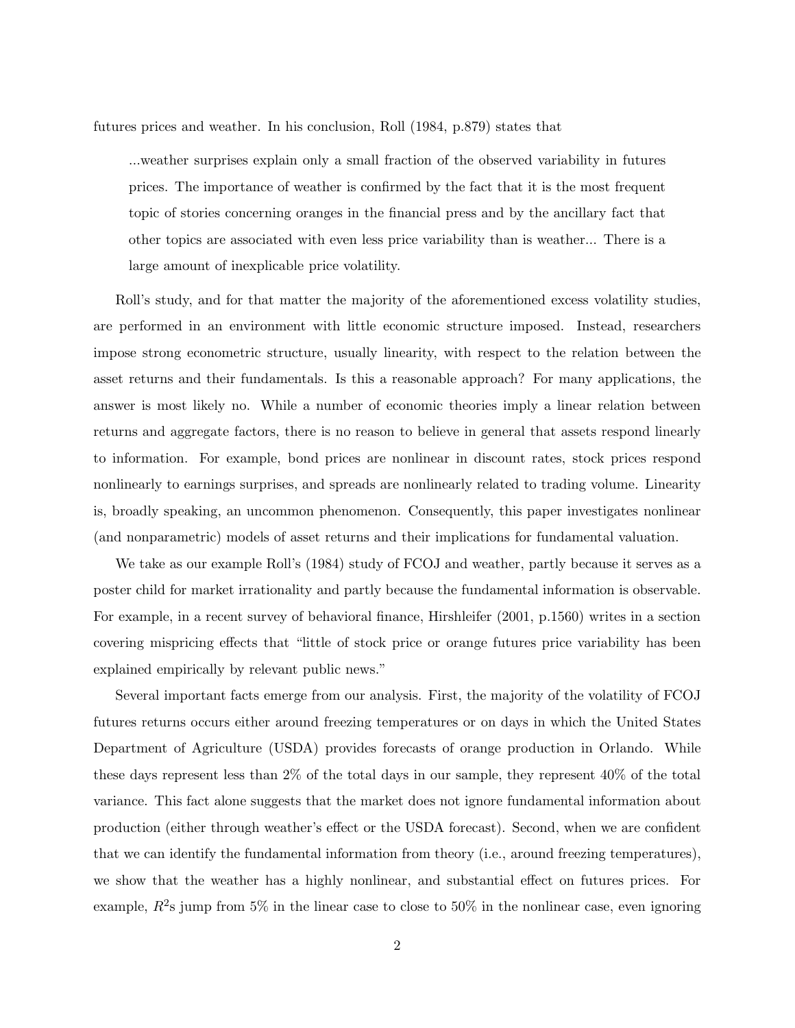futures prices and weather. In his conclusion, Roll (1984, p.879) states that

> ...weather surprises explain only a small fraction of the observed variability in futures prices. The importance of weather is confirmed by the fact that it is the most frequent topic of stories concerning oranges in the financial press and by the ancillary fact that other topics are associated with even less price variability than is weather... There is a large amount of inexplicable price volatility.

Roll's study, and for that matter the majority of the aforementioned excess volatility studies, are performed in an environment with little economic structure imposed. Instead, researchers impose strong econometric structure, usually linearity, with respect to the relation between the asset returns and their fundamentals. Is this a reasonable approach? For many applications, the answer is most likely no. While a number of economic theories imply a linear relation between returns and aggregate factors, there is no reason to believe in general that assets respond linearly to information. For example, bond prices are nonlinear in discount rates, stock prices respond nonlinearly to earnings surprises, and spreads are nonlinearly related to trading volume. Linearity is, broadly speaking, an uncommon phenomenon. Consequently, this paper investigates nonlinear (and nonparametric) models of asset returns and their implications for fundamental valuation.

We take as our example Roll's (1984) study of FCOJ and weather, partly because it serves as a poster child for market irrationality and partly because the fundamental information is observable. For example, in a recent survey of behavioral finance, Hirshleifer (2001, p.1560) writes in a section covering mispricing effects that "little of stock price or orange futures price variability has been explained empirically by relevant public news."

Several important facts emerge from our analysis. First, the majority of the volatility of FCOJ futures returns occurs either around freezing temperatures or on days in which the United States Department of Agriculture (USDA) provides forecasts of orange production in Orlando. While these days represent less than 2% of the total days in our sample, they represent 40% of the total variance. This fact alone suggests that the market does not ignore fundamental information about production (either through weather's effect or the USDA forecast). Second, when we are confident that we can identify the fundamental information from theory (i.e., around freezing temperatures), we show that the weather has a highly nonlinear, and substantial effect on futures prices. For example, $R^2$s jump from 5% in the linear case to close to 50% in the nonlinear case, even ignoring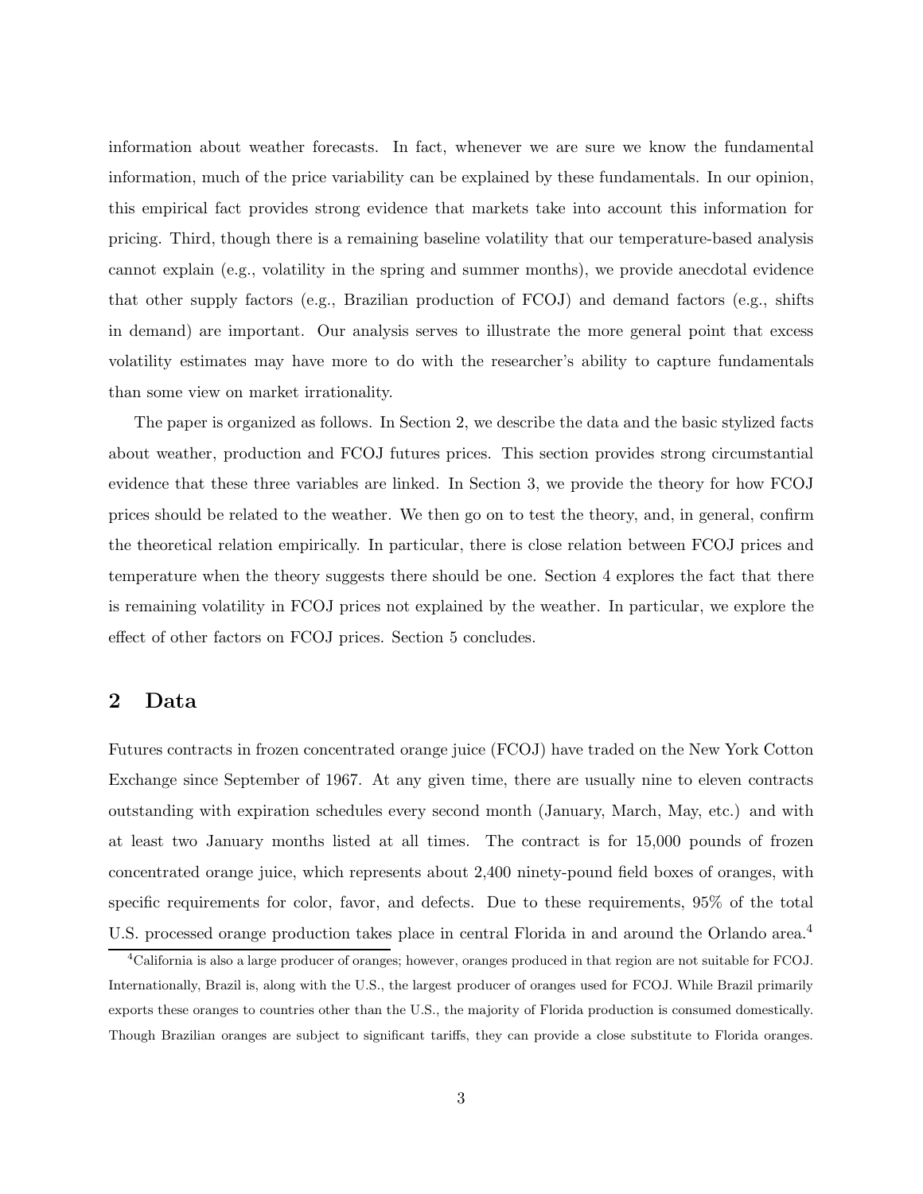information about weather forecasts. In fact, whenever we are sure we know the fundamental information, much of the price variability can be explained by these fundamentals. In our opinion, this empirical fact provides strong evidence that markets take into account this information for pricing. Third, though there is a remaining baseline volatility that our temperature-based analysis cannot explain (e.g., volatility in the spring and summer months), we provide anecdotal evidence that other supply factors (e.g., Brazilian production of FCOJ) and demand factors (e.g., shifts in demand) are important. Our analysis serves to illustrate the more general point that excess volatility estimates may have more to do with the researcher's ability to capture fundamentals than some view on market irrationality.

The paper is organized as follows. In Section 2, we describe the data and the basic stylized facts about weather, production and FCOJ futures prices. This section provides strong circumstantial evidence that these three variables are linked. In Section 3, we provide the theory for how FCOJ prices should be related to the weather. We then go on to test the theory, and, in general, confirm the theoretical relation empirically. In particular, there is close relation between FCOJ prices and temperature when the theory suggests there should be one. Section 4 explores the fact that there is remaining volatility in FCOJ prices not explained by the weather. In particular, we explore the effect of other factors on FCOJ prices. Section 5 concludes.

## 2 Data

Futures contracts in frozen concentrated orange juice (FCOJ) have traded on the New York Cotton Exchange since September of 1967. At any given time, there are usually nine to eleven contracts outstanding with expiration schedules every second month (January, March, May, etc.) and with at least two January months listed at all times. The contract is for 15,000 pounds of frozen concentrated orange juice, which represents about 2,400 ninety-pound field boxes of oranges, with specific requirements for color, favor, and defects. Due to these requirements, 95% of the total U.S. processed orange production takes place in central Florida in and around the Orlando area.[4]

[4]California is also a large producer of oranges; however, oranges produced in that region are not suitable for FCOJ. Internationally, Brazil is, along with the U.S., the largest producer of oranges used for FCOJ. While Brazil primarily exports these oranges to countries other than the U.S., the majority of Florida production is consumed domestically. Though Brazilian oranges are subject to significant tariffs, they can provide a close substitute to Florida oranges.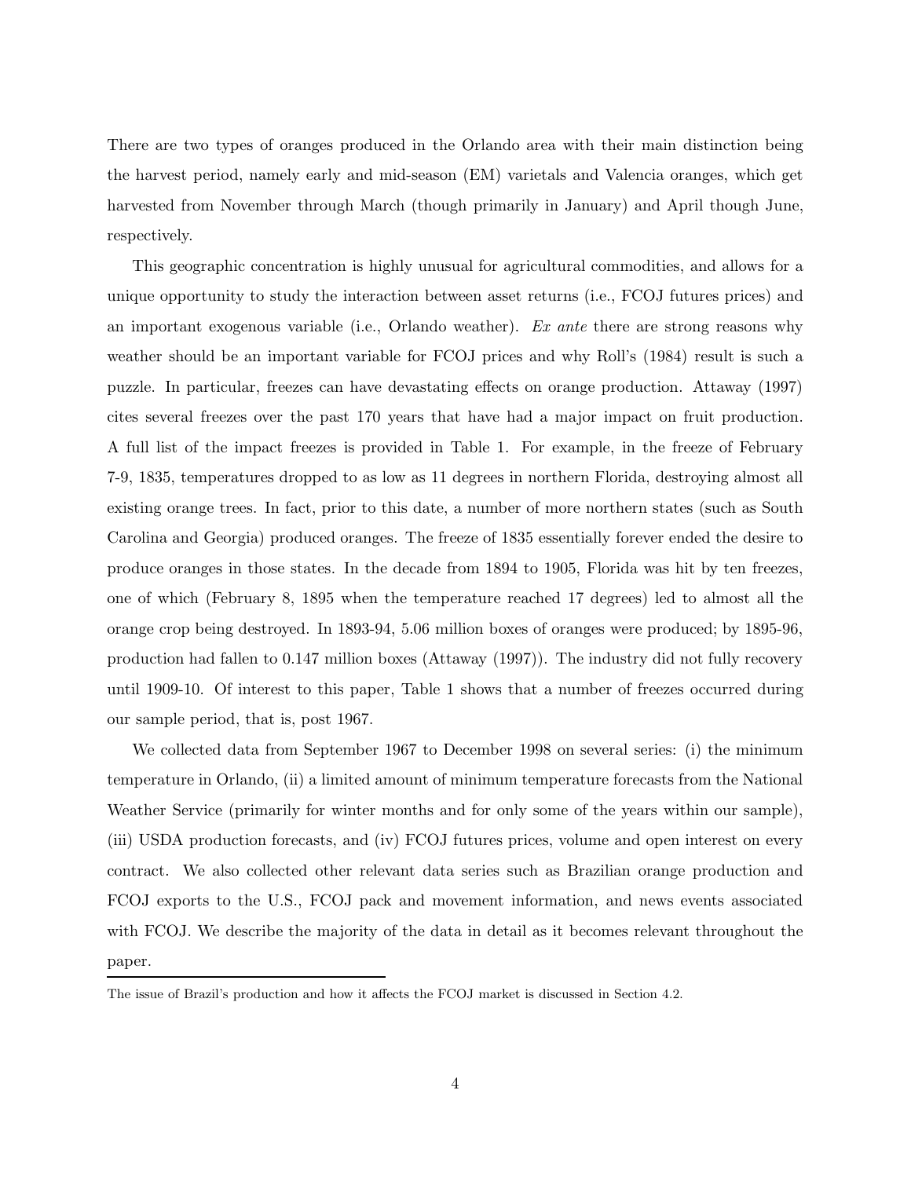There are two types of oranges produced in the Orlando area with their main distinction being the harvest period, namely early and mid-season (EM) varietals and Valencia oranges, which get harvested from November through March (though primarily in January) and April though June, respectively.

This geographic concentration is highly unusual for agricultural commodities, and allows for a unique opportunity to study the interaction between asset returns (i.e., FCOJ futures prices) and an important exogenous variable (i.e., Orlando weather). *Ex ante* there are strong reasons why weather should be an important variable for FCOJ prices and why Roll's (1984) result is such a puzzle. In particular, freezes can have devastating effects on orange production. Attaway (1997) cites several freezes over the past 170 years that have had a major impact on fruit production. A full list of the impact freezes is provided in Table 1. For example, in the freeze of February 7-9, 1835, temperatures dropped to as low as 11 degrees in northern Florida, destroying almost all existing orange trees. In fact, prior to this date, a number of more northern states (such as South Carolina and Georgia) produced oranges. The freeze of 1835 essentially forever ended the desire to produce oranges in those states. In the decade from 1894 to 1905, Florida was hit by ten freezes, one of which (February 8, 1895 when the temperature reached 17 degrees) led to almost all the orange crop being destroyed. In 1893-94, 5.06 million boxes of oranges were produced; by 1895-96, production had fallen to 0.147 million boxes (Attaway (1997)). The industry did not fully recovery until 1909-10. Of interest to this paper, Table 1 shows that a number of freezes occurred during our sample period, that is, post 1967.

We collected data from September 1967 to December 1998 on several series: (i) the minimum temperature in Orlando, (ii) a limited amount of minimum temperature forecasts from the National Weather Service (primarily for winter months and for only some of the years within our sample), (iii) USDA production forecasts, and (iv) FCOJ futures prices, volume and open interest on every contract. We also collected other relevant data series such as Brazilian orange production and FCOJ exports to the U.S., FCOJ pack and movement information, and news events associated with FCOJ. We describe the majority of the data in detail as it becomes relevant throughout the paper.

---

The issue of Brazil's production and how it affects the FCOJ market is discussed in Section 4.2.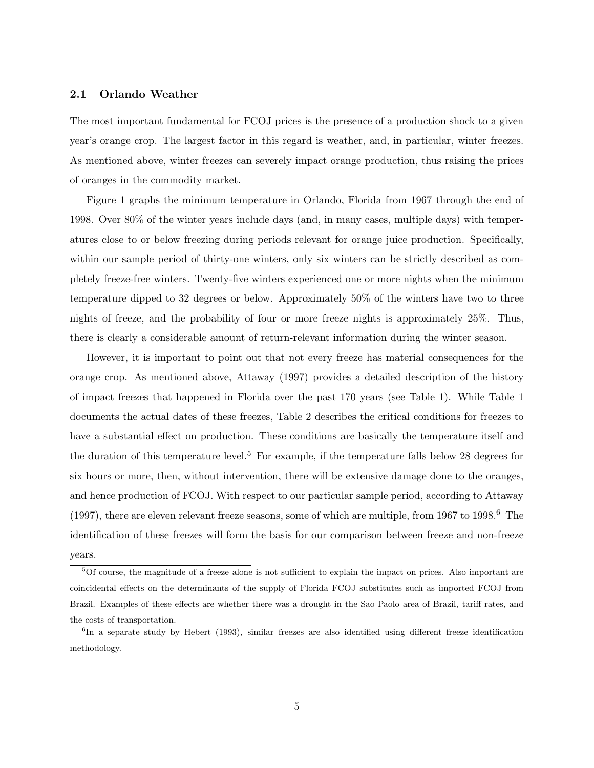### 2.1 Orlando Weather

The most important fundamental for FCOJ prices is the presence of a production shock to a given year's orange crop. The largest factor in this regard is weather, and, in particular, winter freezes. As mentioned above, winter freezes can severely impact orange production, thus raising the prices of oranges in the commodity market.

Figure 1 graphs the minimum temperature in Orlando, Florida from 1967 through the end of 1998. Over 80% of the winter years include days (and, in many cases, multiple days) with temperatures close to or below freezing during periods relevant for orange juice production. Specifically, within our sample period of thirty-one winters, only six winters can be strictly described as completely freeze-free winters. Twenty-five winters experienced one or more nights when the minimum temperature dipped to 32 degrees or below. Approximately 50% of the winters have two to three nights of freeze, and the probability of four or more freeze nights is approximately 25%. Thus, there is clearly a considerable amount of return-relevant information during the winter season.

However, it is important to point out that not every freeze has material consequences for the orange crop. As mentioned above, Attaway (1997) provides a detailed description of the history of impact freezes that happened in Florida over the past 170 years (see Table 1). While Table 1 documents the actual dates of these freezes, Table 2 describes the critical conditions for freezes to have a substantial effect on production. These conditions are basically the temperature itself and the duration of this temperature level.[5] For example, if the temperature falls below 28 degrees for six hours or more, then, without intervention, there will be extensive damage done to the oranges, and hence production of FCOJ. With respect to our particular sample period, according to Attaway (1997), there are eleven relevant freeze seasons, some of which are multiple, from 1967 to 1998.[6] The identification of these freezes will form the basis for our comparison between freeze and non-freeze years.

[5] Of course, the magnitude of a freeze alone is not sufficient to explain the impact on prices. Also important are coincidental effects on the determinants of the supply of Florida FCOJ substitutes such as imported FCOJ from Brazil. Examples of these effects are whether there was a drought in the Sao Paolo area of Brazil, tariff rates, and the costs of transportation.

[6] In a separate study by Hebert (1993), similar freezes are also identified using different freeze identification methodology.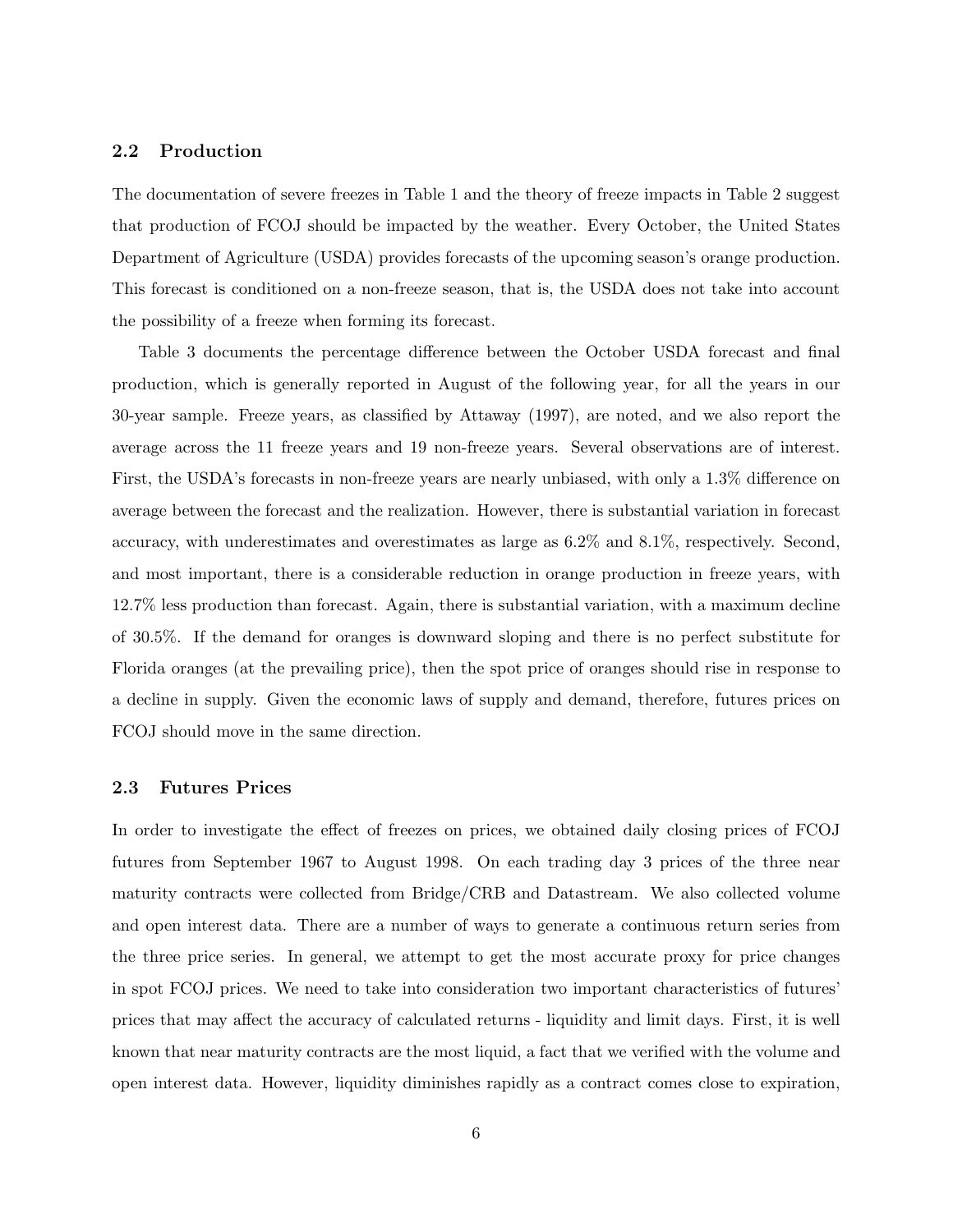### 2.2 Production

The documentation of severe freezes in Table 1 and the theory of freeze impacts in Table 2 suggest that production of FCOJ should be impacted by the weather. Every October, the United States Department of Agriculture (USDA) provides forecasts of the upcoming season's orange production. This forecast is conditioned on a non-freeze season, that is, the USDA does not take into account the possibility of a freeze when forming its forecast.

Table 3 documents the percentage difference between the October USDA forecast and final production, which is generally reported in August of the following year, for all the years in our 30-year sample. Freeze years, as classified by Attaway (1997), are noted, and we also report the average across the 11 freeze years and 19 non-freeze years. Several observations are of interest. First, the USDA's forecasts in non-freeze years are nearly unbiased, with only a 1.3% difference on average between the forecast and the realization. However, there is substantial variation in forecast accuracy, with underestimates and overestimates as large as 6.2% and 8.1%, respectively. Second, and most important, there is a considerable reduction in orange production in freeze years, with 12.7% less production than forecast. Again, there is substantial variation, with a maximum decline of 30.5%. If the demand for oranges is downward sloping and there is no perfect substitute for Florida oranges (at the prevailing price), then the spot price of oranges should rise in response to a decline in supply. Given the economic laws of supply and demand, therefore, futures prices on FCOJ should move in the same direction.

### 2.3 Futures Prices

In order to investigate the effect of freezes on prices, we obtained daily closing prices of FCOJ futures from September 1967 to August 1998. On each trading day 3 prices of the three near maturity contracts were collected from Bridge/CRB and Datastream. We also collected volume and open interest data. There are a number of ways to generate a continuous return series from the three price series. In general, we attempt to get the most accurate proxy for price changes in spot FCOJ prices. We need to take into consideration two important characteristics of futures' prices that may affect the accuracy of calculated returns - liquidity and limit days. First, it is well known that near maturity contracts are the most liquid, a fact that we verified with the volume and open interest data. However, liquidity diminishes rapidly as a contract comes close to expiration,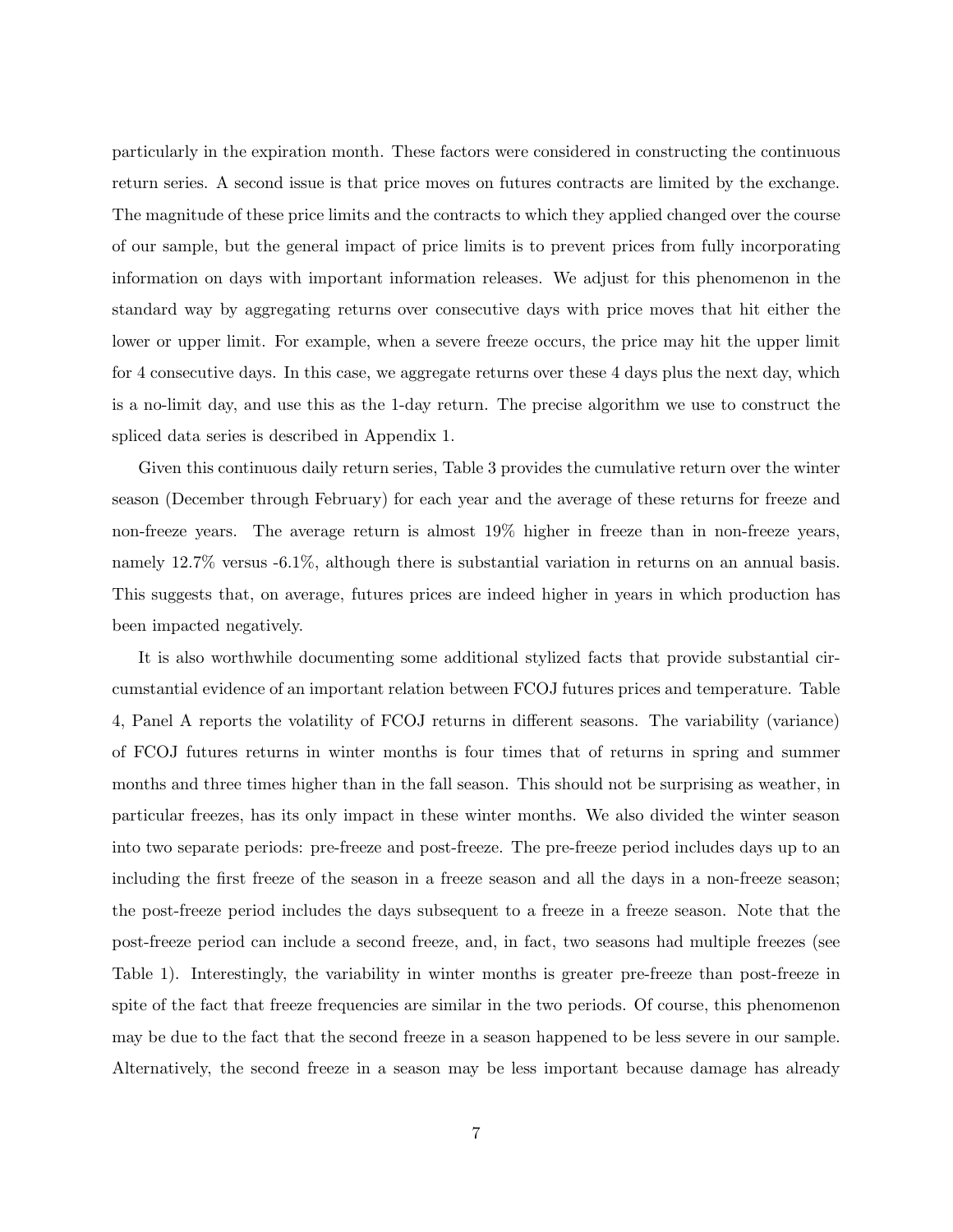particularly in the expiration month. These factors were considered in constructing the continuous return series. A second issue is that price moves on futures contracts are limited by the exchange. The magnitude of these price limits and the contracts to which they applied changed over the course of our sample, but the general impact of price limits is to prevent prices from fully incorporating information on days with important information releases. We adjust for this phenomenon in the standard way by aggregating returns over consecutive days with price moves that hit either the lower or upper limit. For example, when a severe freeze occurs, the price may hit the upper limit for 4 consecutive days. In this case, we aggregate returns over these 4 days plus the next day, which is a no-limit day, and use this as the 1-day return. The precise algorithm we use to construct the spliced data series is described in Appendix 1.

Given this continuous daily return series, Table 3 provides the cumulative return over the winter season (December through February) for each year and the average of these returns for freeze and non-freeze years. The average return is almost 19% higher in freeze than in non-freeze years, namely 12.7% versus -6.1%, although there is substantial variation in returns on an annual basis. This suggests that, on average, futures prices are indeed higher in years in which production has been impacted negatively.

It is also worthwhile documenting some additional stylized facts that provide substantial circumstantial evidence of an important relation between FCOJ futures prices and temperature. Table 4, Panel A reports the volatility of FCOJ returns in different seasons. The variability (variance) of FCOJ futures returns in winter months is four times that of returns in spring and summer months and three times higher than in the fall season. This should not be surprising as weather, in particular freezes, has its only impact in these winter months. We also divided the winter season into two separate periods: pre-freeze and post-freeze. The pre-freeze period includes days up to an including the first freeze of the season in a freeze season and all the days in a non-freeze season; the post-freeze period includes the days subsequent to a freeze in a freeze season. Note that the post-freeze period can include a second freeze, and, in fact, two seasons had multiple freezes (see Table 1). Interestingly, the variability in winter months is greater pre-freeze than post-freeze in spite of the fact that freeze frequencies are similar in the two periods. Of course, this phenomenon may be due to the fact that the second freeze in a season happened to be less severe in our sample. Alternatively, the second freeze in a season may be less important because damage has already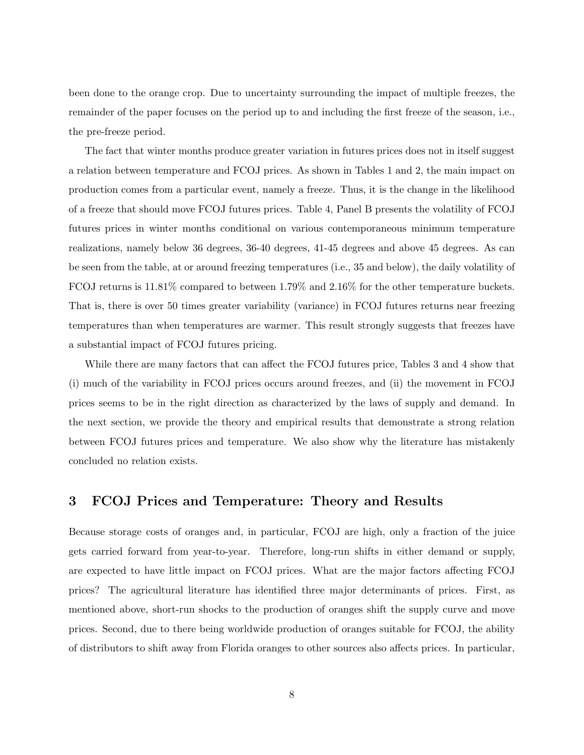been done to the orange crop. Due to uncertainty surrounding the impact of multiple freezes, the remainder of the paper focuses on the period up to and including the first freeze of the season, i.e., the pre-freeze period.

The fact that winter months produce greater variation in futures prices does not in itself suggest a relation between temperature and FCOJ prices. As shown in Tables 1 and 2, the main impact on production comes from a particular event, namely a freeze. Thus, it is the change in the likelihood of a freeze that should move FCOJ futures prices. Table 4, Panel B presents the volatility of FCOJ futures prices in winter months conditional on various contemporaneous minimum temperature realizations, namely below 36 degrees, 36-40 degrees, 41-45 degrees and above 45 degrees. As can be seen from the table, at or around freezing temperatures (i.e., 35 and below), the daily volatility of FCOJ returns is 11.81% compared to between 1.79% and 2.16% for the other temperature buckets. That is, there is over 50 times greater variability (variance) in FCOJ futures returns near freezing temperatures than when temperatures are warmer. This result strongly suggests that freezes have a substantial impact of FCOJ futures pricing.

While there are many factors that can affect the FCOJ futures price, Tables 3 and 4 show that (i) much of the variability in FCOJ prices occurs around freezes, and (ii) the movement in FCOJ prices seems to be in the right direction as characterized by the laws of supply and demand. In the next section, we provide the theory and empirical results that demonstrate a strong relation between FCOJ futures prices and temperature. We also show why the literature has mistakenly concluded no relation exists.

## 3 FCOJ Prices and Temperature: Theory and Results

Because storage costs of oranges and, in particular, FCOJ are high, only a fraction of the juice gets carried forward from year-to-year. Therefore, long-run shifts in either demand or supply, are expected to have little impact on FCOJ prices. What are the major factors affecting FCOJ prices? The agricultural literature has identified three major determinants of prices. First, as mentioned above, short-run shocks to the production of oranges shift the supply curve and move prices. Second, due to there being worldwide production of oranges suitable for FCOJ, the ability of distributors to shift away from Florida oranges to other sources also affects prices. In particular,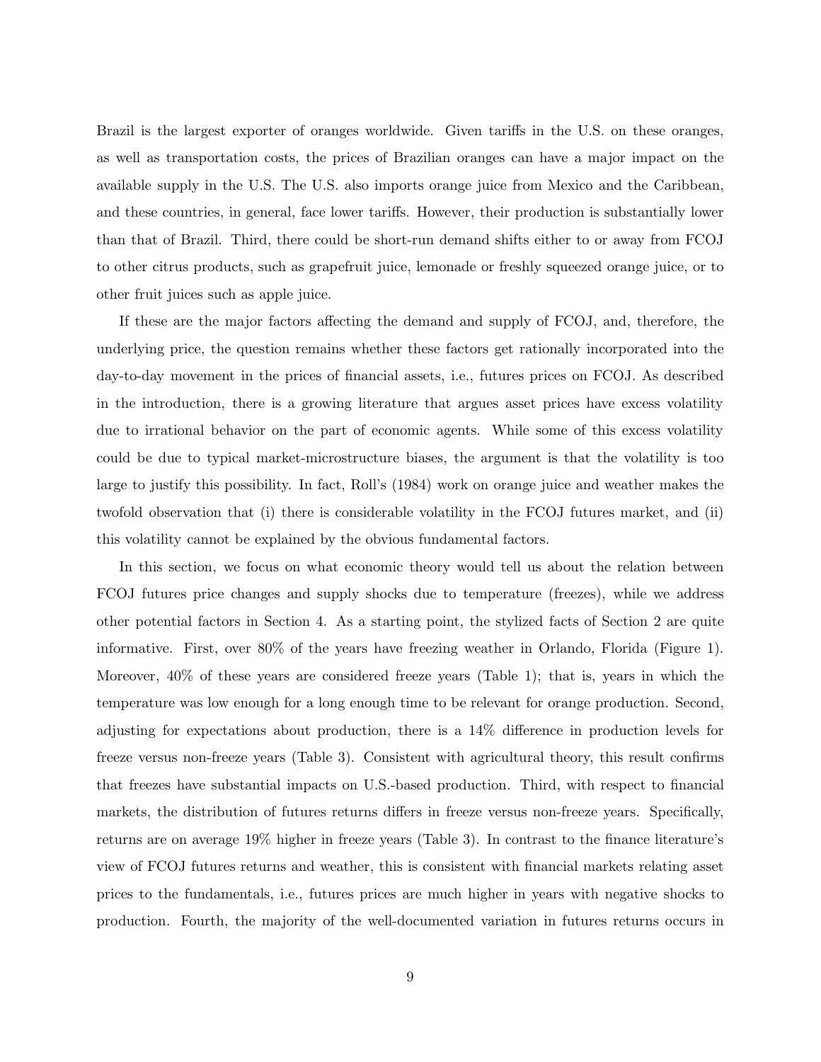Brazil is the largest exporter of oranges worldwide. Given tariffs in the U.S. on these oranges, as well as transportation costs, the prices of Brazilian oranges can have a major impact on the available supply in the U.S. The U.S. also imports orange juice from Mexico and the Caribbean, and these countries, in general, face lower tariffs. However, their production is substantially lower than that of Brazil. Third, there could be short-run demand shifts either to or away from FCOJ to other citrus products, such as grapefruit juice, lemonade or freshly squeezed orange juice, or to other fruit juices such as apple juice.

If these are the major factors affecting the demand and supply of FCOJ, and, therefore, the underlying price, the question remains whether these factors get rationally incorporated into the day-to-day movement in the prices of financial assets, i.e., futures prices on FCOJ. As described in the introduction, there is a growing literature that argues asset prices have excess volatility due to irrational behavior on the part of economic agents. While some of this excess volatility could be due to typical market-microstructure biases, the argument is that the volatility is too large to justify this possibility. In fact, Roll's (1984) work on orange juice and weather makes the twofold observation that (i) there is considerable volatility in the FCOJ futures market, and (ii) this volatility cannot be explained by the obvious fundamental factors.

In this section, we focus on what economic theory would tell us about the relation between FCOJ futures price changes and supply shocks due to temperature (freezes), while we address other potential factors in Section 4. As a starting point, the stylized facts of Section 2 are quite informative. First, over 80% of the years have freezing weather in Orlando, Florida (Figure 1). Moreover, 40% of these years are considered freeze years (Table 1); that is, years in which the temperature was low enough for a long enough time to be relevant for orange production. Second, adjusting for expectations about production, there is a 14% difference in production levels for freeze versus non-freeze years (Table 3). Consistent with agricultural theory, this result confirms that freezes have substantial impacts on U.S.-based production. Third, with respect to financial markets, the distribution of futures returns differs in freeze versus non-freeze years. Specifically, returns are on average 19% higher in freeze years (Table 3). In contrast to the finance literature's view of FCOJ futures returns and weather, this is consistent with financial markets relating asset prices to the fundamentals, i.e., futures prices are much higher in years with negative shocks to production. Fourth, the majority of the well-documented variation in futures returns occurs in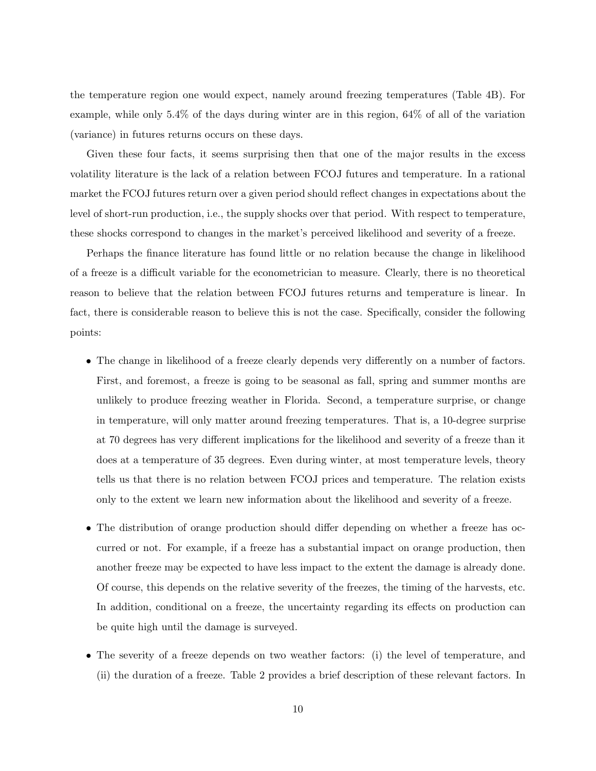the temperature region one would expect, namely around freezing temperatures (Table 4B). For example, while only 5.4% of the days during winter are in this region, 64% of all of the variation (variance) in futures returns occurs on these days.

Given these four facts, it seems surprising then that one of the major results in the excess volatility literature is the lack of a relation between FCOJ futures and temperature. In a rational market the FCOJ futures return over a given period should reflect changes in expectations about the level of short-run production, i.e., the supply shocks over that period. With respect to temperature, these shocks correspond to changes in the market's perceived likelihood and severity of a freeze.

Perhaps the finance literature has found little or no relation because the change in likelihood of a freeze is a difficult variable for the econometrician to measure. Clearly, there is no theoretical reason to believe that the relation between FCOJ futures returns and temperature is linear. In fact, there is considerable reason to believe this is not the case. Specifically, consider the following points:

- The change in likelihood of a freeze clearly depends very differently on a number of factors. First, and foremost, a freeze is going to be seasonal as fall, spring and summer months are unlikely to produce freezing weather in Florida. Second, a temperature surprise, or change in temperature, will only matter around freezing temperatures. That is, a 10-degree surprise at 70 degrees has very different implications for the likelihood and severity of a freeze than it does at a temperature of 35 degrees. Even during winter, at most temperature levels, theory tells us that there is no relation between FCOJ prices and temperature. The relation exists only to the extent we learn new information about the likelihood and severity of a freeze.

- The distribution of orange production should differ depending on whether a freeze has occurred or not. For example, if a freeze has a substantial impact on orange production, then another freeze may be expected to have less impact to the extent the damage is already done. Of course, this depends on the relative severity of the freezes, the timing of the harvests, etc. In addition, conditional on a freeze, the uncertainty regarding its effects on production can be quite high until the damage is surveyed.

- The severity of a freeze depends on two weather factors: (i) the level of temperature, and (ii) the duration of a freeze. Table 2 provides a brief description of these relevant factors. In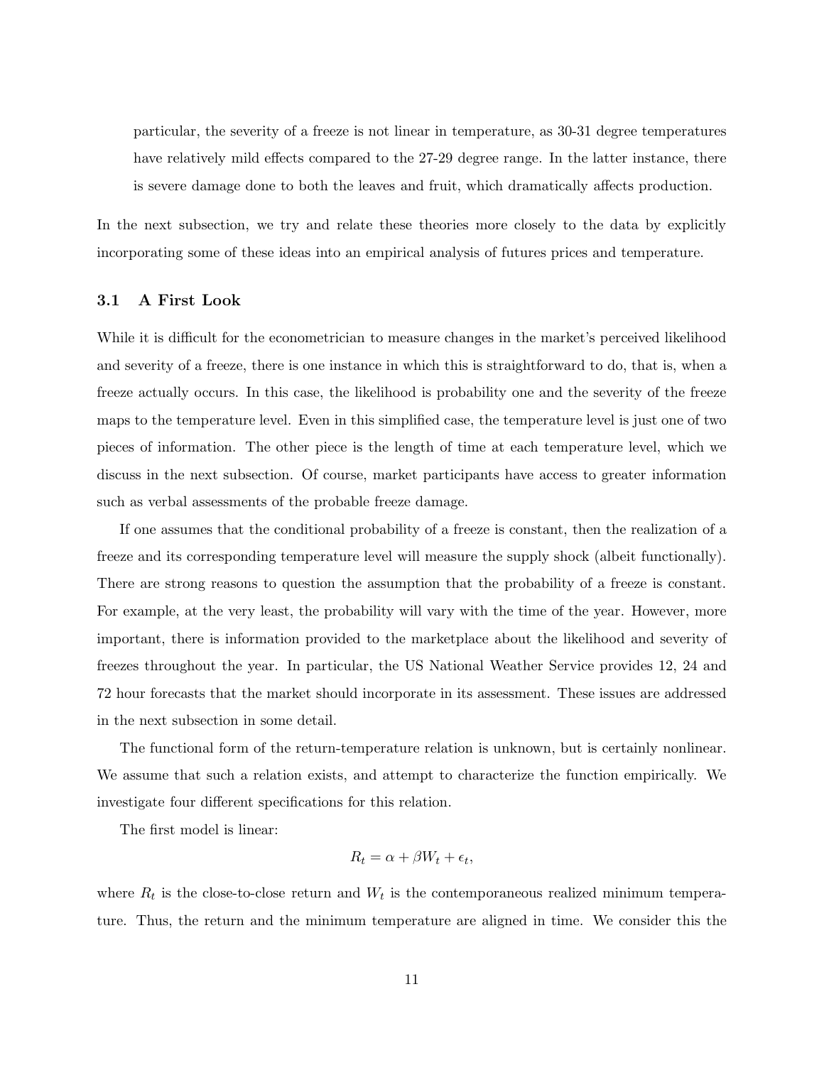particular, the severity of a freeze is not linear in temperature, as 30-31 degree temperatures have relatively mild effects compared to the 27-29 degree range. In the latter instance, there is severe damage done to both the leaves and fruit, which dramatically affects production.

In the next subsection, we try and relate these theories more closely to the data by explicitly incorporating some of these ideas into an empirical analysis of futures prices and temperature.

### 3.1 A First Look

While it is difficult for the econometrician to measure changes in the market's perceived likelihood and severity of a freeze, there is one instance in which this is straightforward to do, that is, when a freeze actually occurs. In this case, the likelihood is probability one and the severity of the freeze maps to the temperature level. Even in this simplified case, the temperature level is just one of two pieces of information. The other piece is the length of time at each temperature level, which we discuss in the next subsection. Of course, market participants have access to greater information such as verbal assessments of the probable freeze damage.

If one assumes that the conditional probability of a freeze is constant, then the realization of a freeze and its corresponding temperature level will measure the supply shock (albeit functionally). There are strong reasons to question the assumption that the probability of a freeze is constant. For example, at the very least, the probability will vary with the time of the year. However, more important, there is information provided to the marketplace about the likelihood and severity of freezes throughout the year. In particular, the US National Weather Service provides 12, 24 and 72 hour forecasts that the market should incorporate in its assessment. These issues are addressed in the next subsection in some detail.

The functional form of the return-temperature relation is unknown, but is certainly nonlinear. We assume that such a relation exists, and attempt to characterize the function empirically. We investigate four different specifications for this relation.

The first model is linear:

$$R_t = \alpha + \beta W_t + \epsilon_t,$$

where $R_t$ is the close-to-close return and $W_t$ is the contemporaneous realized minimum temperature. Thus, the return and the minimum temperature are aligned in time. We consider this the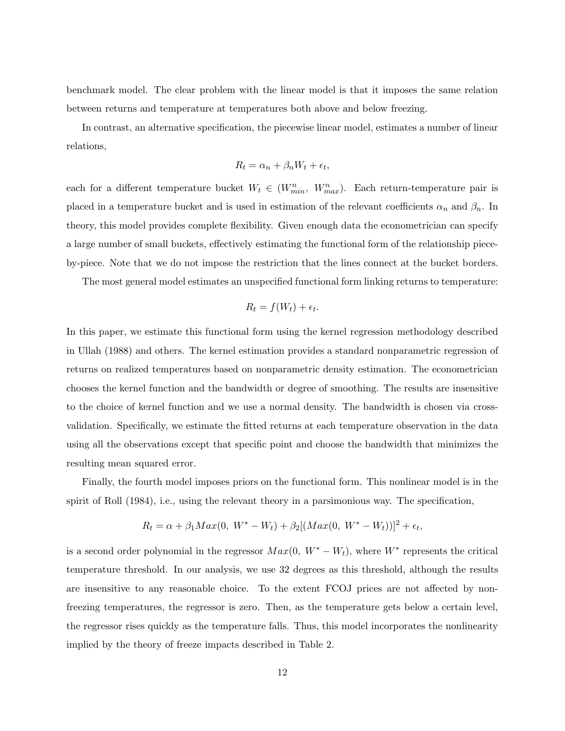benchmark model. The clear problem with the linear model is that it imposes the same relation between returns and temperature at temperatures both above and below freezing.

In contrast, an alternative specification, the piecewise linear model, estimates a number of linear relations,

$$R_t = \alpha_n + \beta_n W_t + \epsilon_t,$$

each for a different temperature bucket $W_t \in (W^n_{min},\ W^n_{max})$. Each return-temperature pair is placed in a temperature bucket and is used in estimation of the relevant coefficients $\alpha_n$ and $\beta_n$. In theory, this model provides complete flexibility. Given enough data the econometrician can specify a large number of small buckets, effectively estimating the functional form of the relationship piece-by-piece. Note that we do not impose the restriction that the lines connect at the bucket borders.

The most general model estimates an unspecified functional form linking returns to temperature:

$$R_t = f(W_t) + \epsilon_t.$$

In this paper, we estimate this functional form using the kernel regression methodology described in Ullah (1988) and others. The kernel estimation provides a standard nonparametric regression of returns on realized temperatures based on nonparametric density estimation. The econometrician chooses the kernel function and the bandwidth or degree of smoothing. The results are insensitive to the choice of kernel function and we use a normal density. The bandwidth is chosen via cross-validation. Specifically, we estimate the fitted returns at each temperature observation in the data using all the observations except that specific point and choose the bandwidth that minimizes the resulting mean squared error.

Finally, the fourth model imposes priors on the functional form. This nonlinear model is in the spirit of Roll (1984), i.e., using the relevant theory in a parsimonious way. The specification,

$$R_t = \alpha + \beta_1 Max(0,\ W^* - W_t) + \beta_2[(Max(0,\ W^* - W_t))]^2 + \epsilon_t,$$

is a second order polynomial in the regressor $Max(0,\ W^* - W_t)$, where $W^*$ represents the critical temperature threshold. In our analysis, we use 32 degrees as this threshold, although the results are insensitive to any reasonable choice. To the extent FCOJ prices are not affected by non-freezing temperatures, the regressor is zero. Then, as the temperature gets below a certain level, the regressor rises quickly as the temperature falls. Thus, this model incorporates the nonlinearity implied by the theory of freeze impacts described in Table 2.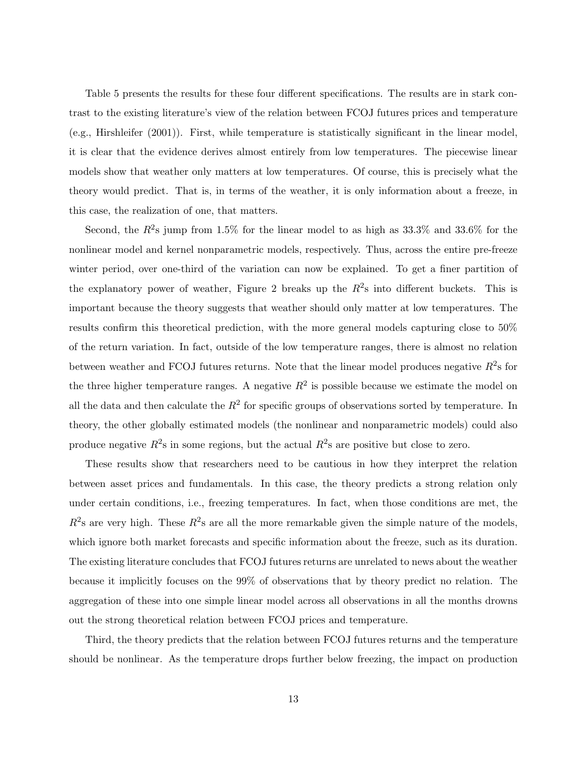Table 5 presents the results for these four different specifications. The results are in stark contrast to the existing literature's view of the relation between FCOJ futures prices and temperature (e.g., Hirshleifer (2001)). First, while temperature is statistically significant in the linear model, it is clear that the evidence derives almost entirely from low temperatures. The piecewise linear models show that weather only matters at low temperatures. Of course, this is precisely what the theory would predict. That is, in terms of the weather, it is only information about a freeze, in this case, the realization of one, that matters.

Second, the $R^2$s jump from 1.5% for the linear model to as high as 33.3% and 33.6% for the nonlinear model and kernel nonparametric models, respectively. Thus, across the entire pre-freeze winter period, over one-third of the variation can now be explained. To get a finer partition of the explanatory power of weather, Figure 2 breaks up the $R^2$s into different buckets. This is important because the theory suggests that weather should only matter at low temperatures. The results confirm this theoretical prediction, with the more general models capturing close to 50% of the return variation. In fact, outside of the low temperature ranges, there is almost no relation between weather and FCOJ futures returns. Note that the linear model produces negative $R^2$s for the three higher temperature ranges. A negative $R^2$ is possible because we estimate the model on all the data and then calculate the $R^2$ for specific groups of observations sorted by temperature. In theory, the other globally estimated models (the nonlinear and nonparametric models) could also produce negative $R^2$s in some regions, but the actual $R^2$s are positive but close to zero.

These results show that researchers need to be cautious in how they interpret the relation between asset prices and fundamentals. In this case, the theory predicts a strong relation only under certain conditions, i.e., freezing temperatures. In fact, when those conditions are met, the $R^2$s are very high. These $R^2$s are all the more remarkable given the simple nature of the models, which ignore both market forecasts and specific information about the freeze, such as its duration. The existing literature concludes that FCOJ futures returns are unrelated to news about the weather because it implicitly focuses on the 99% of observations that by theory predict no relation. The aggregation of these into one simple linear model across all observations in all the months drowns out the strong theoretical relation between FCOJ prices and temperature.

Third, the theory predicts that the relation between FCOJ futures returns and the temperature should be nonlinear. As the temperature drops further below freezing, the impact on production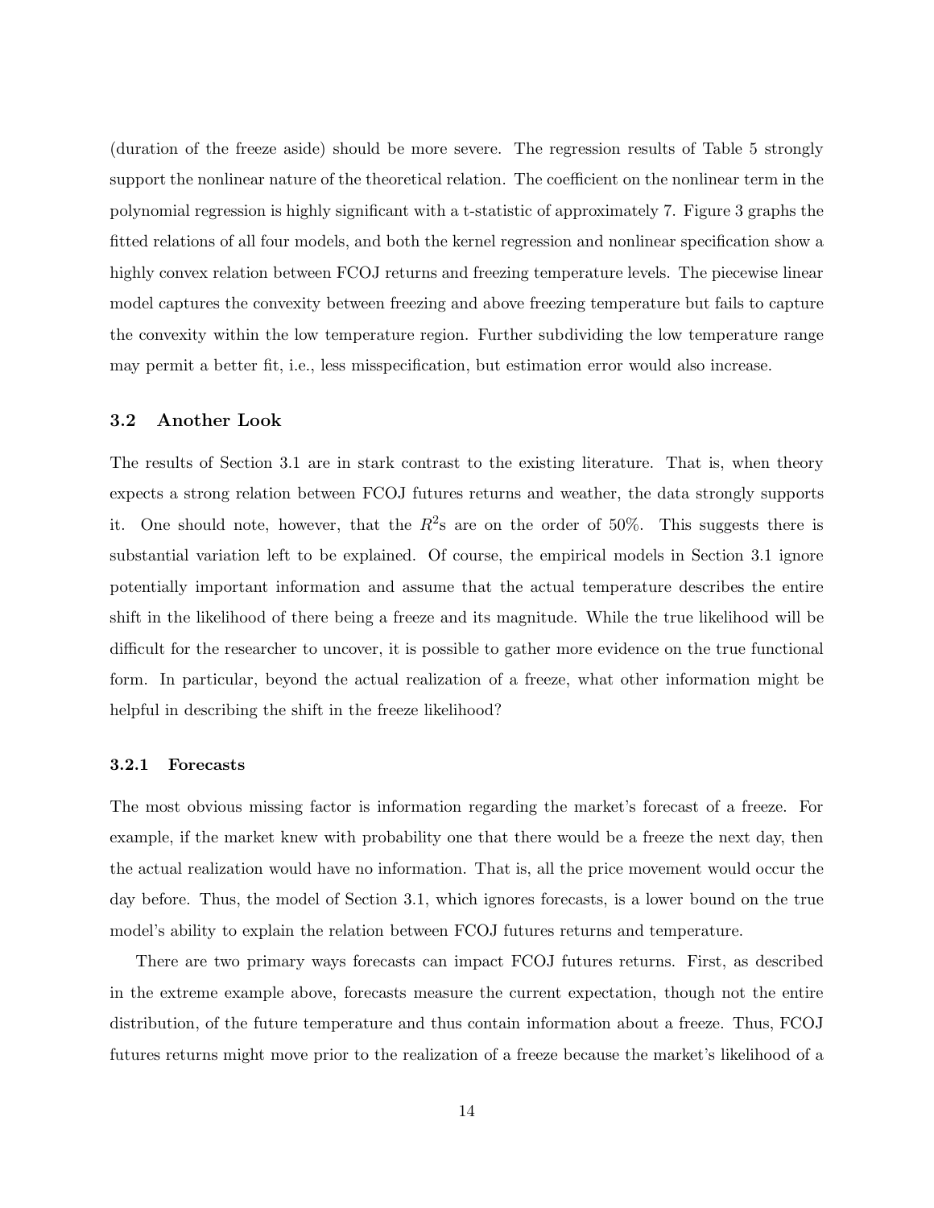(duration of the freeze aside) should be more severe. The regression results of Table 5 strongly support the nonlinear nature of the theoretical relation. The coefficient on the nonlinear term in the polynomial regression is highly significant with a t-statistic of approximately 7. Figure 3 graphs the fitted relations of all four models, and both the kernel regression and nonlinear specification show a highly convex relation between FCOJ returns and freezing temperature levels. The piecewise linear model captures the convexity between freezing and above freezing temperature but fails to capture the convexity within the low temperature region. Further subdividing the low temperature range may permit a better fit, i.e., less misspecification, but estimation error would also increase.

### 3.2 Another Look

The results of Section 3.1 are in stark contrast to the existing literature. That is, when theory expects a strong relation between FCOJ futures returns and weather, the data strongly supports it. One should note, however, that the $R^2$s are on the order of 50%. This suggests there is substantial variation left to be explained. Of course, the empirical models in Section 3.1 ignore potentially important information and assume that the actual temperature describes the entire shift in the likelihood of there being a freeze and its magnitude. While the true likelihood will be difficult for the researcher to uncover, it is possible to gather more evidence on the true functional form. In particular, beyond the actual realization of a freeze, what other information might be helpful in describing the shift in the freeze likelihood?

#### 3.2.1 Forecasts

The most obvious missing factor is information regarding the market's forecast of a freeze. For example, if the market knew with probability one that there would be a freeze the next day, then the actual realization would have no information. That is, all the price movement would occur the day before. Thus, the model of Section 3.1, which ignores forecasts, is a lower bound on the true model's ability to explain the relation between FCOJ futures returns and temperature.

There are two primary ways forecasts can impact FCOJ futures returns. First, as described in the extreme example above, forecasts measure the current expectation, though not the entire distribution, of the future temperature and thus contain information about a freeze. Thus, FCOJ futures returns might move prior to the realization of a freeze because the market's likelihood of a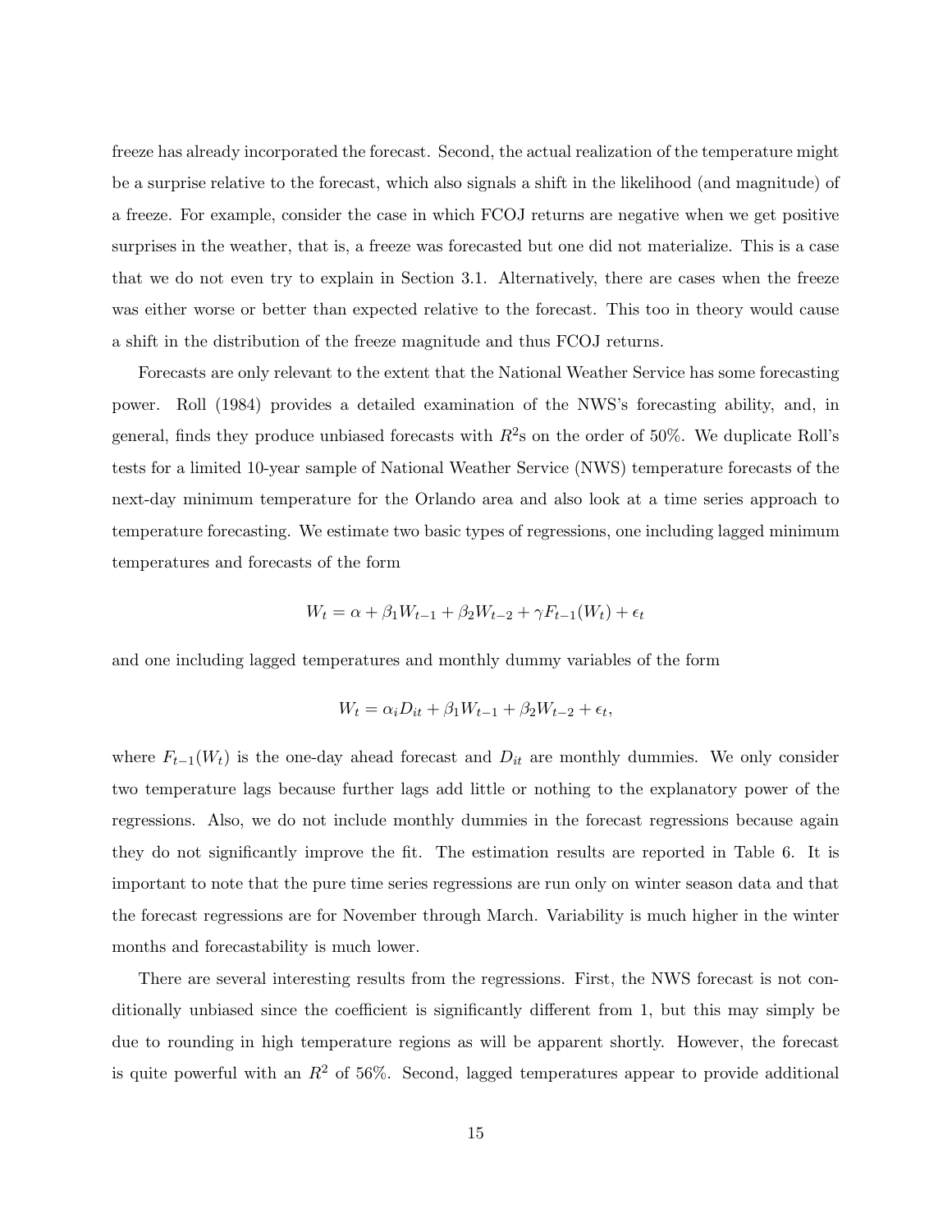freeze has already incorporated the forecast. Second, the actual realization of the temperature might be a surprise relative to the forecast, which also signals a shift in the likelihood (and magnitude) of a freeze. For example, consider the case in which FCOJ returns are negative when we get positive surprises in the weather, that is, a freeze was forecasted but one did not materialize. This is a case that we do not even try to explain in Section 3.1. Alternatively, there are cases when the freeze was either worse or better than expected relative to the forecast. This too in theory would cause a shift in the distribution of the freeze magnitude and thus FCOJ returns.

Forecasts are only relevant to the extent that the National Weather Service has some forecasting power. Roll (1984) provides a detailed examination of the NWS's forecasting ability, and, in general, finds they produce unbiased forecasts with $R^2$s on the order of 50%. We duplicate Roll's tests for a limited 10-year sample of National Weather Service (NWS) temperature forecasts of the next-day minimum temperature for the Orlando area and also look at a time series approach to temperature forecasting. We estimate two basic types of regressions, one including lagged minimum temperatures and forecasts of the form

$$W_t = \alpha + \beta_1 W_{t-1} + \beta_2 W_{t-2} + \gamma F_{t-1}(W_t) + \epsilon_t$$

and one including lagged temperatures and monthly dummy variables of the form

$$W_t = \alpha_i D_{it} + \beta_1 W_{t-1} + \beta_2 W_{t-2} + \epsilon_t,$$

where $F_{t-1}(W_t)$ is the one-day ahead forecast and $D_{it}$ are monthly dummies. We only consider two temperature lags because further lags add little or nothing to the explanatory power of the regressions. Also, we do not include monthly dummies in the forecast regressions because again they do not significantly improve the fit. The estimation results are reported in Table 6. It is important to note that the pure time series regressions are run only on winter season data and that the forecast regressions are for November through March. Variability is much higher in the winter months and forecastability is much lower.

There are several interesting results from the regressions. First, the NWS forecast is not conditionally unbiased since the coefficient is significantly different from 1, but this may simply be due to rounding in high temperature regions as will be apparent shortly. However, the forecast is quite powerful with an $R^2$ of 56%. Second, lagged temperatures appear to provide additional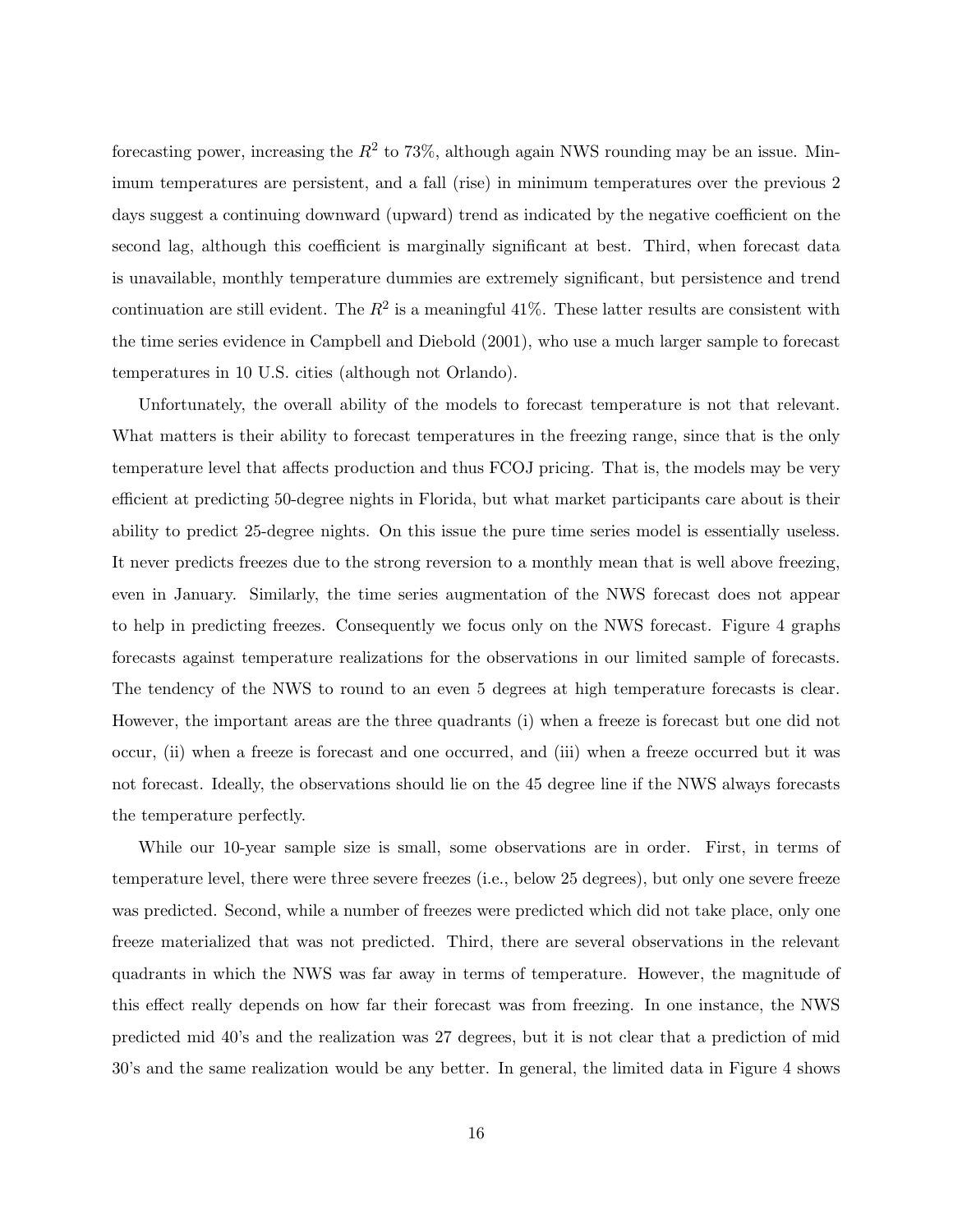forecasting power, increasing the $R^2$ to 73%, although again NWS rounding may be an issue. Minimum temperatures are persistent, and a fall (rise) in minimum temperatures over the previous 2 days suggest a continuing downward (upward) trend as indicated by the negative coefficient on the second lag, although this coefficient is marginally significant at best. Third, when forecast data is unavailable, monthly temperature dummies are extremely significant, but persistence and trend continuation are still evident. The $R^2$ is a meaningful 41%. These latter results are consistent with the time series evidence in Campbell and Diebold (2001), who use a much larger sample to forecast temperatures in 10 U.S. cities (although not Orlando).

Unfortunately, the overall ability of the models to forecast temperature is not that relevant. What matters is their ability to forecast temperatures in the freezing range, since that is the only temperature level that affects production and thus FCOJ pricing. That is, the models may be very efficient at predicting 50-degree nights in Florida, but what market participants care about is their ability to predict 25-degree nights. On this issue the pure time series model is essentially useless. It never predicts freezes due to the strong reversion to a monthly mean that is well above freezing, even in January. Similarly, the time series augmentation of the NWS forecast does not appear to help in predicting freezes. Consequently we focus only on the NWS forecast. Figure 4 graphs forecasts against temperature realizations for the observations in our limited sample of forecasts. The tendency of the NWS to round to an even 5 degrees at high temperature forecasts is clear. However, the important areas are the three quadrants (i) when a freeze is forecast but one did not occur, (ii) when a freeze is forecast and one occurred, and (iii) when a freeze occurred but it was not forecast. Ideally, the observations should lie on the 45 degree line if the NWS always forecasts the temperature perfectly.

While our 10-year sample size is small, some observations are in order. First, in terms of temperature level, there were three severe freezes (i.e., below 25 degrees), but only one severe freeze was predicted. Second, while a number of freezes were predicted which did not take place, only one freeze materialized that was not predicted. Third, there are several observations in the relevant quadrants in which the NWS was far away in terms of temperature. However, the magnitude of this effect really depends on how far their forecast was from freezing. In one instance, the NWS predicted mid 40's and the realization was 27 degrees, but it is not clear that a prediction of mid 30's and the same realization would be any better. In general, the limited data in Figure 4 shows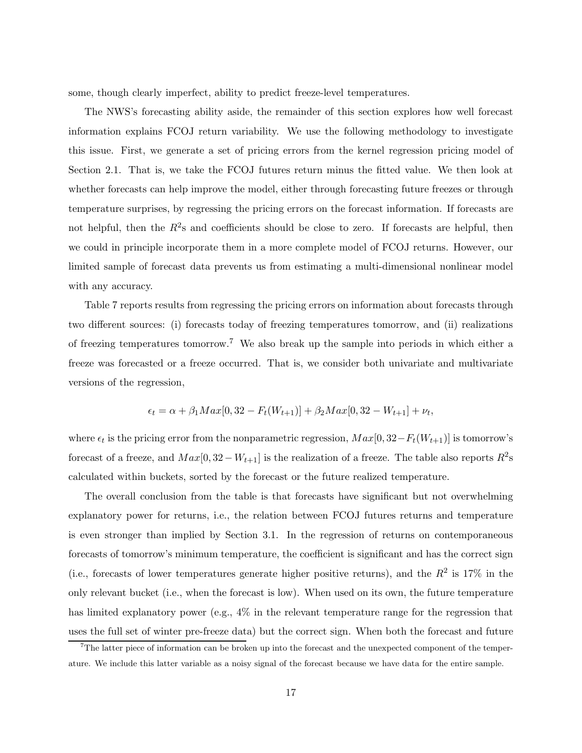some, though clearly imperfect, ability to predict freeze-level temperatures.

The NWS's forecasting ability aside, the remainder of this section explores how well forecast information explains FCOJ return variability. We use the following methodology to investigate this issue. First, we generate a set of pricing errors from the kernel regression pricing model of Section 2.1. That is, we take the FCOJ futures return minus the fitted value. We then look at whether forecasts can help improve the model, either through forecasting future freezes or through temperature surprises, by regressing the pricing errors on the forecast information. If forecasts are not helpful, then the $R^2$s and coefficients should be close to zero. If forecasts are helpful, then we could in principle incorporate them in a more complete model of FCOJ returns. However, our limited sample of forecast data prevents us from estimating a multi-dimensional nonlinear model with any accuracy.

Table 7 reports results from regressing the pricing errors on information about forecasts through two different sources: (i) forecasts today of freezing temperatures tomorrow, and (ii) realizations of freezing temperatures tomorrow.[7] We also break up the sample into periods in which either a freeze was forecasted or a freeze occurred. That is, we consider both univariate and multivariate versions of the regression,

$$\epsilon_t = \alpha + \beta_1 Max[0, 32 - F_t(W_{t+1})] + \beta_2 Max[0, 32 - W_{t+1}] + \nu_t,$$

where $\epsilon_t$ is the pricing error from the nonparametric regression, $Max[0, 32 - F_t(W_{t+1})]$ is tomorrow's forecast of a freeze, and $Max[0, 32 - W_{t+1}]$ is the realization of a freeze. The table also reports $R^2$s calculated within buckets, sorted by the forecast or the future realized temperature.

The overall conclusion from the table is that forecasts have significant but not overwhelming explanatory power for returns, i.e., the relation between FCOJ futures returns and temperature is even stronger than implied by Section 3.1. In the regression of returns on contemporaneous forecasts of tomorrow's minimum temperature, the coefficient is significant and has the correct sign (i.e., forecasts of lower temperatures generate higher positive returns), and the $R^2$ is 17% in the only relevant bucket (i.e., when the forecast is low). When used on its own, the future temperature has limited explanatory power (e.g., 4% in the relevant temperature range for the regression that uses the full set of winter pre-freeze data) but the correct sign. When both the forecast and future

[7] The latter piece of information can be broken up into the forecast and the unexpected component of the temperature. We include this latter variable as a noisy signal of the forecast because we have data for the entire sample.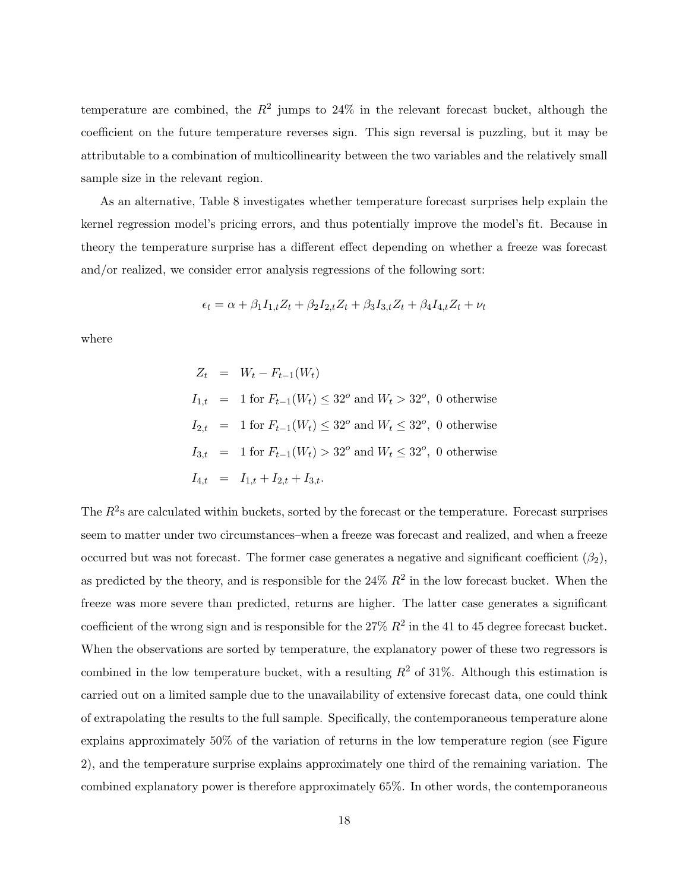temperature are combined, the $R^2$ jumps to 24% in the relevant forecast bucket, although the coefficient on the future temperature reverses sign. This sign reversal is puzzling, but it may be attributable to a combination of multicollinearity between the two variables and the relatively small sample size in the relevant region.

As an alternative, Table 8 investigates whether temperature forecast surprises help explain the kernel regression model's pricing errors, and thus potentially improve the model's fit. Because in theory the temperature surprise has a different effect depending on whether a freeze was forecast and/or realized, we consider error analysis regressions of the following sort:

$$\epsilon_t = \alpha + \beta_1 I_{1,t} Z_t + \beta_2 I_{2,t} Z_t + \beta_3 I_{3,t} Z_t + \beta_4 I_{4,t} Z_t + \nu_t$$

where

$$\begin{aligned}
Z_t &= W_t - F_{t-1}(W_t) \\
I_{1,t} &= 1 \text{ for } F_{t-1}(W_t) \leq 32^o \text{ and } W_t > 32^o, \text{ 0 otherwise} \\
I_{2,t} &= 1 \text{ for } F_{t-1}(W_t) \leq 32^o \text{ and } W_t \leq 32^o, \text{ 0 otherwise} \\
I_{3,t} &= 1 \text{ for } F_{t-1}(W_t) > 32^o \text{ and } W_t \leq 32^o, \text{ 0 otherwise} \\
I_{4,t} &= I_{1,t} + I_{2,t} + I_{3,t}.
\end{aligned}$$

The $R^2$s are calculated within buckets, sorted by the forecast or the temperature. Forecast surprises seem to matter under two circumstances–when a freeze was forecast and realized, and when a freeze occurred but was not forecast. The former case generates a negative and significant coefficient ($\beta_2$), as predicted by the theory, and is responsible for the 24% $R^2$ in the low forecast bucket. When the freeze was more severe than predicted, returns are higher. The latter case generates a significant coefficient of the wrong sign and is responsible for the 27% $R^2$ in the 41 to 45 degree forecast bucket. When the observations are sorted by temperature, the explanatory power of these two regressors is combined in the low temperature bucket, with a resulting $R^2$ of 31%. Although this estimation is carried out on a limited sample due to the unavailability of extensive forecast data, one could think of extrapolating the results to the full sample. Specifically, the contemporaneous temperature alone explains approximately 50% of the variation of returns in the low temperature region (see Figure 2), and the temperature surprise explains approximately one third of the remaining variation. The combined explanatory power is therefore approximately 65%. In other words, the contemporaneous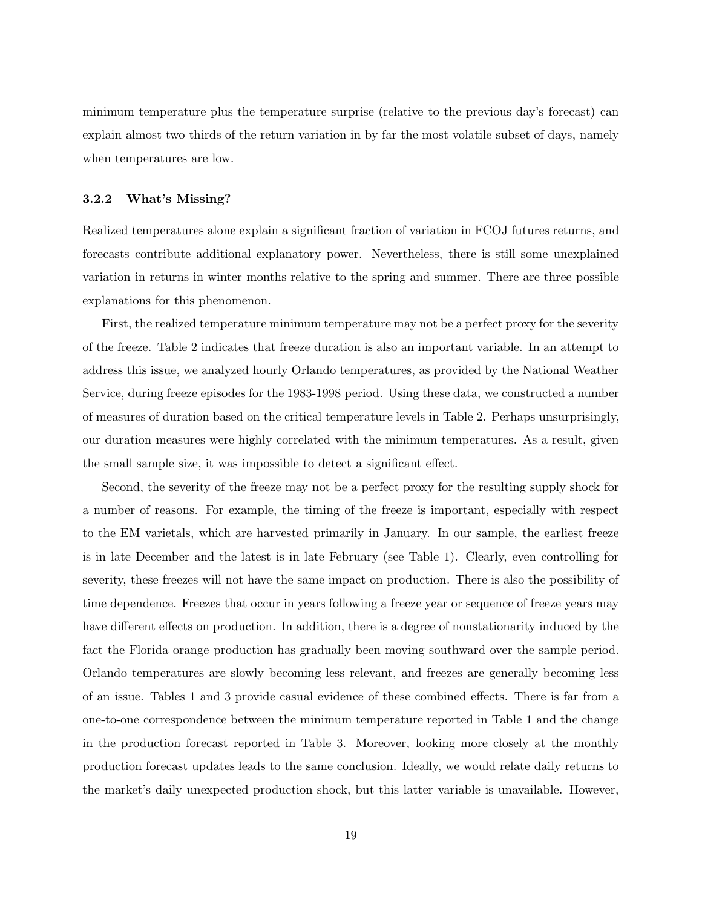minimum temperature plus the temperature surprise (relative to the previous day's forecast) can explain almost two thirds of the return variation in by far the most volatile subset of days, namely when temperatures are low.

### 3.2.2 What's Missing?

Realized temperatures alone explain a significant fraction of variation in FCOJ futures returns, and forecasts contribute additional explanatory power. Nevertheless, there is still some unexplained variation in returns in winter months relative to the spring and summer. There are three possible explanations for this phenomenon.

First, the realized temperature minimum temperature may not be a perfect proxy for the severity of the freeze. Table 2 indicates that freeze duration is also an important variable. In an attempt to address this issue, we analyzed hourly Orlando temperatures, as provided by the National Weather Service, during freeze episodes for the 1983-1998 period. Using these data, we constructed a number of measures of duration based on the critical temperature levels in Table 2. Perhaps unsurprisingly, our duration measures were highly correlated with the minimum temperatures. As a result, given the small sample size, it was impossible to detect a significant effect.

Second, the severity of the freeze may not be a perfect proxy for the resulting supply shock for a number of reasons. For example, the timing of the freeze is important, especially with respect to the EM varietals, which are harvested primarily in January. In our sample, the earliest freeze is in late December and the latest is in late February (see Table 1). Clearly, even controlling for severity, these freezes will not have the same impact on production. There is also the possibility of time dependence. Freezes that occur in years following a freeze year or sequence of freeze years may have different effects on production. In addition, there is a degree of nonstationarity induced by the fact the Florida orange production has gradually been moving southward over the sample period. Orlando temperatures are slowly becoming less relevant, and freezes are generally becoming less of an issue. Tables 1 and 3 provide casual evidence of these combined effects. There is far from a one-to-one correspondence between the minimum temperature reported in Table 1 and the change in the production forecast reported in Table 3. Moreover, looking more closely at the monthly production forecast updates leads to the same conclusion. Ideally, we would relate daily returns to the market's daily unexpected production shock, but this latter variable is unavailable. However,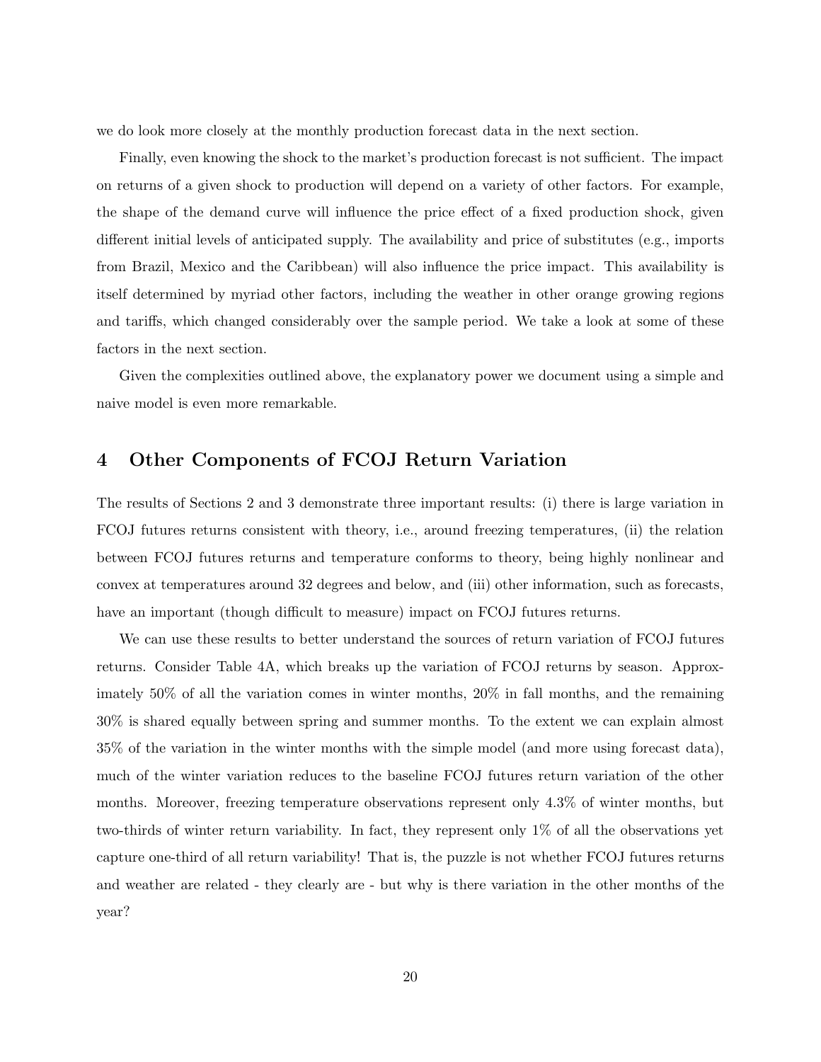we do look more closely at the monthly production forecast data in the next section.

Finally, even knowing the shock to the market's production forecast is not sufficient. The impact on returns of a given shock to production will depend on a variety of other factors. For example, the shape of the demand curve will influence the price effect of a fixed production shock, given different initial levels of anticipated supply. The availability and price of substitutes (e.g., imports from Brazil, Mexico and the Caribbean) will also influence the price impact. This availability is itself determined by myriad other factors, including the weather in other orange growing regions and tariffs, which changed considerably over the sample period. We take a look at some of these factors in the next section.

Given the complexities outlined above, the explanatory power we document using a simple and naive model is even more remarkable.

## 4 Other Components of FCOJ Return Variation

The results of Sections 2 and 3 demonstrate three important results: (i) there is large variation in FCOJ futures returns consistent with theory, i.e., around freezing temperatures, (ii) the relation between FCOJ futures returns and temperature conforms to theory, being highly nonlinear and convex at temperatures around 32 degrees and below, and (iii) other information, such as forecasts, have an important (though difficult to measure) impact on FCOJ futures returns.

We can use these results to better understand the sources of return variation of FCOJ futures returns. Consider Table 4A, which breaks up the variation of FCOJ returns by season. Approximately 50% of all the variation comes in winter months, 20% in fall months, and the remaining 30% is shared equally between spring and summer months. To the extent we can explain almost 35% of the variation in the winter months with the simple model (and more using forecast data), much of the winter variation reduces to the baseline FCOJ futures return variation of the other months. Moreover, freezing temperature observations represent only 4.3% of winter months, but two-thirds of winter return variability. In fact, they represent only 1% of all the observations yet capture one-third of all return variability! That is, the puzzle is not whether FCOJ futures returns and weather are related - they clearly are - but why is there variation in the other months of the year?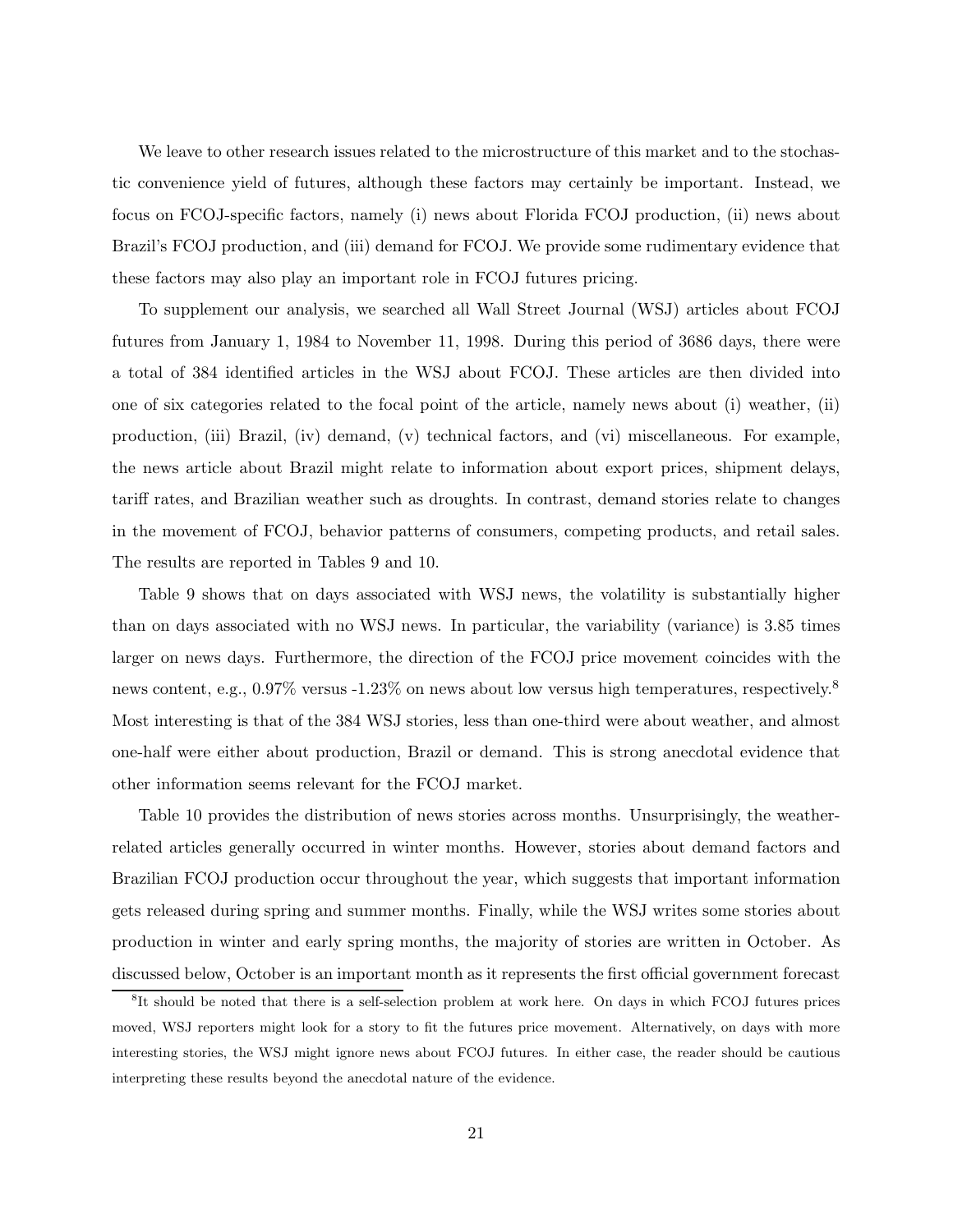We leave to other research issues related to the microstructure of this market and to the stochastic convenience yield of futures, although these factors may certainly be important. Instead, we focus on FCOJ-specific factors, namely (i) news about Florida FCOJ production, (ii) news about Brazil's FCOJ production, and (iii) demand for FCOJ. We provide some rudimentary evidence that these factors may also play an important role in FCOJ futures pricing.

To supplement our analysis, we searched all Wall Street Journal (WSJ) articles about FCOJ futures from January 1, 1984 to November 11, 1998. During this period of 3686 days, there were a total of 384 identified articles in the WSJ about FCOJ. These articles are then divided into one of six categories related to the focal point of the article, namely news about (i) weather, (ii) production, (iii) Brazil, (iv) demand, (v) technical factors, and (vi) miscellaneous. For example, the news article about Brazil might relate to information about export prices, shipment delays, tariff rates, and Brazilian weather such as droughts. In contrast, demand stories relate to changes in the movement of FCOJ, behavior patterns of consumers, competing products, and retail sales. The results are reported in Tables 9 and 10.

Table 9 shows that on days associated with WSJ news, the volatility is substantially higher than on days associated with no WSJ news. In particular, the variability (variance) is 3.85 times larger on news days. Furthermore, the direction of the FCOJ price movement coincides with the news content, e.g., 0.97% versus -1.23% on news about low versus high temperatures, respectively.[8] Most interesting is that of the 384 WSJ stories, less than one-third were about weather, and almost one-half were either about production, Brazil or demand. This is strong anecdotal evidence that other information seems relevant for the FCOJ market.

Table 10 provides the distribution of news stories across months. Unsurprisingly, the weather-related articles generally occurred in winter months. However, stories about demand factors and Brazilian FCOJ production occur throughout the year, which suggests that important information gets released during spring and summer months. Finally, while the WSJ writes some stories about production in winter and early spring months, the majority of stories are written in October. As discussed below, October is an important month as it represents the first official government forecast

[8] It should be noted that there is a self-selection problem at work here. On days in which FCOJ futures prices moved, WSJ reporters might look for a story to fit the futures price movement. Alternatively, on days with more interesting stories, the WSJ might ignore news about FCOJ futures. In either case, the reader should be cautious interpreting these results beyond the anecdotal nature of the evidence.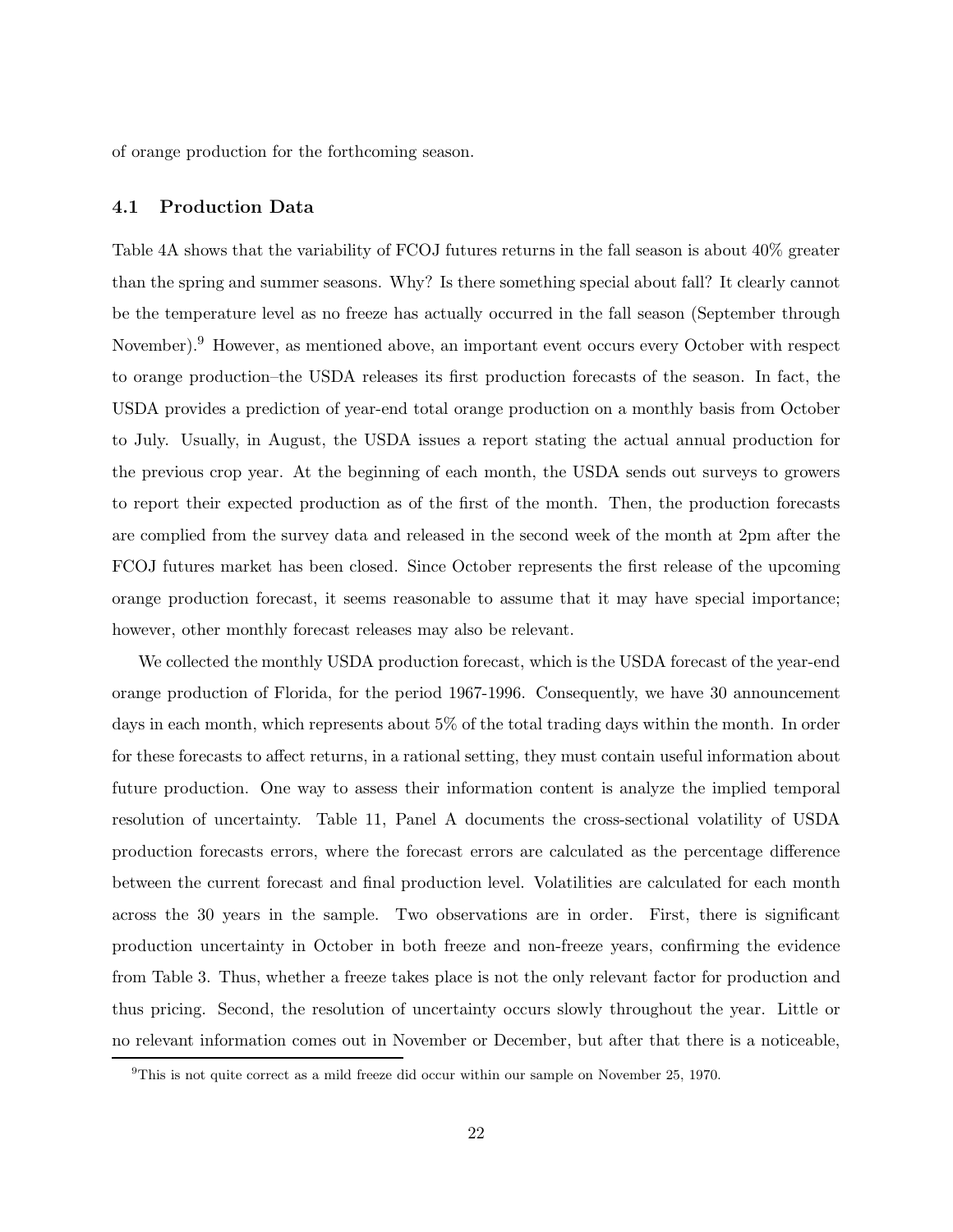of orange production for the forthcoming season.

## 4.1 Production Data

Table 4A shows that the variability of FCOJ futures returns in the fall season is about 40% greater than the spring and summer seasons. Why? Is there something special about fall? It clearly cannot be the temperature level as no freeze has actually occurred in the fall season (September through November).[9] However, as mentioned above, an important event occurs every October with respect to orange production–the USDA releases its first production forecasts of the season. In fact, the USDA provides a prediction of year-end total orange production on a monthly basis from October to July. Usually, in August, the USDA issues a report stating the actual annual production for the previous crop year. At the beginning of each month, the USDA sends out surveys to growers to report their expected production as of the first of the month. Then, the production forecasts are complied from the survey data and released in the second week of the month at 2pm after the FCOJ futures market has been closed. Since October represents the first release of the upcoming orange production forecast, it seems reasonable to assume that it may have special importance; however, other monthly forecast releases may also be relevant.

We collected the monthly USDA production forecast, which is the USDA forecast of the year-end orange production of Florida, for the period 1967-1996. Consequently, we have 30 announcement days in each month, which represents about 5% of the total trading days within the month. In order for these forecasts to affect returns, in a rational setting, they must contain useful information about future production. One way to assess their information content is analyze the implied temporal resolution of uncertainty. Table 11, Panel A documents the cross-sectional volatility of USDA production forecasts errors, where the forecast errors are calculated as the percentage difference between the current forecast and final production level. Volatilities are calculated for each month across the 30 years in the sample. Two observations are in order. First, there is significant production uncertainty in October in both freeze and non-freeze years, confirming the evidence from Table 3. Thus, whether a freeze takes place is not the only relevant factor for production and thus pricing. Second, the resolution of uncertainty occurs slowly throughout the year. Little or no relevant information comes out in November or December, but after that there is a noticeable,

[9] This is not quite correct as a mild freeze did occur within our sample on November 25, 1970.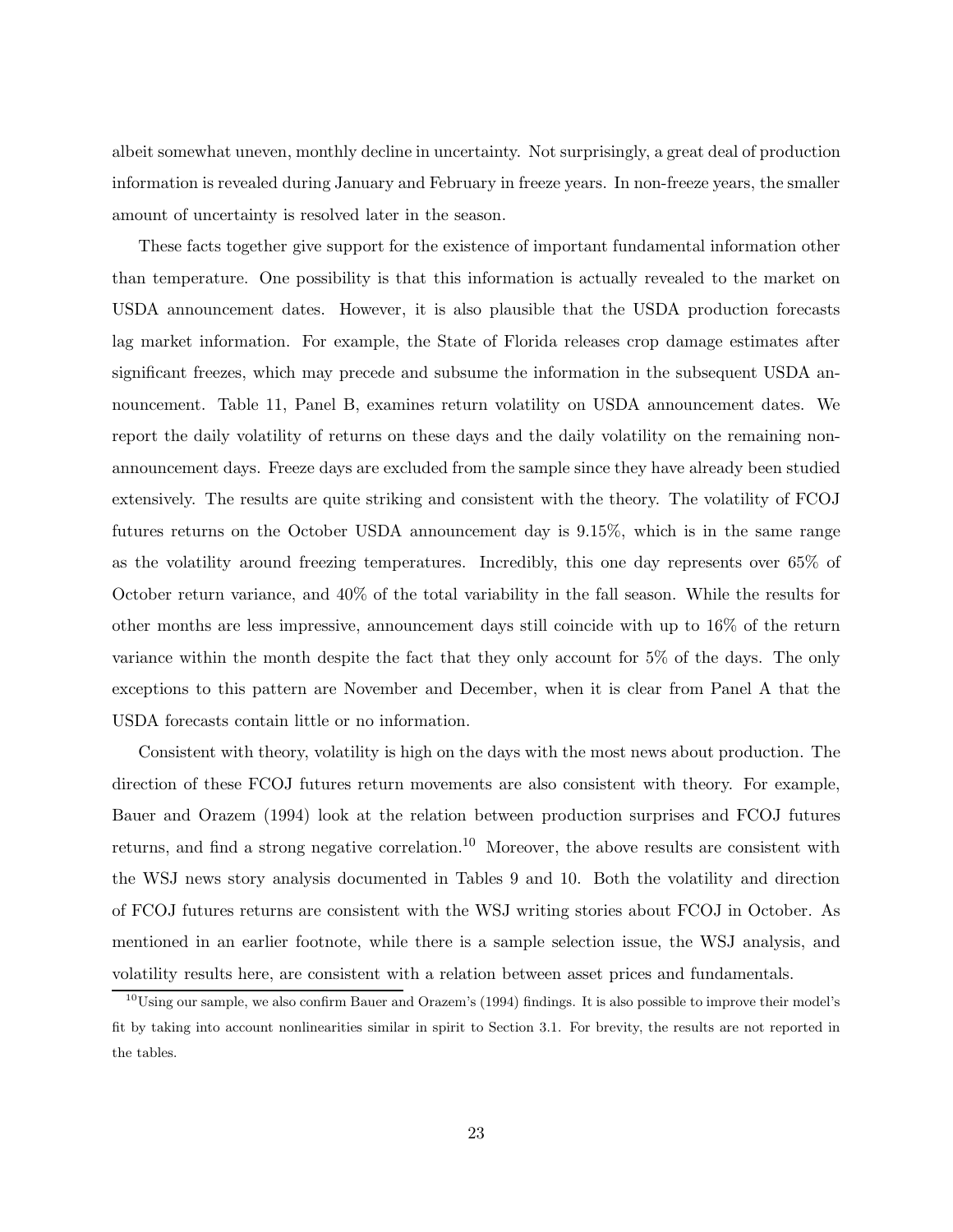albeit somewhat uneven, monthly decline in uncertainty. Not surprisingly, a great deal of production information is revealed during January and February in freeze years. In non-freeze years, the smaller amount of uncertainty is resolved later in the season.

These facts together give support for the existence of important fundamental information other than temperature. One possibility is that this information is actually revealed to the market on USDA announcement dates. However, it is also plausible that the USDA production forecasts lag market information. For example, the State of Florida releases crop damage estimates after significant freezes, which may precede and subsume the information in the subsequent USDA announcement. Table 11, Panel B, examines return volatility on USDA announcement dates. We report the daily volatility of returns on these days and the daily volatility on the remaining non-announcement days. Freeze days are excluded from the sample since they have already been studied extensively. The results are quite striking and consistent with the theory. The volatility of FCOJ futures returns on the October USDA announcement day is 9.15%, which is in the same range as the volatility around freezing temperatures. Incredibly, this one day represents over 65% of October return variance, and 40% of the total variability in the fall season. While the results for other months are less impressive, announcement days still coincide with up to 16% of the return variance within the month despite the fact that they only account for 5% of the days. The only exceptions to this pattern are November and December, when it is clear from Panel A that the USDA forecasts contain little or no information.

Consistent with theory, volatility is high on the days with the most news about production. The direction of these FCOJ futures return movements are also consistent with theory. For example, Bauer and Orazem (1994) look at the relation between production surprises and FCOJ futures returns, and find a strong negative correlation.[10] Moreover, the above results are consistent with the WSJ news story analysis documented in Tables 9 and 10. Both the volatility and direction of FCOJ futures returns are consistent with the WSJ writing stories about FCOJ in October. As mentioned in an earlier footnote, while there is a sample selection issue, the WSJ analysis, and volatility results here, are consistent with a relation between asset prices and fundamentals.

[10] Using our sample, we also confirm Bauer and Orazem's (1994) findings. It is also possible to improve their model's fit by taking into account nonlinearities similar in spirit to Section 3.1. For brevity, the results are not reported in the tables.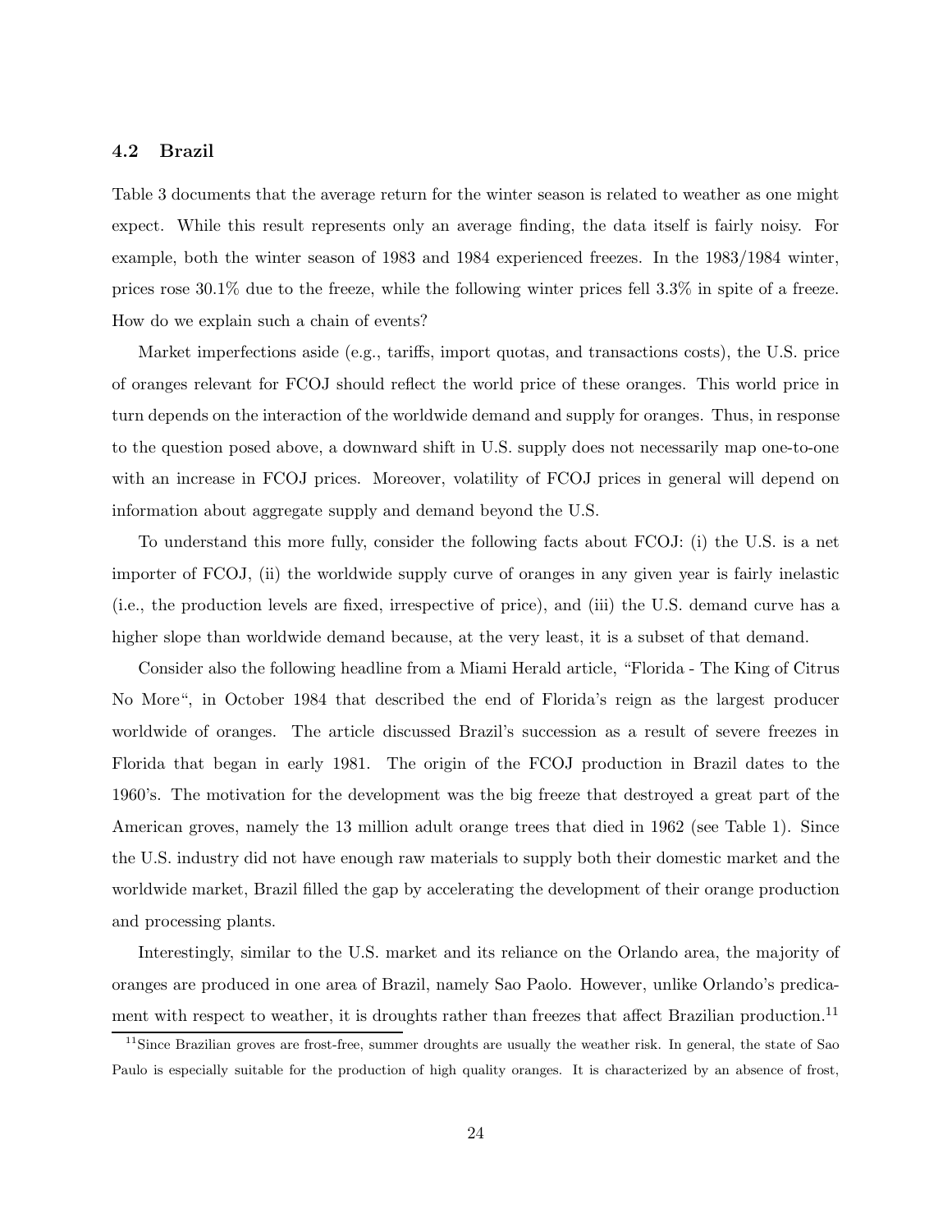### 4.2 Brazil

Table 3 documents that the average return for the winter season is related to weather as one might expect. While this result represents only an average finding, the data itself is fairly noisy. For example, both the winter season of 1983 and 1984 experienced freezes. In the 1983/1984 winter, prices rose 30.1% due to the freeze, while the following winter prices fell 3.3% in spite of a freeze. How do we explain such a chain of events?

Market imperfections aside (e.g., tariffs, import quotas, and transactions costs), the U.S. price of oranges relevant for FCOJ should reflect the world price of these oranges. This world price in turn depends on the interaction of the worldwide demand and supply for oranges. Thus, in response to the question posed above, a downward shift in U.S. supply does not necessarily map one-to-one with an increase in FCOJ prices. Moreover, volatility of FCOJ prices in general will depend on information about aggregate supply and demand beyond the U.S.

To understand this more fully, consider the following facts about FCOJ: (i) the U.S. is a net importer of FCOJ, (ii) the worldwide supply curve of oranges in any given year is fairly inelastic (i.e., the production levels are fixed, irrespective of price), and (iii) the U.S. demand curve has a higher slope than worldwide demand because, at the very least, it is a subset of that demand.

Consider also the following headline from a Miami Herald article, "Florida - The King of Citrus No More", in October 1984 that described the end of Florida's reign as the largest producer worldwide of oranges. The article discussed Brazil's succession as a result of severe freezes in Florida that began in early 1981. The origin of the FCOJ production in Brazil dates to the 1960's. The motivation for the development was the big freeze that destroyed a great part of the American groves, namely the 13 million adult orange trees that died in 1962 (see Table 1). Since the U.S. industry did not have enough raw materials to supply both their domestic market and the worldwide market, Brazil filled the gap by accelerating the development of their orange production and processing plants.

Interestingly, similar to the U.S. market and its reliance on the Orlando area, the majority of oranges are produced in one area of Brazil, namely Sao Paolo. However, unlike Orlando's predicament with respect to weather, it is droughts rather than freezes that affect Brazilian production.[11]

[11] Since Brazilian groves are frost-free, summer droughts are usually the weather risk. In general, the state of Sao Paulo is especially suitable for the production of high quality oranges. It is characterized by an absence of frost,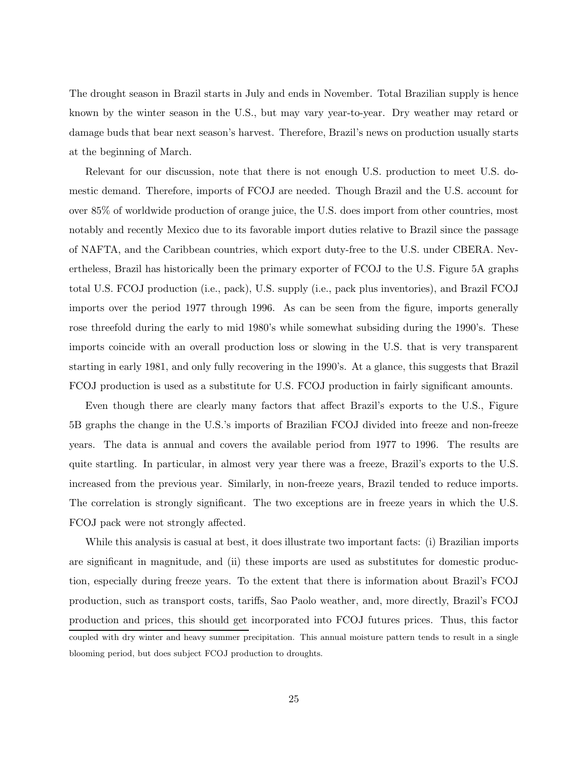The drought season in Brazil starts in July and ends in November. Total Brazilian supply is hence known by the winter season in the U.S., but may vary year-to-year. Dry weather may retard or damage buds that bear next season's harvest. Therefore, Brazil's news on production usually starts at the beginning of March.

Relevant for our discussion, note that there is not enough U.S. production to meet U.S. domestic demand. Therefore, imports of FCOJ are needed. Though Brazil and the U.S. account for over 85% of worldwide production of orange juice, the U.S. does import from other countries, most notably and recently Mexico due to its favorable import duties relative to Brazil since the passage of NAFTA, and the Caribbean countries, which export duty-free to the U.S. under CBERA. Nevertheless, Brazil has historically been the primary exporter of FCOJ to the U.S. Figure 5A graphs total U.S. FCOJ production (i.e., pack), U.S. supply (i.e., pack plus inventories), and Brazil FCOJ imports over the period 1977 through 1996. As can be seen from the figure, imports generally rose threefold during the early to mid 1980's while somewhat subsiding during the 1990's. These imports coincide with an overall production loss or slowing in the U.S. that is very transparent starting in early 1981, and only fully recovering in the 1990's. At a glance, this suggests that Brazil FCOJ production is used as a substitute for U.S. FCOJ production in fairly significant amounts.

Even though there are clearly many factors that affect Brazil's exports to the U.S., Figure 5B graphs the change in the U.S.'s imports of Brazilian FCOJ divided into freeze and non-freeze years. The data is annual and covers the available period from 1977 to 1996. The results are quite startling. In particular, in almost very year there was a freeze, Brazil's exports to the U.S. increased from the previous year. Similarly, in non-freeze years, Brazil tended to reduce imports. The correlation is strongly significant. The two exceptions are in freeze years in which the U.S. FCOJ pack were not strongly affected.

While this analysis is casual at best, it does illustrate two important facts: (i) Brazilian imports are significant in magnitude, and (ii) these imports are used as substitutes for domestic production, especially during freeze years. To the extent that there is information about Brazil's FCOJ production, such as transport costs, tariffs, Sao Paolo weather, and, more directly, Brazil's FCOJ production and prices, this should get incorporated into FCOJ futures prices. Thus, this factor

coupled with dry winter and heavy summer precipitation. This annual moisture pattern tends to result in a single blooming period, but does subject FCOJ production to droughts.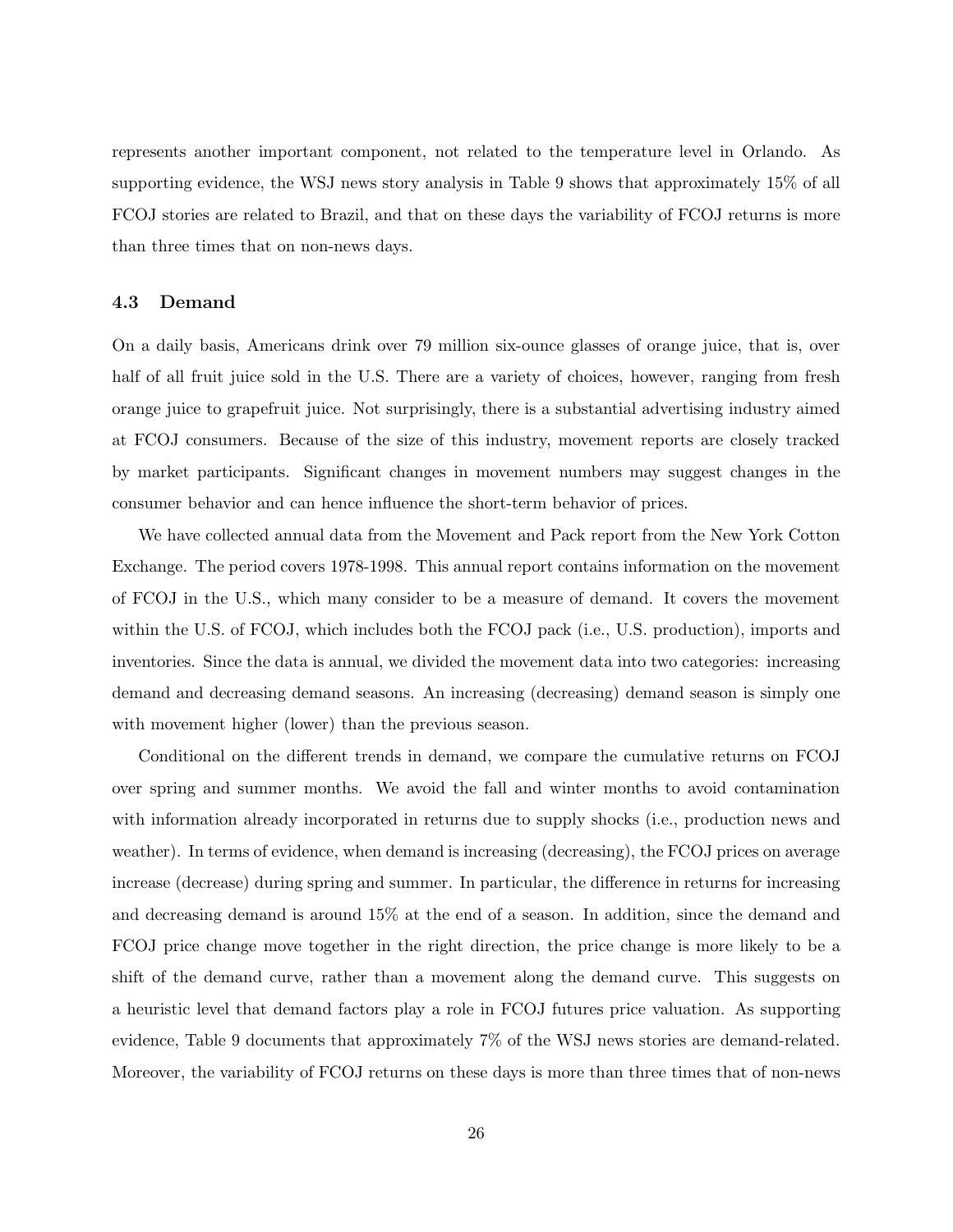represents another important component, not related to the temperature level in Orlando. As supporting evidence, the WSJ news story analysis in Table 9 shows that approximately 15% of all FCOJ stories are related to Brazil, and that on these days the variability of FCOJ returns is more than three times that on non-news days.

### 4.3 Demand

On a daily basis, Americans drink over 79 million six-ounce glasses of orange juice, that is, over half of all fruit juice sold in the U.S. There are a variety of choices, however, ranging from fresh orange juice to grapefruit juice. Not surprisingly, there is a substantial advertising industry aimed at FCOJ consumers. Because of the size of this industry, movement reports are closely tracked by market participants. Significant changes in movement numbers may suggest changes in the consumer behavior and can hence influence the short-term behavior of prices.

We have collected annual data from the Movement and Pack report from the New York Cotton Exchange. The period covers 1978-1998. This annual report contains information on the movement of FCOJ in the U.S., which many consider to be a measure of demand. It covers the movement within the U.S. of FCOJ, which includes both the FCOJ pack (i.e., U.S. production), imports and inventories. Since the data is annual, we divided the movement data into two categories: increasing demand and decreasing demand seasons. An increasing (decreasing) demand season is simply one with movement higher (lower) than the previous season.

Conditional on the different trends in demand, we compare the cumulative returns on FCOJ over spring and summer months. We avoid the fall and winter months to avoid contamination with information already incorporated in returns due to supply shocks (i.e., production news and weather). In terms of evidence, when demand is increasing (decreasing), the FCOJ prices on average increase (decrease) during spring and summer. In particular, the difference in returns for increasing and decreasing demand is around 15% at the end of a season. In addition, since the demand and FCOJ price change move together in the right direction, the price change is more likely to be a shift of the demand curve, rather than a movement along the demand curve. This suggests on a heuristic level that demand factors play a role in FCOJ futures price valuation. As supporting evidence, Table 9 documents that approximately 7% of the WSJ news stories are demand-related. Moreover, the variability of FCOJ returns on these days is more than three times that of non-news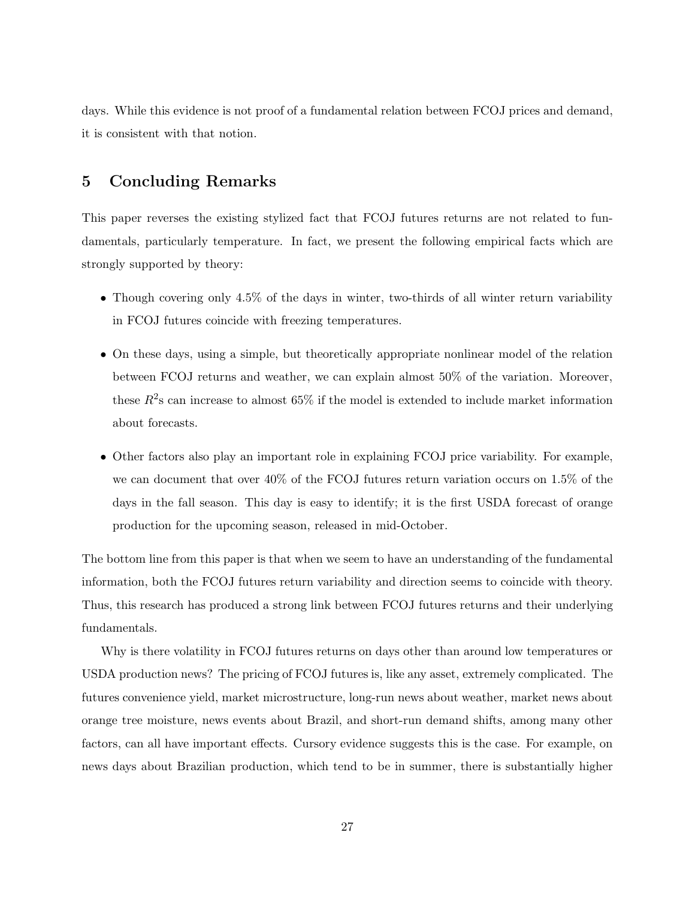days. While this evidence is not proof of a fundamental relation between FCOJ prices and demand, it is consistent with that notion.

## 5 Concluding Remarks

This paper reverses the existing stylized fact that FCOJ futures returns are not related to fundamentals, particularly temperature. In fact, we present the following empirical facts which are strongly supported by theory:

- Though covering only 4.5% of the days in winter, two-thirds of all winter return variability in FCOJ futures coincide with freezing temperatures.
- On these days, using a simple, but theoretically appropriate nonlinear model of the relation between FCOJ returns and weather, we can explain almost 50% of the variation. Moreover, these $R^2$s can increase to almost 65% if the model is extended to include market information about forecasts.
- Other factors also play an important role in explaining FCOJ price variability. For example, we can document that over 40% of the FCOJ futures return variation occurs on 1.5% of the days in the fall season. This day is easy to identify; it is the first USDA forecast of orange production for the upcoming season, released in mid-October.

The bottom line from this paper is that when we seem to have an understanding of the fundamental information, both the FCOJ futures return variability and direction seems to coincide with theory. Thus, this research has produced a strong link between FCOJ futures returns and their underlying fundamentals.

Why is there volatility in FCOJ futures returns on days other than around low temperatures or USDA production news? The pricing of FCOJ futures is, like any asset, extremely complicated. The futures convenience yield, market microstructure, long-run news about weather, market news about orange tree moisture, news events about Brazil, and short-run demand shifts, among many other factors, can all have important effects. Cursory evidence suggests this is the case. For example, on news days about Brazilian production, which tend to be in summer, there is substantially higher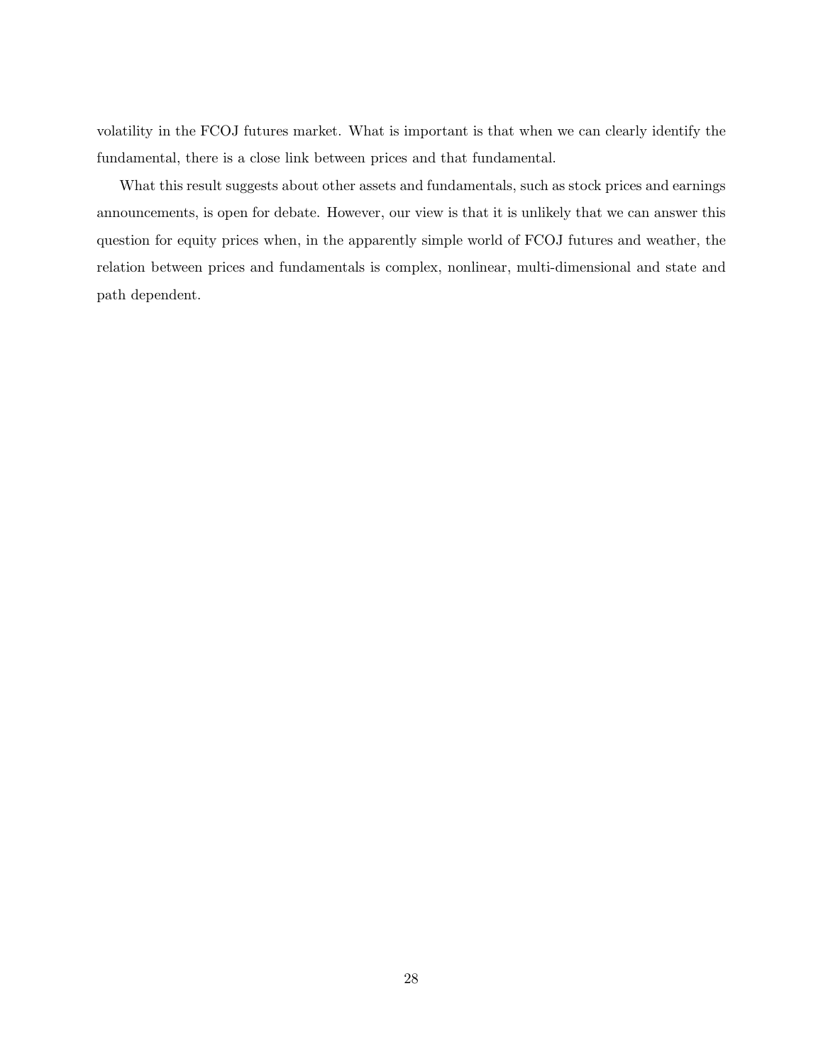volatility in the FCOJ futures market. What is important is that when we can clearly identify the fundamental, there is a close link between prices and that fundamental.

What this result suggests about other assets and fundamentals, such as stock prices and earnings announcements, is open for debate. However, our view is that it is unlikely that we can answer this question for equity prices when, in the apparently simple world of FCOJ futures and weather, the relation between prices and fundamentals is complex, nonlinear, multi-dimensional and state and path dependent.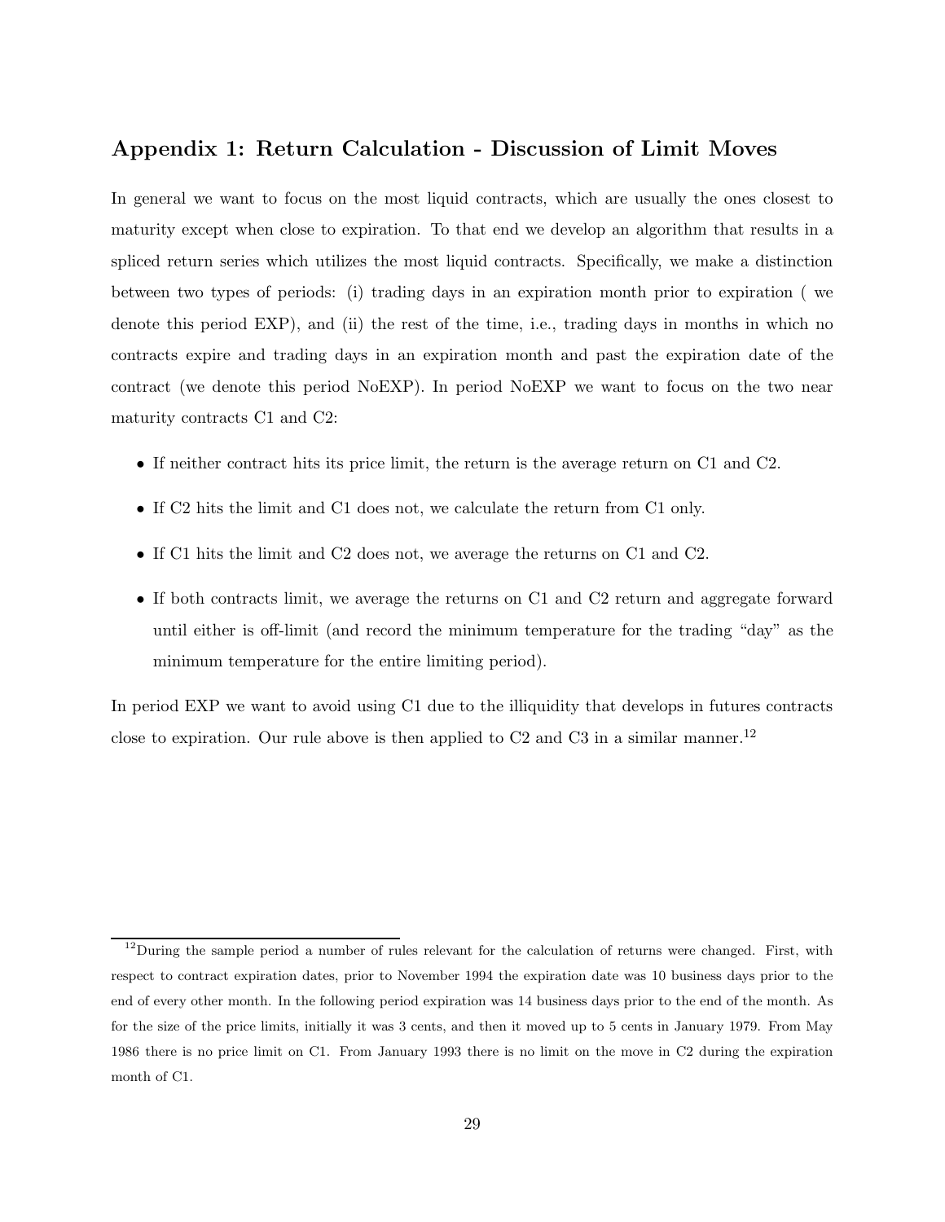## Appendix 1: Return Calculation - Discussion of Limit Moves

In general we want to focus on the most liquid contracts, which are usually the ones closest to maturity except when close to expiration. To that end we develop an algorithm that results in a spliced return series which utilizes the most liquid contracts. Specifically, we make a distinction between two types of periods: (i) trading days in an expiration month prior to expiration ( we denote this period EXP), and (ii) the rest of the time, i.e., trading days in months in which no contracts expire and trading days in an expiration month and past the expiration date of the contract (we denote this period NoEXP). In period NoEXP we want to focus on the two near maturity contracts C1 and C2:

- If neither contract hits its price limit, the return is the average return on C1 and C2.
- If C2 hits the limit and C1 does not, we calculate the return from C1 only.
- If C1 hits the limit and C2 does not, we average the returns on C1 and C2.
- If both contracts limit, we average the returns on C1 and C2 return and aggregate forward until either is off-limit (and record the minimum temperature for the trading "day" as the minimum temperature for the entire limiting period).

In period EXP we want to avoid using C1 due to the illiquidity that develops in futures contracts close to expiration. Our rule above is then applied to C2 and C3 in a similar manner.[12]

[12] During the sample period a number of rules relevant for the calculation of returns were changed. First, with respect to contract expiration dates, prior to November 1994 the expiration date was 10 business days prior to the end of every other month. In the following period expiration was 14 business days prior to the end of the month. As for the size of the price limits, initially it was 3 cents, and then it moved up to 5 cents in January 1979. From May 1986 there is no price limit on C1. From January 1993 there is no limit on the move in C2 during the expiration month of C1.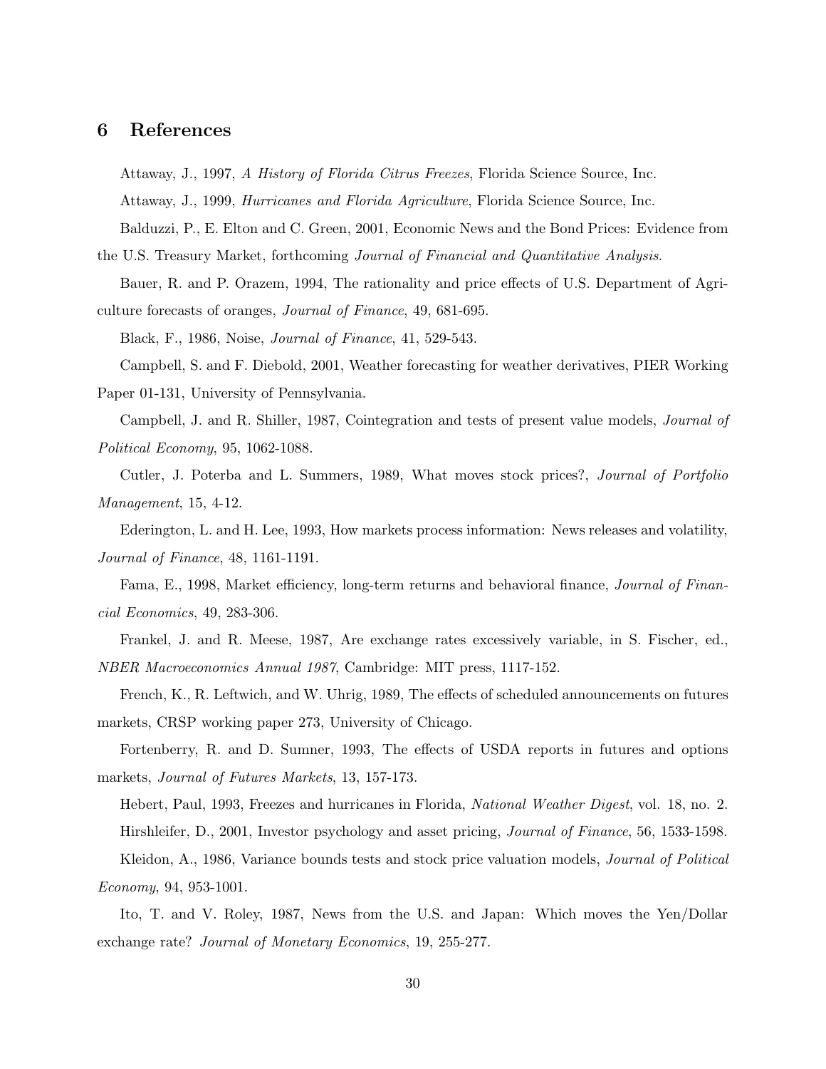## 6 References

Attaway, J., 1997, *A History of Florida Citrus Freezes*, Florida Science Source, Inc.

Attaway, J., 1999, *Hurricanes and Florida Agriculture*, Florida Science Source, Inc.

Balduzzi, P., E. Elton and C. Green, 2001, Economic News and the Bond Prices: Evidence from the U.S. Treasury Market, forthcoming *Journal of Financial and Quantitative Analysis*.

Bauer, R. and P. Orazem, 1994, The rationality and price effects of U.S. Department of Agriculture forecasts of oranges, *Journal of Finance*, 49, 681-695.

Black, F., 1986, Noise, *Journal of Finance*, 41, 529-543.

Campbell, S. and F. Diebold, 2001, Weather forecasting for weather derivatives, PIER Working Paper 01-131, University of Pennsylvania.

Campbell, J. and R. Shiller, 1987, Cointegration and tests of present value models, *Journal of Political Economy*, 95, 1062-1088.

Cutler, J. Poterba and L. Summers, 1989, What moves stock prices?, *Journal of Portfolio Management*, 15, 4-12.

Ederington, L. and H. Lee, 1993, How markets process information: News releases and volatility, *Journal of Finance*, 48, 1161-1191.

Fama, E., 1998, Market efficiency, long-term returns and behavioral finance, *Journal of Financial Economics*, 49, 283-306.

Frankel, J. and R. Meese, 1987, Are exchange rates excessively variable, in S. Fischer, ed., *NBER Macroeconomics Annual 1987*, Cambridge: MIT press, 1117-152.

French, K., R. Leftwich, and W. Uhrig, 1989, The effects of scheduled announcements on futures markets, CRSP working paper 273, University of Chicago.

Fortenberry, R. and D. Sumner, 1993, The effects of USDA reports in futures and options markets, *Journal of Futures Markets*, 13, 157-173.

Hebert, Paul, 1993, Freezes and hurricanes in Florida, *National Weather Digest*, vol. 18, no. 2.

Hirshleifer, D., 2001, Investor psychology and asset pricing, *Journal of Finance*, 56, 1533-1598.

Kleidon, A., 1986, Variance bounds tests and stock price valuation models, *Journal of Political Economy*, 94, 953-1001.

Ito, T. and V. Roley, 1987, News from the U.S. and Japan: Which moves the Yen/Dollar exchange rate? *Journal of Monetary Economics*, 19, 255-277.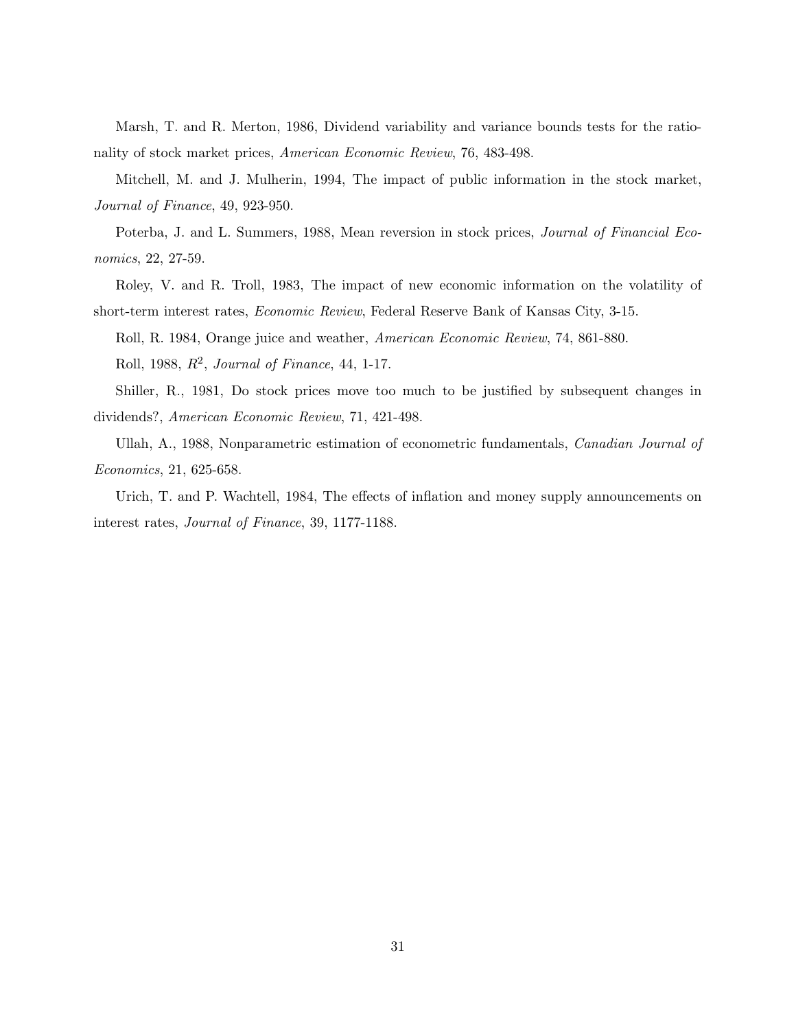Marsh, T. and R. Merton, 1986, Dividend variability and variance bounds tests for the rationality of stock market prices, *American Economic Review*, 76, 483-498.

Mitchell, M. and J. Mulherin, 1994, The impact of public information in the stock market, *Journal of Finance*, 49, 923-950.

Poterba, J. and L. Summers, 1988, Mean reversion in stock prices, *Journal of Financial Economics*, 22, 27-59.

Roley, V. and R. Troll, 1983, The impact of new economic information on the volatility of short-term interest rates, *Economic Review*, Federal Reserve Bank of Kansas City, 3-15.

Roll, R. 1984, Orange juice and weather, *American Economic Review*, 74, 861-880.

Roll, 1988, $R^2$, *Journal of Finance*, 44, 1-17.

Shiller, R., 1981, Do stock prices move too much to be justified by subsequent changes in dividends?, *American Economic Review*, 71, 421-498.

Ullah, A., 1988, Nonparametric estimation of econometric fundamentals, *Canadian Journal of Economics*, 21, 625-658.

Urich, T. and P. Wachtell, 1984, The effects of inflation and money supply announcements on interest rates, *Journal of Finance*, 39, 1177-1188.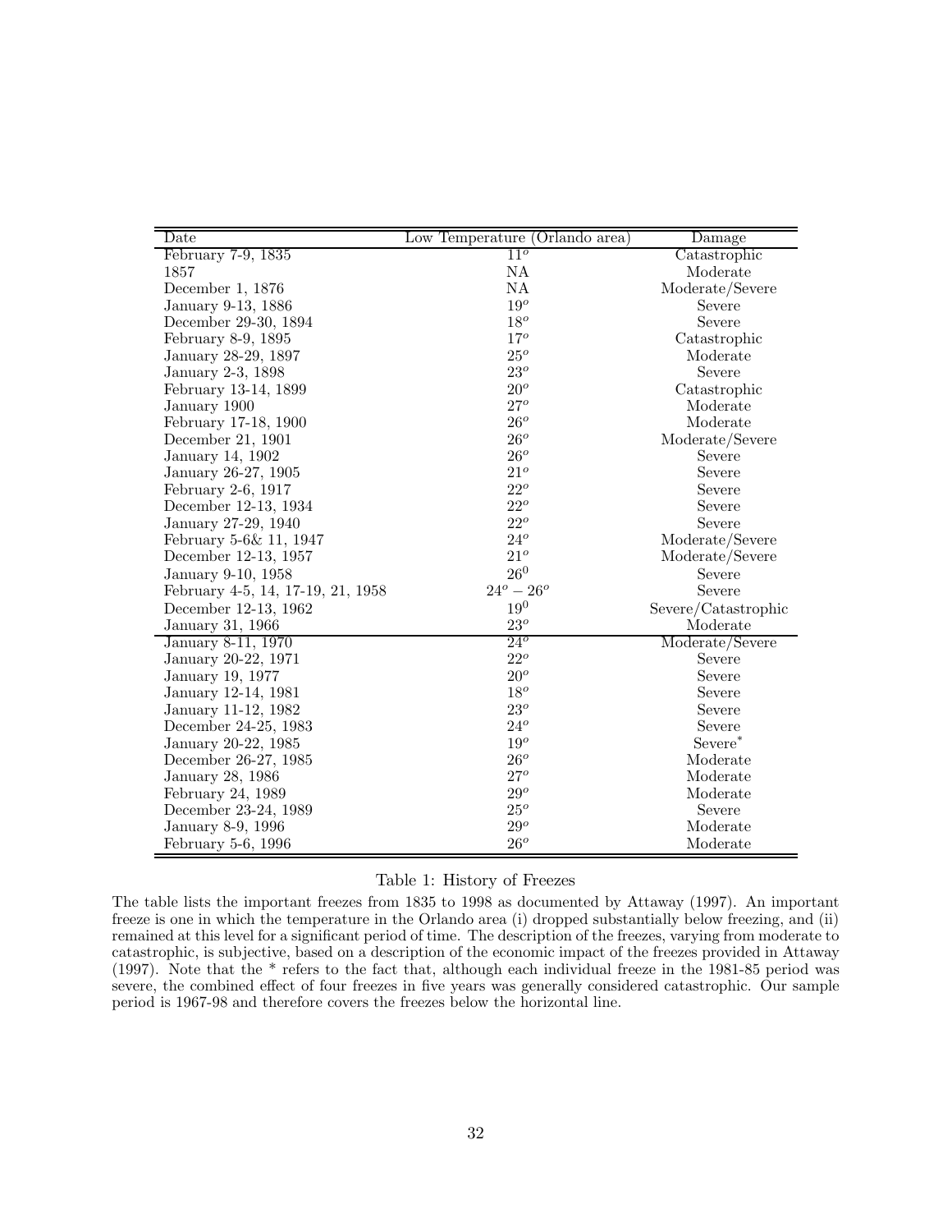| Date | Low Temperature (Orlando area) | Damage |
|---|---|---|
| February 7-9, 1835 | $11^o$ | Catastrophic |
| 1857 | NA | Moderate |
| December 1, 1876 | NA | Moderate/Severe |
| January 9-13, 1886 | $19^o$ | Severe |
| December 29-30, 1894 | $18^o$ | Severe |
| February 8-9, 1895 | $17^o$ | Catastrophic |
| January 28-29, 1897 | $25^o$ | Moderate |
| January 2-3, 1898 | $23^o$ | Severe |
| February 13-14, 1899 | $20^o$ | Catastrophic |
| January 1900 | $27^o$ | Moderate |
| February 17-18, 1900 | $26^o$ | Moderate |
| December 21, 1901 | $26^o$ | Moderate/Severe |
| January 14, 1902 | $26^o$ | Severe |
| January 26-27, 1905 | $21^o$ | Severe |
| February 2-6, 1917 | $22^o$ | Severe |
| December 12-13, 1934 | $22^o$ | Severe |
| January 27-29, 1940 | $22^o$ | Severe |
| February 5-6& 11, 1947 | $24^o$ | Moderate/Severe |
| December 12-13, 1957 | $21^o$ | Moderate/Severe |
| January 9-10, 1958 | $26^0$ | Severe |
| February 4-5, 14, 17-19, 21, 1958 | $24^o - 26^o$ | Severe |
| December 12-13, 1962 | $19^0$ | Severe/Catastrophic |
| January 31, 1966 | $23^o$ | Moderate |
| January 8-11, 1970 | $24^o$ | Moderate/Severe |
| January 20-22, 1971 | $22^o$ | Severe |
| January 19, 1977 | $20^o$ | Severe |
| January 12-14, 1981 | $18^o$ | Severe |
| January 11-12, 1982 | $23^o$ | Severe |
| December 24-25, 1983 | $24^o$ | Severe |
| January 20-22, 1985 | $19^o$ | Severe* |
| December 26-27, 1985 | $26^o$ | Moderate |
| January 28, 1986 | $27^o$ | Moderate |
| February 24, 1989 | $29^o$ | Moderate |
| December 23-24, 1989 | $25^o$ | Severe |
| January 8-9, 1996 | $29^o$ | Moderate |
| February 5-6, 1996 | $26^o$ | Moderate |

Table 1: History of Freezes

The table lists the important freezes from 1835 to 1998 as documented by Attaway (1997). An important freeze is one in which the temperature in the Orlando area (i) dropped substantially below freezing, and (ii) remained at this level for a significant period of time. The description of the freezes, varying from moderate to catastrophic, is subjective, based on a description of the economic impact of the freezes provided in Attaway (1997). Note that the * refers to the fact that, although each individual freeze in the 1981-85 period was severe, the combined effect of four freezes in five years was generally considered catastrophic. Our sample period is 1967-98 and therefore covers the freezes below the horizontal line.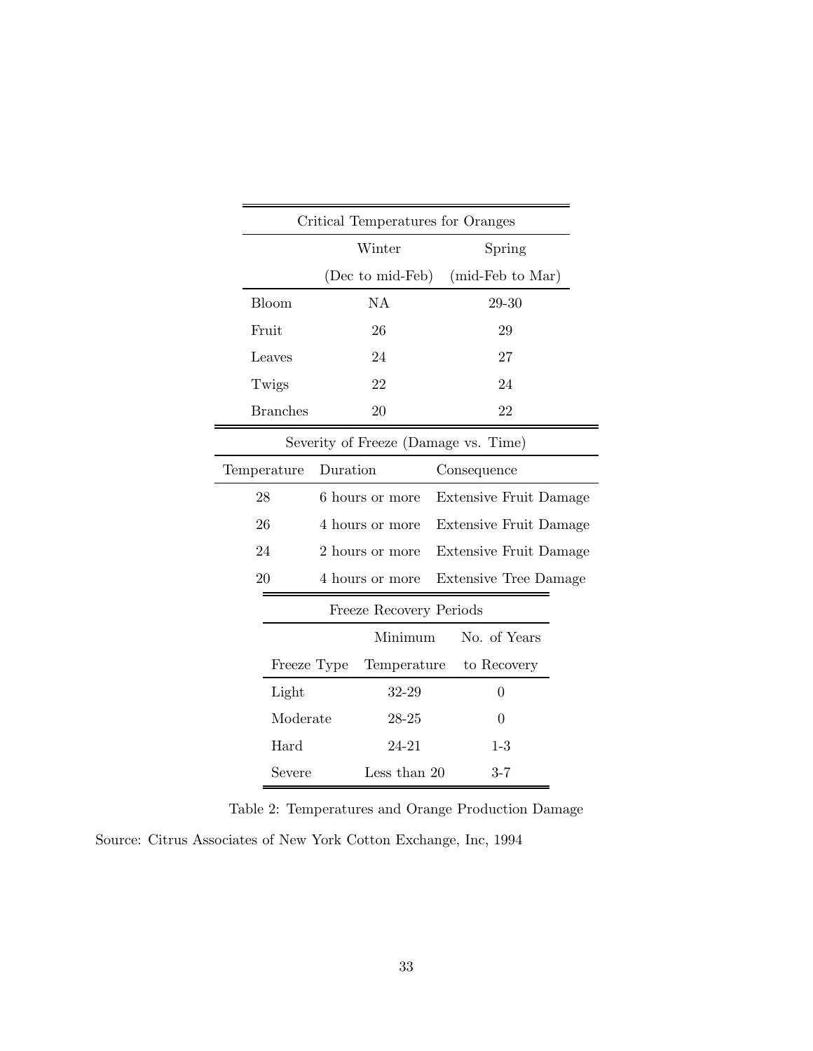| Critical Temperatures for Oranges | | |
|---|---|---|
| | Winter (Dec to mid-Feb) | Spring (mid-Feb to Mar) |
| Bloom | NA | 29-30 |
| Fruit | 26 | 29 |
| Leaves | 24 | 27 |
| Twigs | 22 | 24 |
| Branches | 20 | 22 |

| Severity of Freeze (Damage vs. Time) | | |
|---|---|---|
| Temperature | Duration | Consequence |
| 28 | 6 hours or more | Extensive Fruit Damage |
| 26 | 4 hours or more | Extensive Fruit Damage |
| 24 | 2 hours or more | Extensive Fruit Damage |
| 20 | 4 hours or more | Extensive Tree Damage |

| Freeze Recovery Periods | | |
|---|---|---|
| Freeze Type | Minimum Temperature | No. of Years to Recovery |
| Light | 32-29 | 0 |
| Moderate | 28-25 | 0 |
| Hard | 24-21 | 1-3 |
| Severe | Less than 20 | 3-7 |

Table 2: Temperatures and Orange Production Damage

Source: Citrus Associates of New York Cotton Exchange, Inc, 1994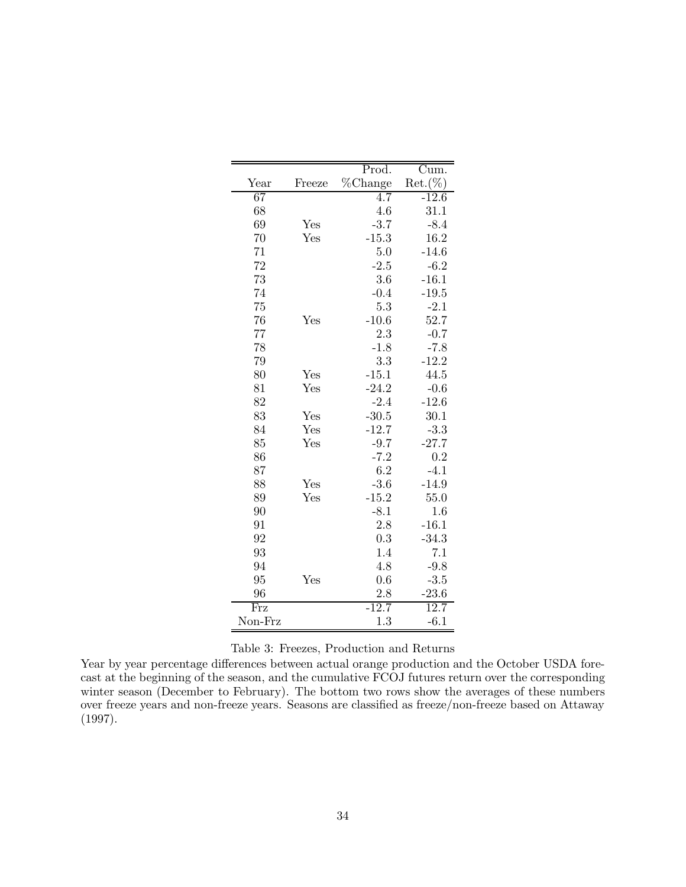| Year | Freeze | Prod. %Change | Cum. Ret.(%) |
|---|---|---|---|
| 67 | | 4.7 | -12.6 |
| 68 | | 4.6 | 31.1 |
| 69 | Yes | -3.7 | -8.4 |
| 70 | Yes | -15.3 | 16.2 |
| 71 | | 5.0 | -14.6 |
| 72 | | -2.5 | -6.2 |
| 73 | | 3.6 | -16.1 |
| 74 | | -0.4 | -19.5 |
| 75 | | 5.3 | -2.1 |
| 76 | Yes | -10.6 | 52.7 |
| 77 | | 2.3 | -0.7 |
| 78 | | -1.8 | -7.8 |
| 79 | | 3.3 | -12.2 |
| 80 | Yes | -15.1 | 44.5 |
| 81 | Yes | -24.2 | -0.6 |
| 82 | | -2.4 | -12.6 |
| 83 | Yes | -30.5 | 30.1 |
| 84 | Yes | -12.7 | -3.3 |
| 85 | Yes | -9.7 | -27.7 |
| 86 | | -7.2 | 0.2 |
| 87 | | 6.2 | -4.1 |
| 88 | Yes | -3.6 | -14.9 |
| 89 | Yes | -15.2 | 55.0 |
| 90 | | -8.1 | 1.6 |
| 91 | | 2.8 | -16.1 |
| 92 | | 0.3 | -34.3 |
| 93 | | 1.4 | 7.1 |
| 94 | | 4.8 | -9.8 |
| 95 | Yes | 0.6 | -3.5 |
| 96 | | 2.8 | -23.6 |
| Frz | | -12.7 | 12.7 |
| Non-Frz | | 1.3 | -6.1 |

Table 3: Freezes, Production and Returns

Year by year percentage differences between actual orange production and the October USDA forecast at the beginning of the season, and the cumulative FCOJ futures return over the corresponding winter season (December to February). The bottom two rows show the averages of these numbers over freeze years and non-freeze years. Seasons are classified as freeze/non-freeze based on Attaway (1997).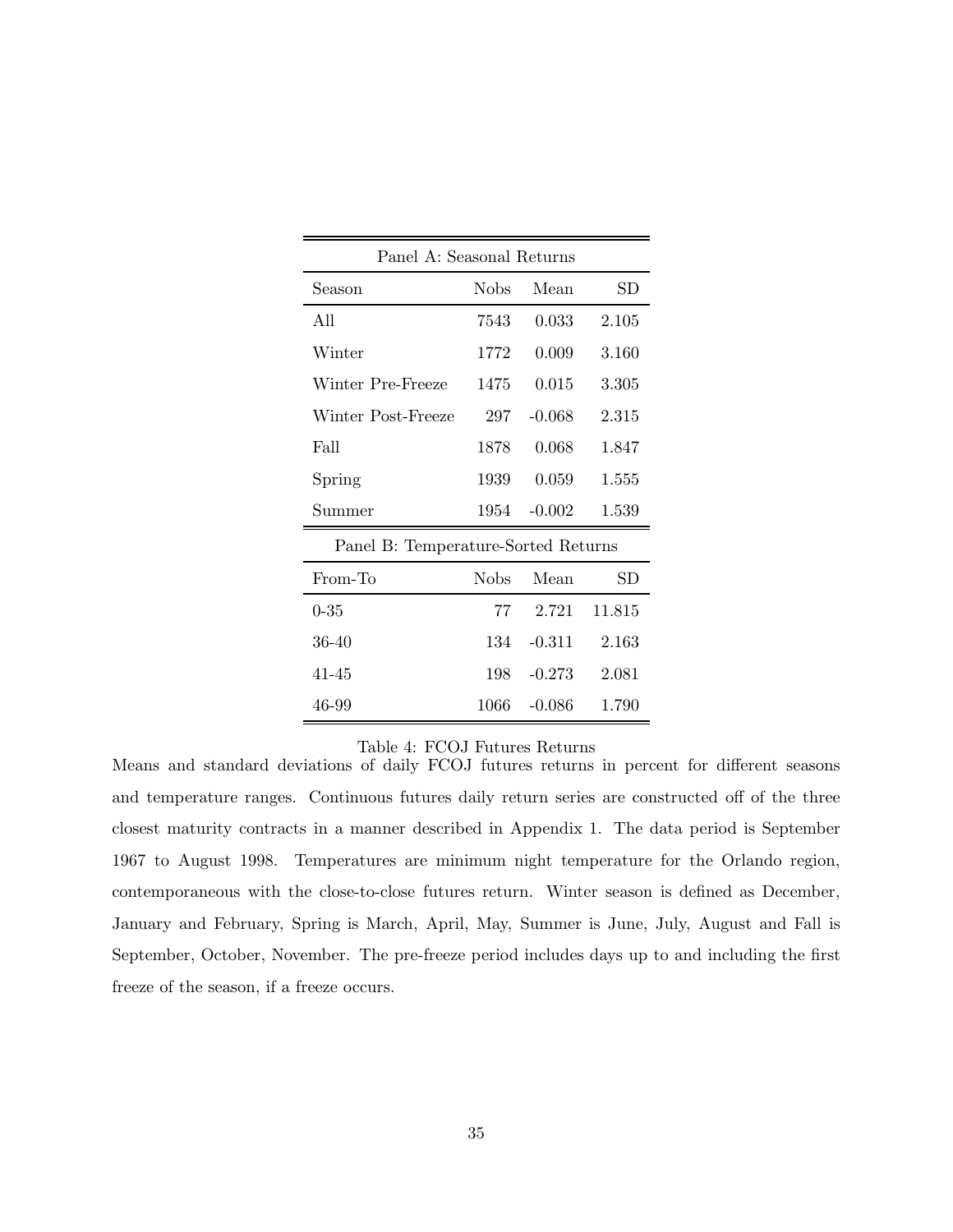| Panel A: Seasonal Returns | | | |
|---|---|---|---|
| Season | Nobs | Mean | SD |
| All | 7543 | 0.033 | 2.105 |
| Winter | 1772 | 0.009 | 3.160 |
| Winter Pre-Freeze | 1475 | 0.015 | 3.305 |
| Winter Post-Freeze | 297 | -0.068 | 2.315 |
| Fall | 1878 | 0.068 | 1.847 |
| Spring | 1939 | 0.059 | 1.555 |
| Summer | 1954 | -0.002 | 1.539 |
| **Panel B: Temperature-Sorted Returns** | | | |
| From-To | Nobs | Mean | SD |
| 0-35 | 77 | 2.721 | 11.815 |
| 36-40 | 134 | -0.311 | 2.163 |
| 41-45 | 198 | -0.273 | 2.081 |
| 46-99 | 1066 | -0.086 | 1.790 |

Table 4: FCOJ Futures Returns

Means and standard deviations of daily FCOJ futures returns in percent for different seasons and temperature ranges. Continuous futures daily return series are constructed off of the three closest maturity contracts in a manner described in Appendix 1. The data period is September 1967 to August 1998. Temperatures are minimum night temperature for the Orlando region, contemporaneous with the close-to-close futures return. Winter season is defined as December, January and February, Spring is March, April, May, Summer is June, July, August and Fall is September, October, November. The pre-freeze period includes days up to and including the first freeze of the season, if a freeze occurs.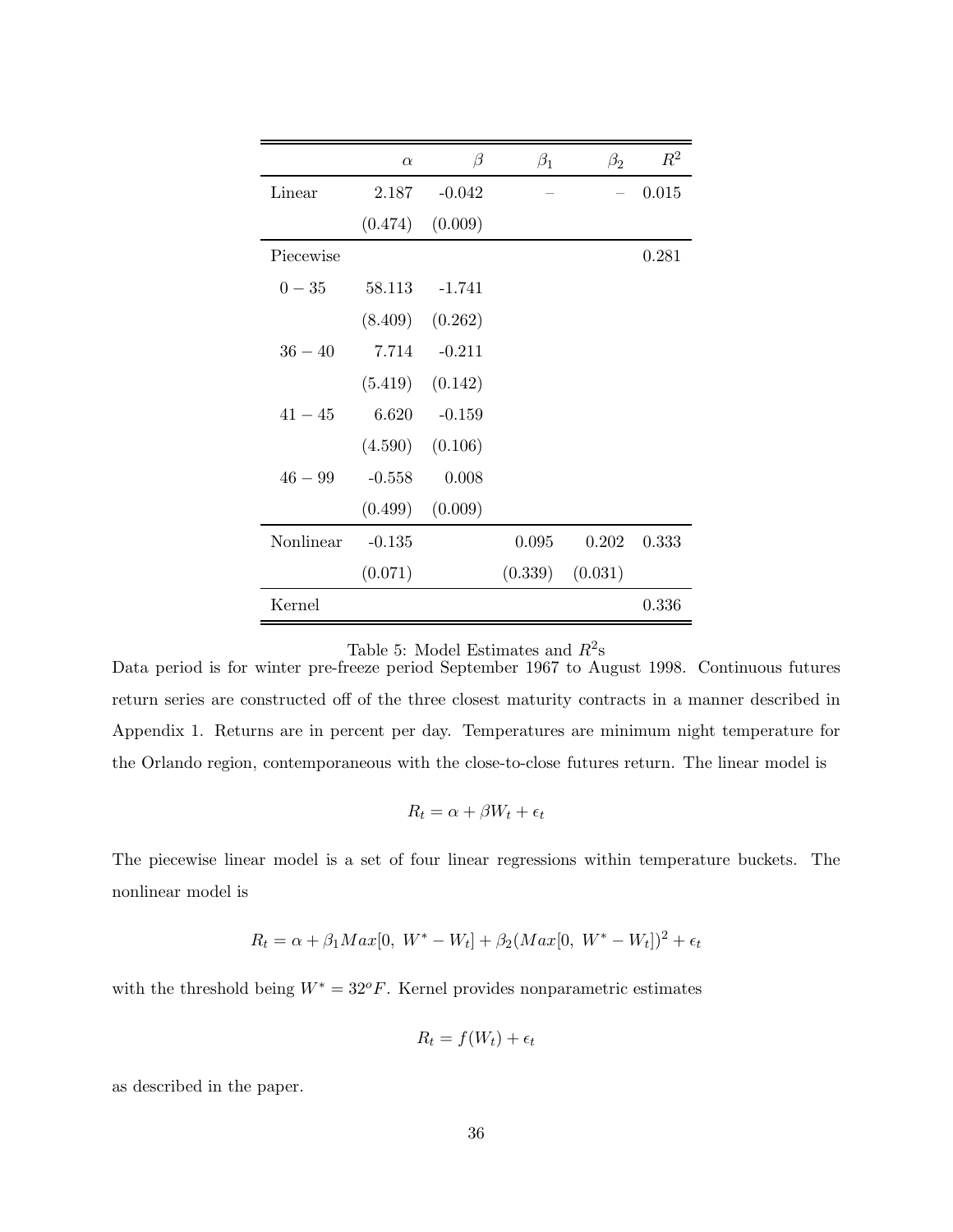| | $\alpha$ | $\beta$ | $\beta_1$ | $\beta_2$ | $R^2$ |
|---|---|---|---|---|---|
| Linear | 2.187 | -0.042 | – | – | 0.015 |
| | (0.474) | (0.009) | | | |
| Piecewise | | | | | 0.281 |
| $0-35$ | 58.113 | -1.741 | | | |
| | (8.409) | (0.262) | | | |
| $36-40$ | 7.714 | -0.211 | | | |
| | (5.419) | (0.142) | | | |
| $41-45$ | 6.620 | -0.159 | | | |
| | (4.590) | (0.106) | | | |
| $46-99$ | -0.558 | 0.008 | | | |
| | (0.499) | (0.009) | | | |
| Nonlinear | -0.135 | | 0.095 | 0.202 | 0.333 |
| | (0.071) | | (0.339) | (0.031) | |
| Kernel | | | | | 0.336 |

Table 5: Model Estimates and $R^2$s

Data period is for winter pre-freeze period September 1967 to August 1998. Continuous futures return series are constructed off of the three closest maturity contracts in a manner described in Appendix 1. Returns are in percent per day. Temperatures are minimum night temperature for the Orlando region, contemporaneous with the close-to-close futures return. The linear model is

$$R_t = \alpha + \beta W_t + \epsilon_t$$

The piecewise linear model is a set of four linear regressions within temperature buckets. The nonlinear model is

$$R_t = \alpha + \beta_1 Max[0,\ W^* - W_t] + \beta_2 (Max[0,\ W^* - W_t])^2 + \epsilon_t$$

with the threshold being $W^* = 32^o F$. Kernel provides nonparametric estimates

$$R_t = f(W_t) + \epsilon_t$$

as described in the paper.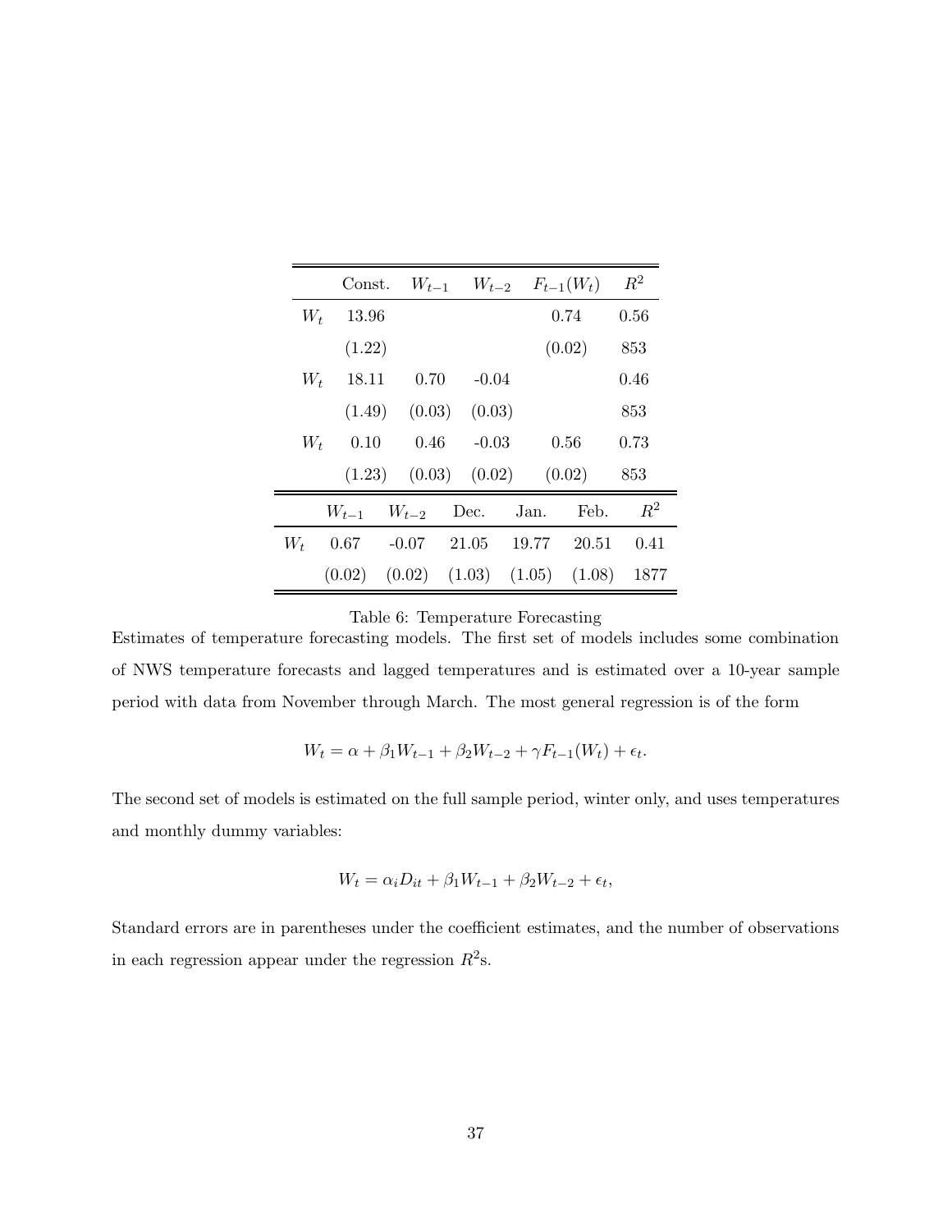|  | Const. | $W_{t-1}$ | $W_{t-2}$ | $F_{t-1}(W_t)$ | $R^2$ |
|---|---|---|---|---|---|
| $W_t$ | 13.96 |  |  | 0.74 | 0.56 |
|  | (1.22) |  |  | (0.02) | 853 |
| $W_t$ | 18.11 | 0.70 | -0.04 |  | 0.46 |
|  | (1.49) | (0.03) | (0.03) |  | 853 |
| $W_t$ | 0.10 | 0.46 | -0.03 | 0.56 | 0.73 |
|  | (1.23) | (0.03) | (0.02) | (0.02) | 853 |

|  | $W_{t-1}$ | $W_{t-2}$ | Dec. | Jan. | Feb. | $R^2$ |
|---|---|---|---|---|---|---|
| $W_t$ | 0.67 | -0.07 | 21.05 | 19.77 | 20.51 | 0.41 |
|  | (0.02) | (0.02) | (1.03) | (1.05) | (1.08) | 1877 |

Table 6: Temperature Forecasting

Estimates of temperature forecasting models. The first set of models includes some combination of NWS temperature forecasts and lagged temperatures and is estimated over a 10-year sample period with data from November through March. The most general regression is of the form

$$W_t = \alpha + \beta_1 W_{t-1} + \beta_2 W_{t-2} + \gamma F_{t-1}(W_t) + \epsilon_t.$$

The second set of models is estimated on the full sample period, winter only, and uses temperatures and monthly dummy variables:

$$W_t = \alpha_i D_{it} + \beta_1 W_{t-1} + \beta_2 W_{t-2} + \epsilon_t,$$

Standard errors are in parentheses under the coefficient estimates, and the number of observations in each regression appear under the regression $R^2$s.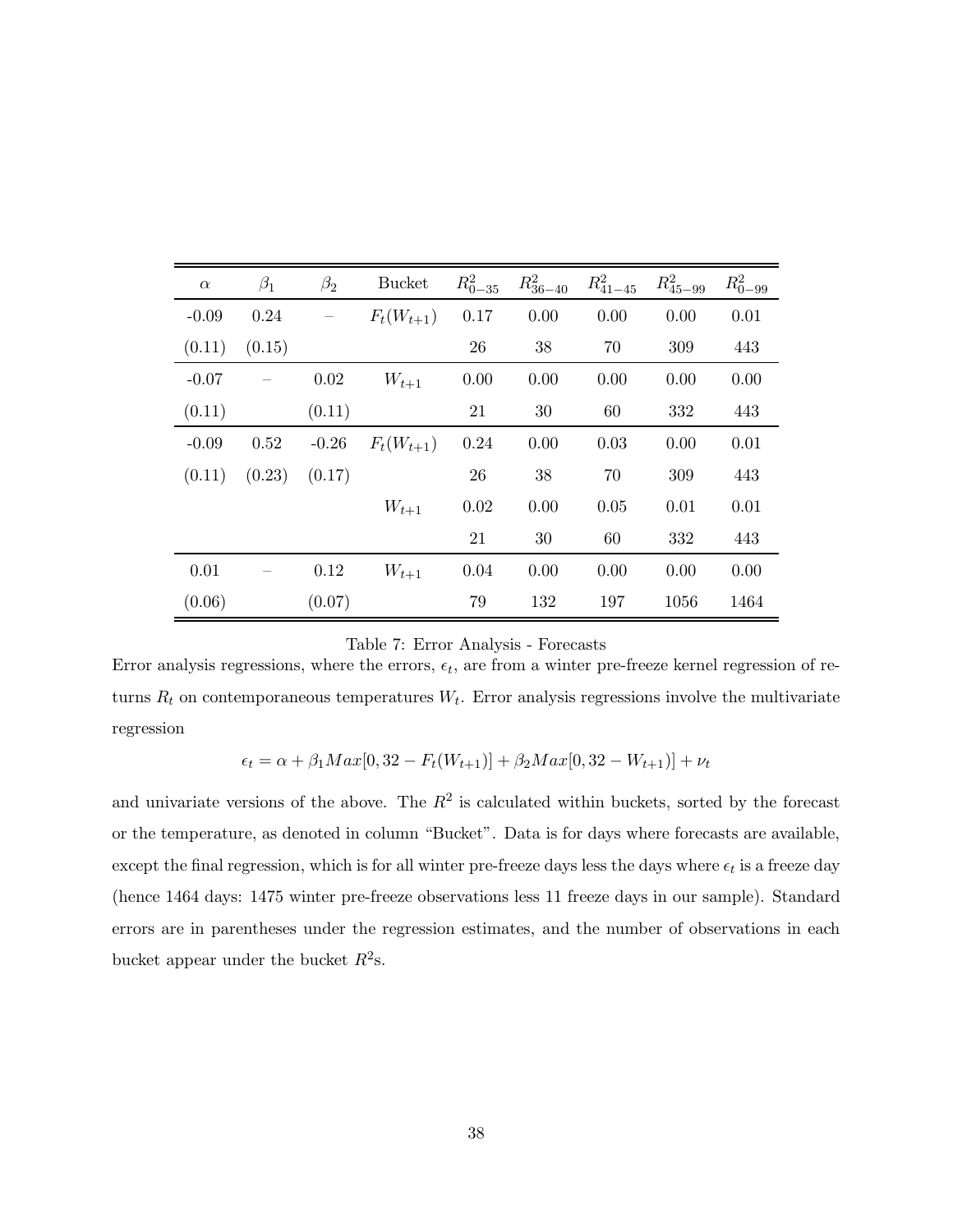| $\alpha$ | $\beta_1$ | $\beta_2$ | Bucket | $R^2_{0-35}$ | $R^2_{36-40}$ | $R^2_{41-45}$ | $R^2_{45-99}$ | $R^2_{0-99}$ |
|---|---|---|---|---|---|---|---|---|
| -0.09 | 0.24 | – | $F_t(W_{t+1})$ | 0.17 | 0.00 | 0.00 | 0.00 | 0.01 |
| (0.11) | (0.15) | | | 26 | 38 | 70 | 309 | 443 |
| -0.07 | – | 0.02 | $W_{t+1}$ | 0.00 | 0.00 | 0.00 | 0.00 | 0.00 |
| (0.11) | | (0.11) | | 21 | 30 | 60 | 332 | 443 |
| -0.09 | 0.52 | -0.26 | $F_t(W_{t+1})$ | 0.24 | 0.00 | 0.03 | 0.00 | 0.01 |
| (0.11) | (0.23) | (0.17) | | 26 | 38 | 70 | 309 | 443 |
| | | | $W_{t+1}$ | 0.02 | 0.00 | 0.05 | 0.01 | 0.01 |
| | | | | 21 | 30 | 60 | 332 | 443 |
| 0.01 | – | 0.12 | $W_{t+1}$ | 0.04 | 0.00 | 0.00 | 0.00 | 0.00 |
| (0.06) | | (0.07) | | 79 | 132 | 197 | 1056 | 1464 |

Table 7: Error Analysis - Forecasts

Error analysis regressions, where the errors, $\epsilon_t$, are from a winter pre-freeze kernel regression of returns $R_t$ on contemporaneous temperatures $W_t$. Error analysis regressions involve the multivariate regression

$$\epsilon_t = \alpha + \beta_1 Max[0, 32 - F_t(W_{t+1})] + \beta_2 Max[0, 32 - W_{t+1})] + \nu_t$$

and univariate versions of the above. The $R^2$ is calculated within buckets, sorted by the forecast or the temperature, as denoted in column "Bucket". Data is for days where forecasts are available, except the final regression, which is for all winter pre-freeze days less the days where $\epsilon_t$ is a freeze day (hence 1464 days: 1475 winter pre-freeze observations less 11 freeze days in our sample). Standard errors are in parentheses under the regression estimates, and the number of observations in each bucket appear under the bucket $R^2$s.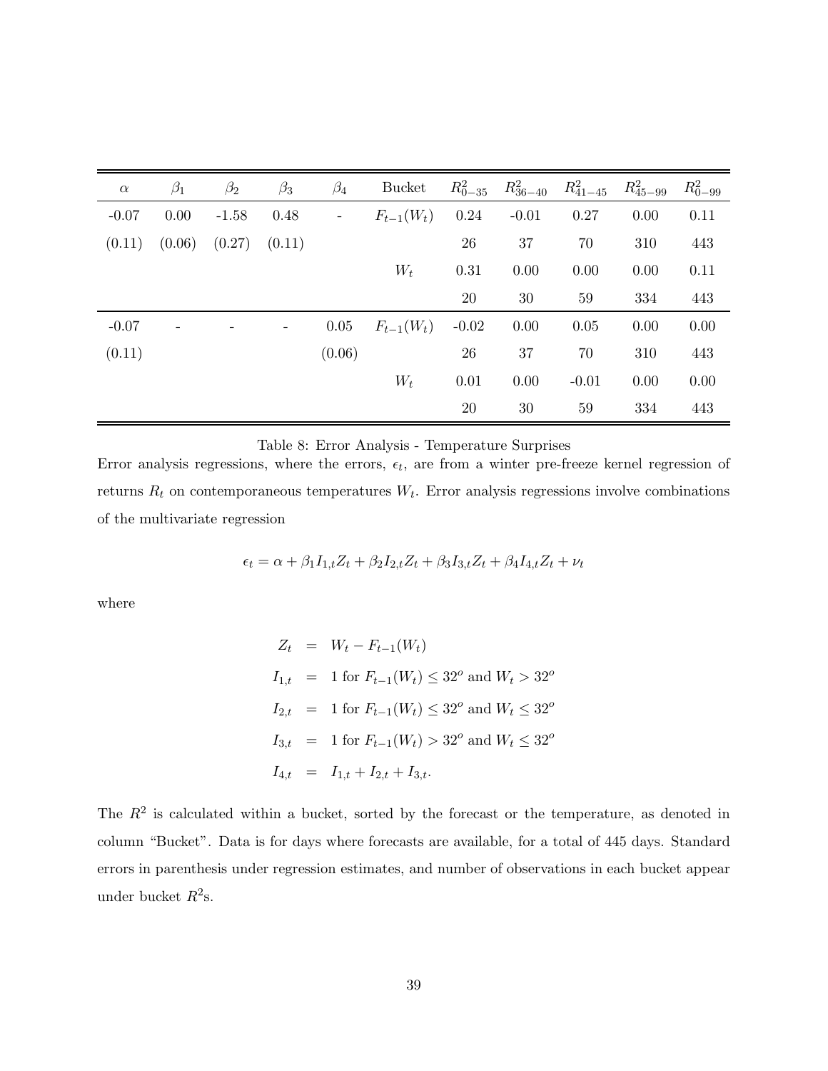| $\alpha$ | $\beta_1$ | $\beta_2$ | $\beta_3$ | $\beta_4$ | Bucket | $R^2_{0-35}$ | $R^2_{36-40}$ | $R^2_{41-45}$ | $R^2_{45-99}$ | $R^2_{0-99}$ |
|---|---|---|---|---|---|---|---|---|---|---|
| -0.07 | 0.00 | -1.58 | 0.48 | - | $F_{t-1}(W_t)$ | 0.24 | -0.01 | 0.27 | 0.00 | 0.11 |
| (0.11) | (0.06) | (0.27) | (0.11) | | | 26 | 37 | 70 | 310 | 443 |
| | | | | | $W_t$ | 0.31 | 0.00 | 0.00 | 0.00 | 0.11 |
| | | | | | | 20 | 30 | 59 | 334 | 443 |
| -0.07 | - | - | - | 0.05 | $F_{t-1}(W_t)$ | -0.02 | 0.00 | 0.05 | 0.00 | 0.00 |
| (0.11) | | | | (0.06) | | 26 | 37 | 70 | 310 | 443 |
| | | | | | $W_t$ | 0.01 | 0.00 | -0.01 | 0.00 | 0.00 |
| | | | | | | 20 | 30 | 59 | 334 | 443 |

Table 8: Error Analysis - Temperature Surprises

Error analysis regressions, where the errors, $\epsilon_t$, are from a winter pre-freeze kernel regression of returns $R_t$ on contemporaneous temperatures $W_t$. Error analysis regressions involve combinations of the multivariate regression

$$\epsilon_t = \alpha + \beta_1 I_{1,t} Z_t + \beta_2 I_{2,t} Z_t + \beta_3 I_{3,t} Z_t + \beta_4 I_{4,t} Z_t + \nu_t$$

where

$$\begin{aligned}
Z_t &= W_t - F_{t-1}(W_t) \\
I_{1,t} &= 1 \text{ for } F_{t-1}(W_t) \leq 32^o \text{ and } W_t > 32^o \\
I_{2,t} &= 1 \text{ for } F_{t-1}(W_t) \leq 32^o \text{ and } W_t \leq 32^o \\
I_{3,t} &= 1 \text{ for } F_{t-1}(W_t) > 32^o \text{ and } W_t \leq 32^o \\
I_{4,t} &= I_{1,t} + I_{2,t} + I_{3,t}.
\end{aligned}$$

The $R^2$ is calculated within a bucket, sorted by the forecast or the temperature, as denoted in column "Bucket". Data is for days where forecasts are available, for a total of 445 days. Standard errors in parenthesis under regression estimates, and number of observations in each bucket appear under bucket $R^2$s.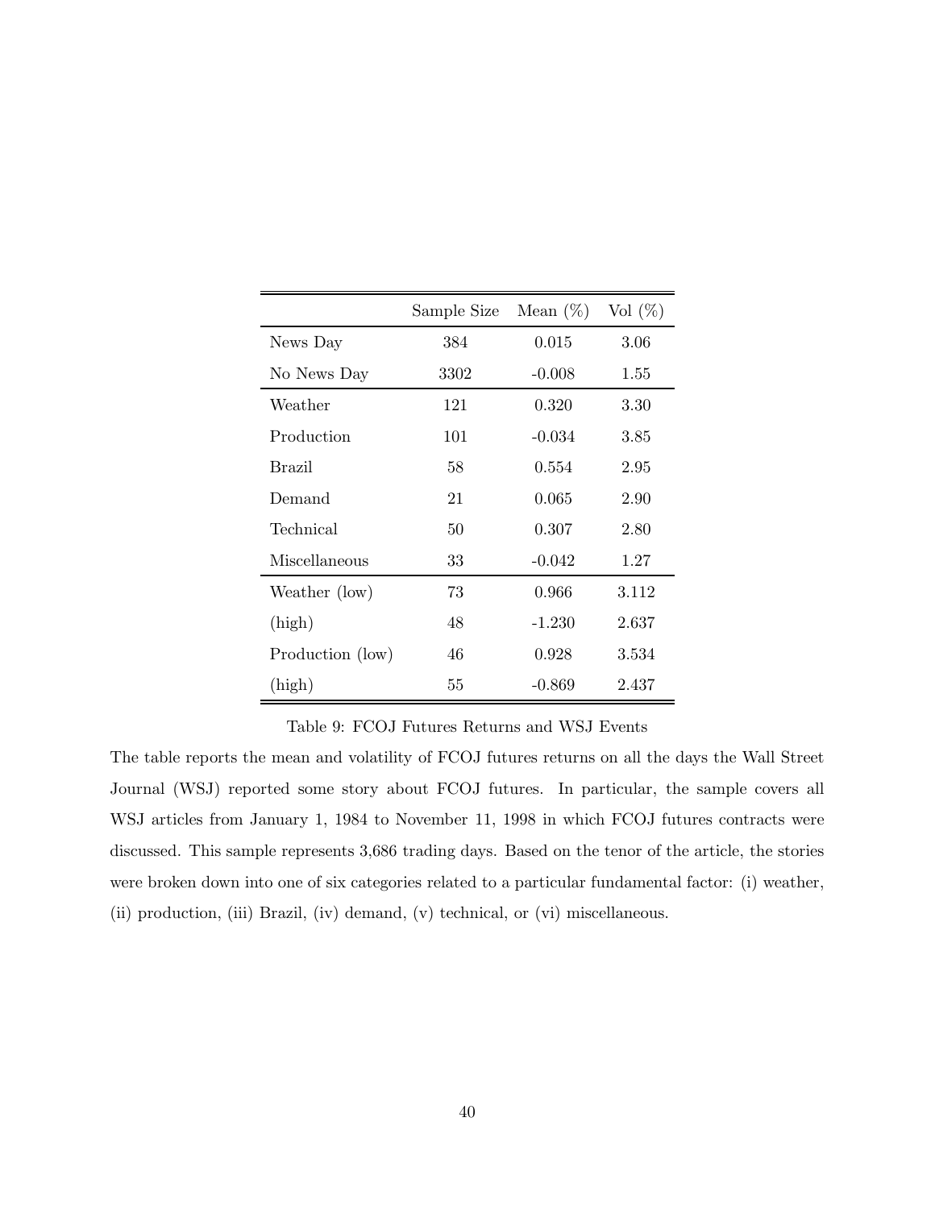| | Sample Size | Mean (%) | Vol (%) |
|---|---|---|---|
| News Day | 384 | 0.015 | 3.06 |
| No News Day | 3302 | -0.008 | 1.55 |
| Weather | 121 | 0.320 | 3.30 |
| Production | 101 | -0.034 | 3.85 |
| Brazil | 58 | 0.554 | 2.95 |
| Demand | 21 | 0.065 | 2.90 |
| Technical | 50 | 0.307 | 2.80 |
| Miscellaneous | 33 | -0.042 | 1.27 |
| Weather (low) | 73 | 0.966 | 3.112 |
| (high) | 48 | -1.230 | 2.637 |
| Production (low) | 46 | 0.928 | 3.534 |
| (high) | 55 | -0.869 | 2.437 |

Table 9: FCOJ Futures Returns and WSJ Events

The table reports the mean and volatility of FCOJ futures returns on all the days the Wall Street Journal (WSJ) reported some story about FCOJ futures. In particular, the sample covers all WSJ articles from January 1, 1984 to November 11, 1998 in which FCOJ futures contracts were discussed. This sample represents 3,686 trading days. Based on the tenor of the article, the stories were broken down into one of six categories related to a particular fundamental factor: (i) weather, (ii) production, (iii) Brazil, (iv) demand, (v) technical, or (vi) miscellaneous.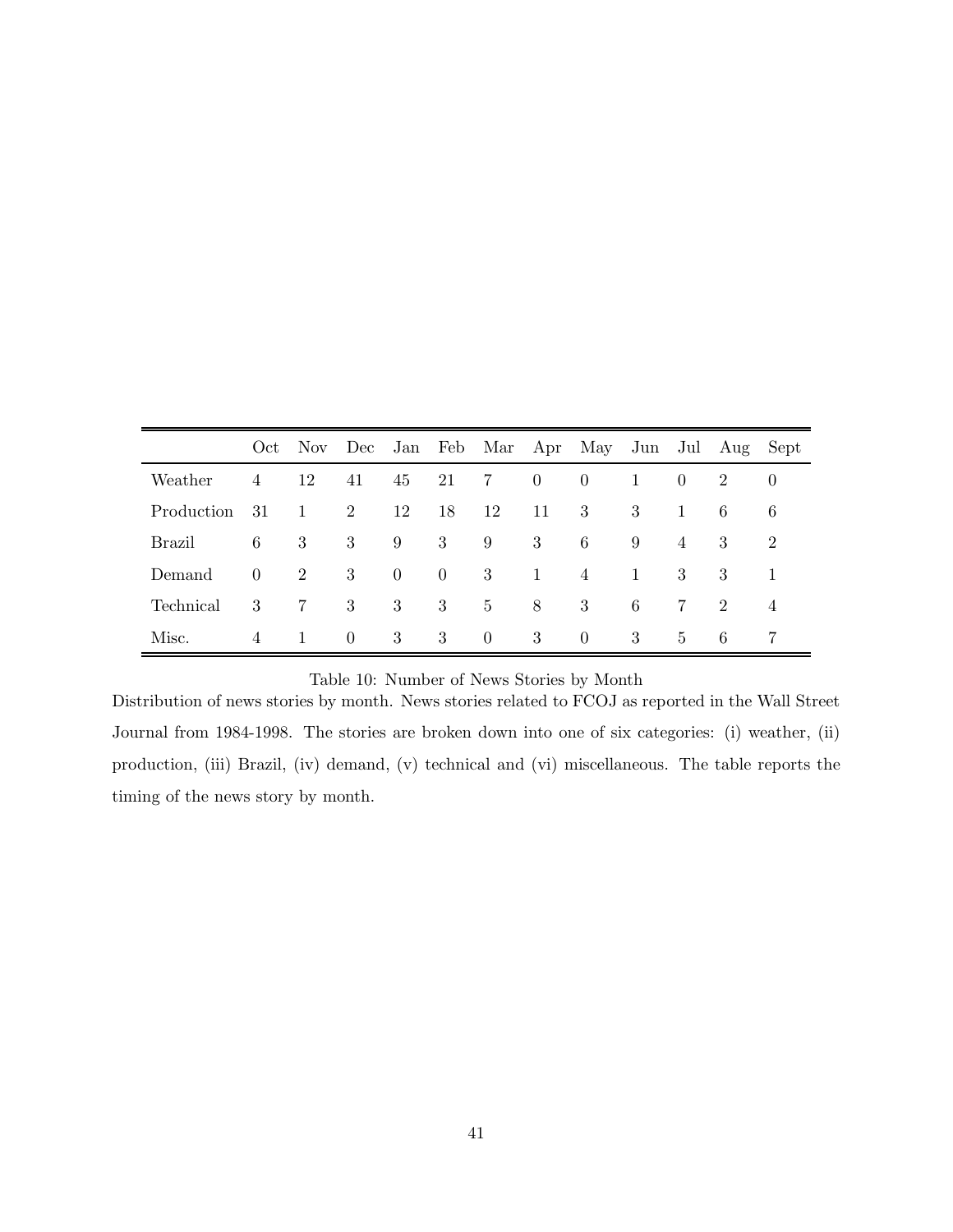|  | Oct | Nov | Dec | Jan | Feb | Mar | Apr | May | Jun | Jul | Aug | Sept |
|---|---|---|---|---|---|---|---|---|---|---|---|---|
| Weather | 4 | 12 | 41 | 45 | 21 | 7 | 0 | 0 | 1 | 0 | 2 | 0 |
| Production | 31 | 1 | 2 | 12 | 18 | 12 | 11 | 3 | 3 | 1 | 6 | 6 |
| Brazil | 6 | 3 | 3 | 9 | 3 | 9 | 3 | 6 | 9 | 4 | 3 | 2 |
| Demand | 0 | 2 | 3 | 0 | 0 | 3 | 1 | 4 | 1 | 3 | 3 | 1 |
| Technical | 3 | 7 | 3 | 3 | 3 | 5 | 8 | 3 | 6 | 7 | 2 | 4 |
| Misc. | 4 | 1 | 0 | 3 | 3 | 0 | 3 | 0 | 3 | 5 | 6 | 7 |

Table 10: Number of News Stories by Month

Distribution of news stories by month. News stories related to FCOJ as reported in the Wall Street Journal from 1984-1998. The stories are broken down into one of six categories: (i) weather, (ii) production, (iii) Brazil, (iv) demand, (v) technical and (vi) miscellaneous. The table reports the timing of the news story by month.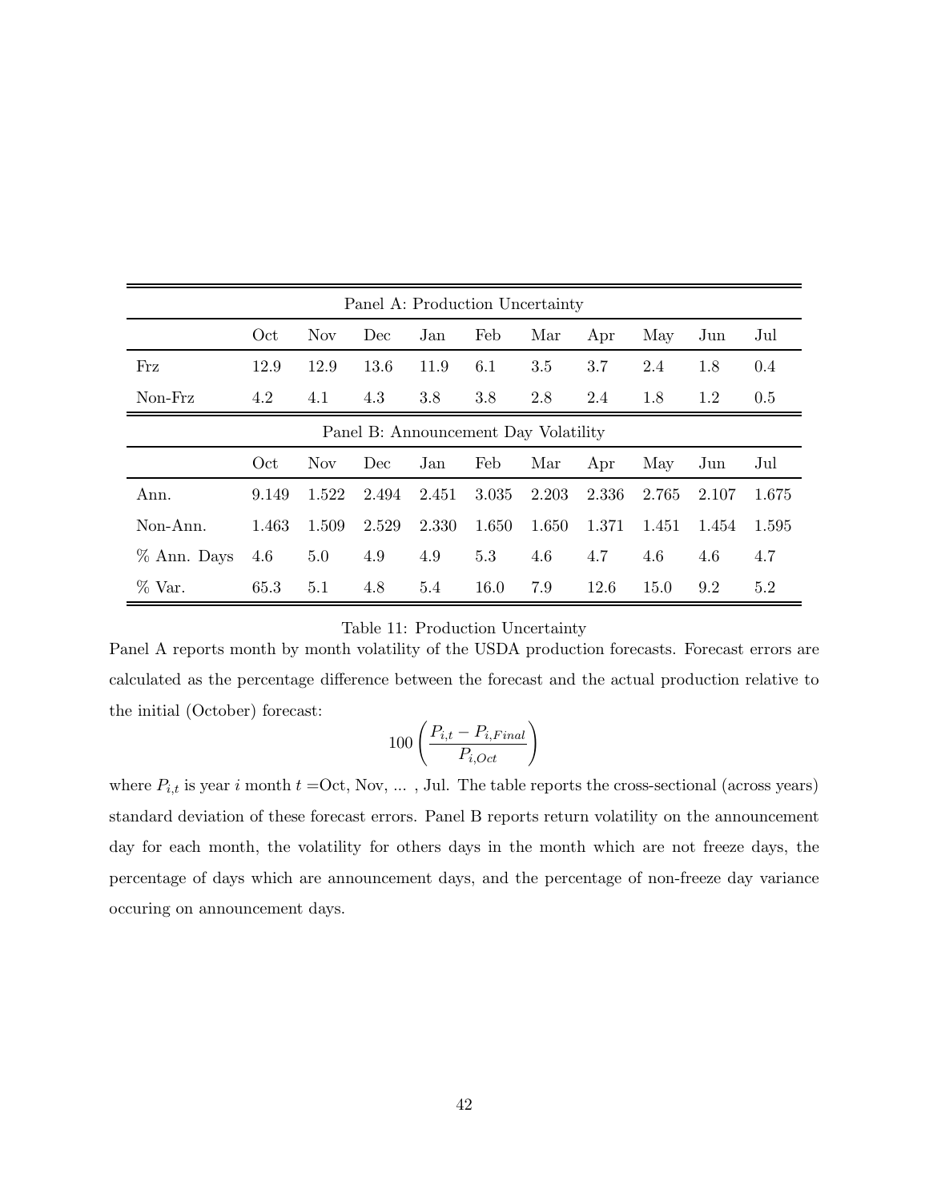| Panel A: Production Uncertainty | | | | | | | | | | |
|---|---|---|---|---|---|---|---|---|---|---|
| | Oct | Nov | Dec | Jan | Feb | Mar | Apr | May | Jun | Jul |
| Frz | 12.9 | 12.9 | 13.6 | 11.9 | 6.1 | 3.5 | 3.7 | 2.4 | 1.8 | 0.4 |
| Non-Frz | 4.2 | 4.1 | 4.3 | 3.8 | 3.8 | 2.8 | 2.4 | 1.8 | 1.2 | 0.5 |

| Panel B: Announcement Day Volatility | | | | | | | | | | |
|---|---|---|---|---|---|---|---|---|---|---|
| | Oct | Nov | Dec | Jan | Feb | Mar | Apr | May | Jun | Jul |
| Ann. | 9.149 | 1.522 | 2.494 | 2.451 | 3.035 | 2.203 | 2.336 | 2.765 | 2.107 | 1.675 |
| Non-Ann. | 1.463 | 1.509 | 2.529 | 2.330 | 1.650 | 1.650 | 1.371 | 1.451 | 1.454 | 1.595 |
| % Ann. Days | 4.6 | 5.0 | 4.9 | 4.9 | 5.3 | 4.6 | 4.7 | 4.6 | 4.6 | 4.7 |
| % Var. | 65.3 | 5.1 | 4.8 | 5.4 | 16.0 | 7.9 | 12.6 | 15.0 | 9.2 | 5.2 |

Table 11: Production Uncertainty

Panel A reports month by month volatility of the USDA production forecasts. Forecast errors are calculated as the percentage difference between the forecast and the actual production relative to the initial (October) forecast:

$$100\left(\frac{P_{i,t} - P_{i,Final}}{P_{i,Oct}}\right)$$

where $P_{i,t}$ is year $i$ month $t$ =Oct, Nov, ... , Jul. The table reports the cross-sectional (across years) standard deviation of these forecast errors. Panel B reports return volatility on the announcement day for each month, the volatility for others days in the month which are not freeze days, the percentage of days which are announcement days, and the percentage of non-freeze day variance occuring on announcement days.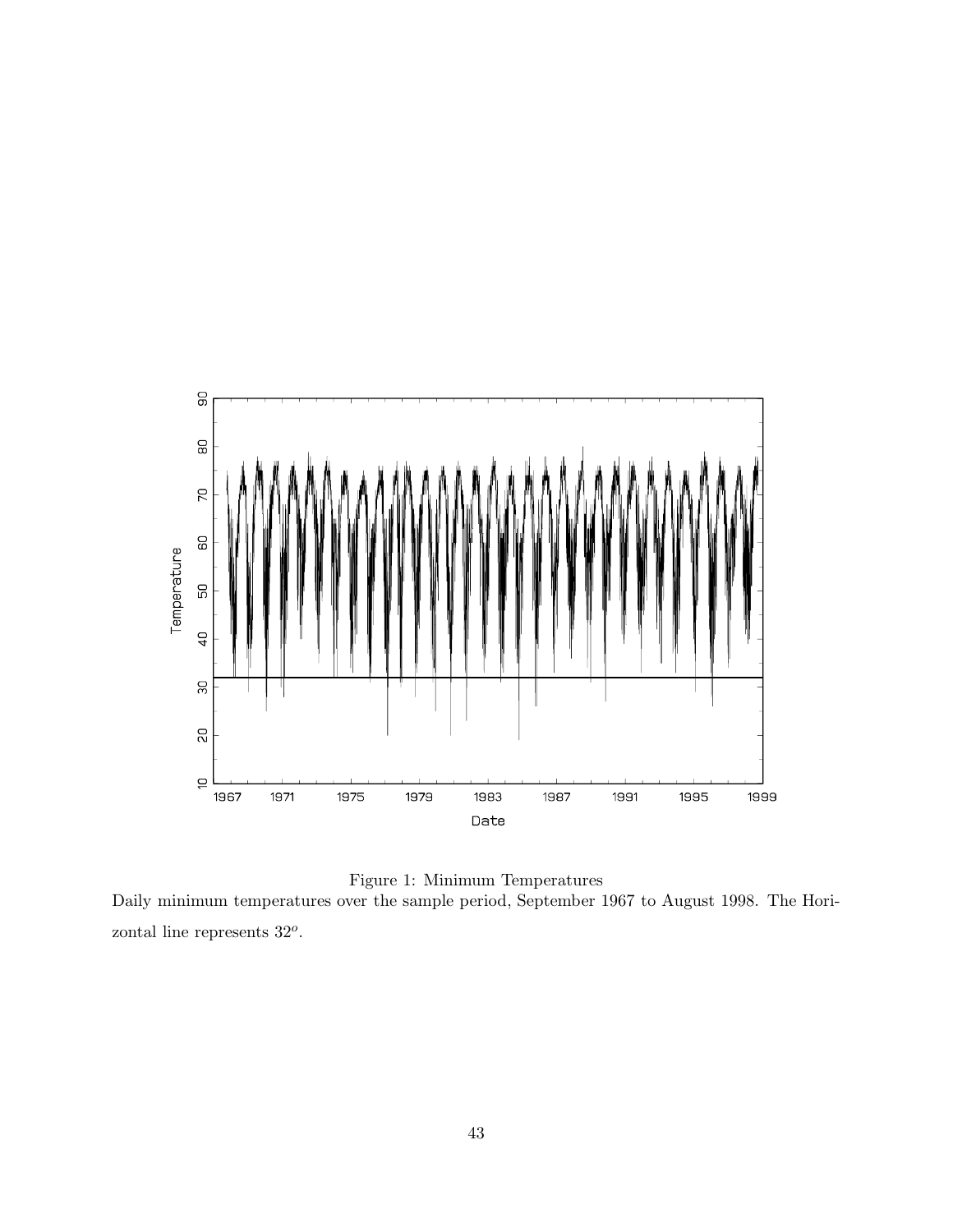Figure 1: Minimum Temperatures

Daily minimum temperatures over the sample period, September 1967 to August 1998. The Horizontal line represents $32^o$.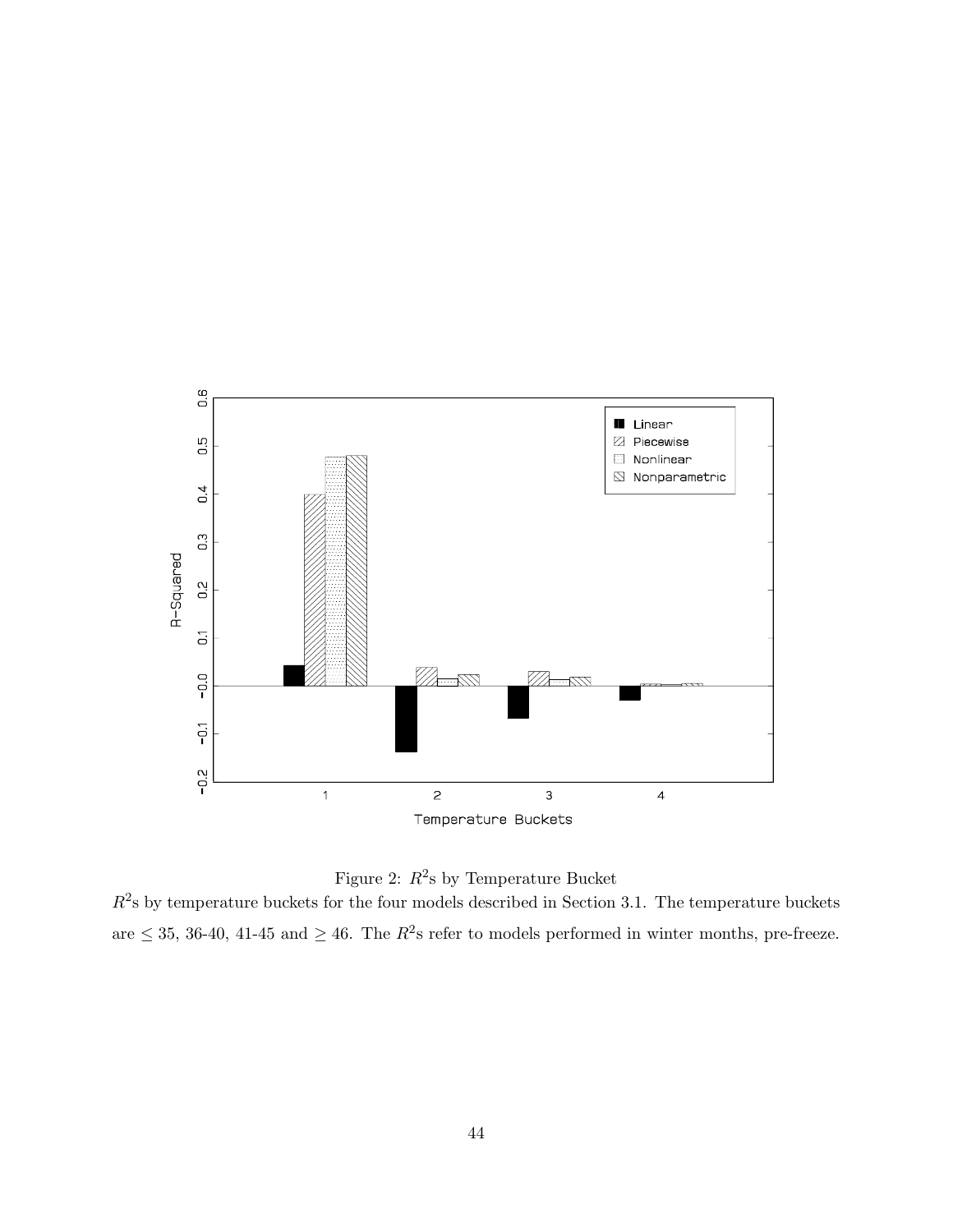Figure 2: $R^2$s by Temperature Bucket

$R^2$s by temperature buckets for the four models described in Section 3.1. The temperature buckets are $\leq 35$, 36-40, 41-45 and $\geq 46$. The $R^2$s refer to models performed in winter months, pre-freeze.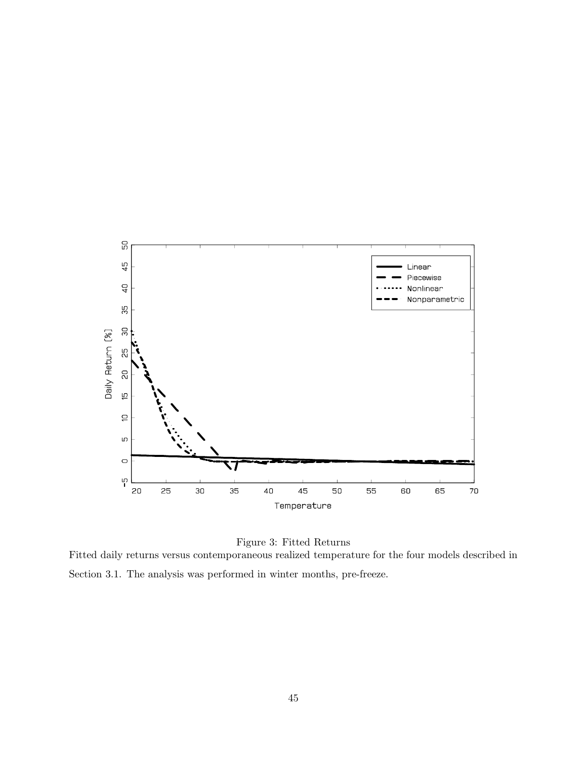Figure 3: Fitted Returns

Fitted daily returns versus contemporaneous realized temperature for the four models described in Section 3.1. The analysis was performed in winter months, pre-freeze.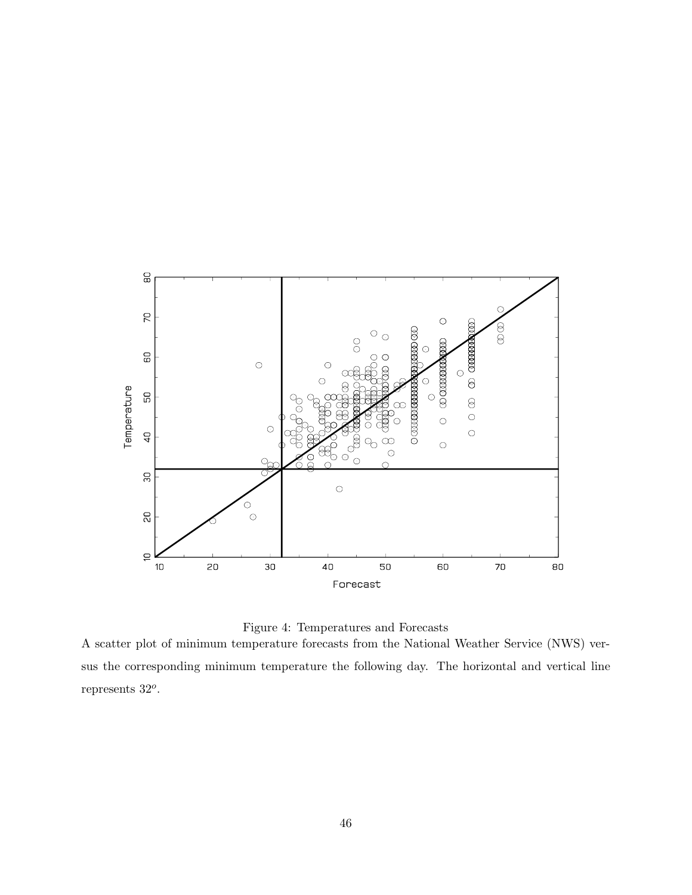Figure 4: Temperatures and Forecasts

A scatter plot of minimum temperature forecasts from the National Weather Service (NWS) versus the corresponding minimum temperature the following day. The horizontal and vertical line represents $32^o$.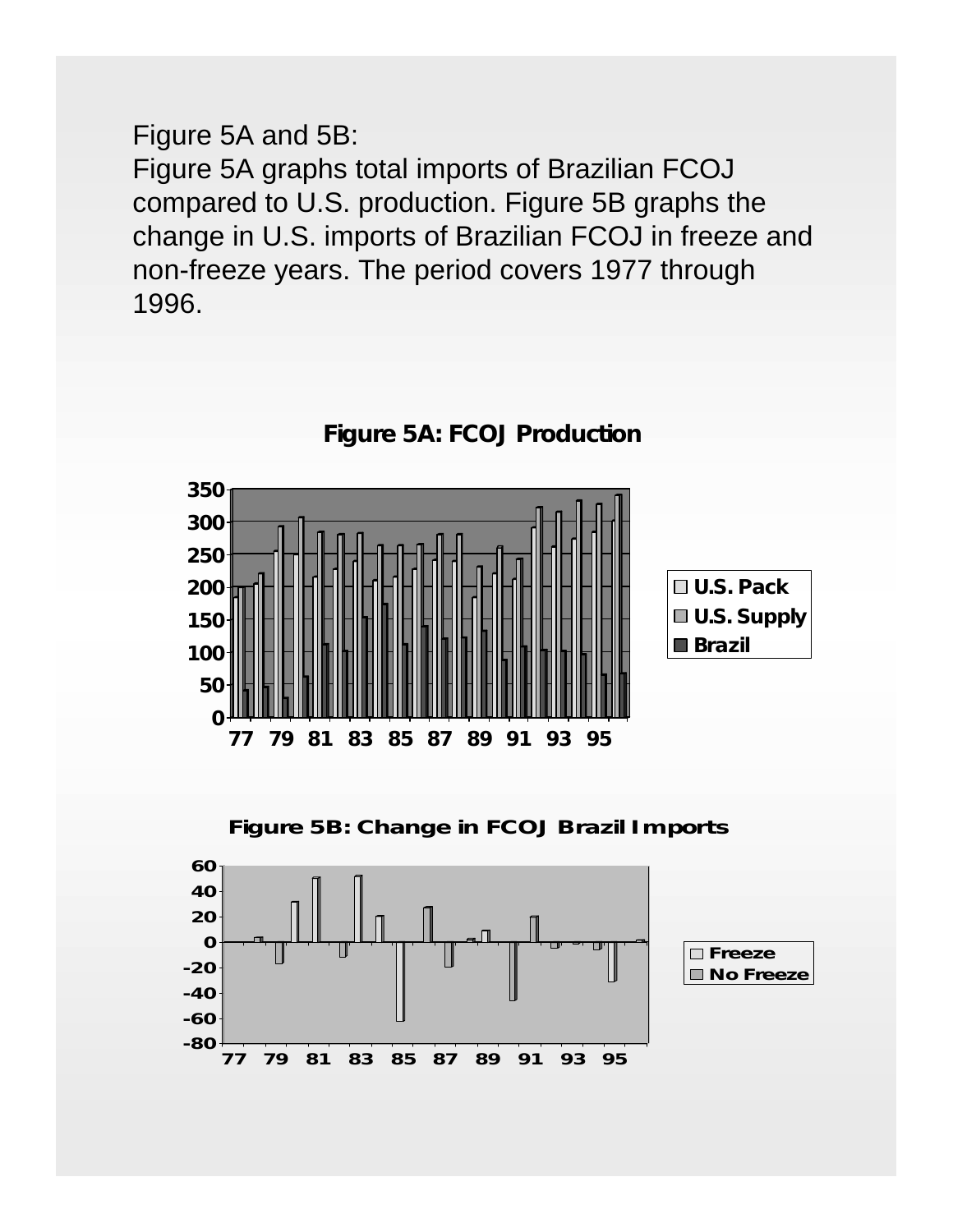Figure 5A and 5B:
Figure 5A graphs total imports of Brazilian FCOJ compared to U.S. production. Figure 5B graphs the change in U.S. imports of Brazilian FCOJ in freeze and non-freeze years. The period covers 1977 through 1996.

**Figure 5A: FCOJ Production**

350
300
250
200
150
100
50
0

77 79 81 83 85 87 89 91 93 95

U.S. Pack
U.S. Supply
Brazil

**Figure 5B: Change in FCOJ Brazil Imports**

60
40
20
0
-20
-40
-60
-80

77 79 81 83 85 87 89 91 93 95

Freeze
No Freeze